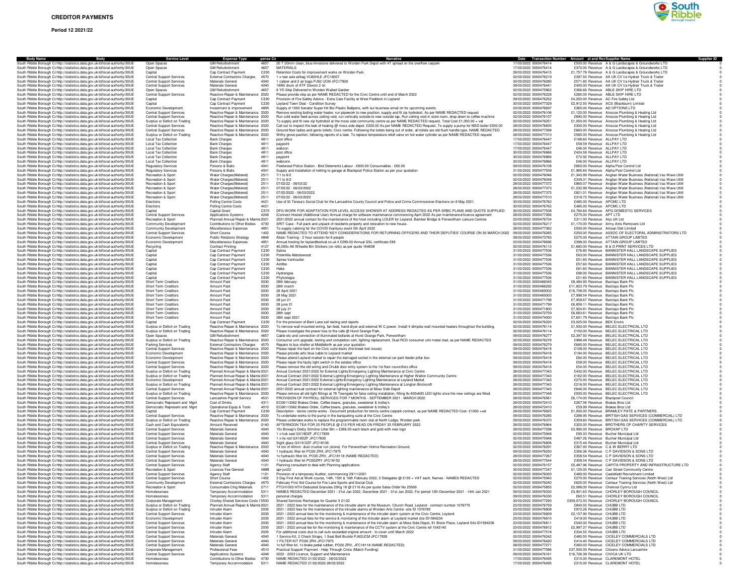# CREDITOR PAYMENTS

**Period 12 2021/22**

| Body Name | Body | Service Level | Expense Type | pense Co | Narrative | Date | Transaction Number | Amount | al and Rev | Supplier Name | Supplier ID |
|---|---|---|---|---|---|---|---|---|---|---|---|
| South Ribble Borough Co | http://statistics.data.gov.uk/id/local-authority/30UE | Open Spaces | GM Refurbishment | 4657 | 20 T 20mm clean, blue limestone delivered to Worden Park Depot with 4T spread on the overflow carpark | 17/03/2022 | 0000476414 | £500.00 | Revenue | A & G Landscapes & Groundworks LTD | 0 |
| South Ribble Borough Co | http://statistics.data.gov.uk/id/local-authority/30UE | Open Spaces | GM Refurbishment | 4657 | MATERIALS | 17/03/2022 | 0000476414 | £370.00 | Revenue | A & G Landscapes & Groundworks LTD | 0 |
| South Ribble Borough Co | http://statistics.data.gov.uk/id/local-authority/30UE | Capital | Cap Contract Payment | C230 | Retention Costs for improvement works on Worden Park. | 28/03/2022 | 0000476415 | £1,757.78 | Revenue | A & G Landscapes & Groundworks LTD | 0 |
| South Ribble Borough Co | http://statistics.data.gov.uk/id/local-authority/30UE | Central Support Services | External Contractors Charges | 4570 | 1 x rear axle airbag VU60HLE JFC18007 | 02/03/2022 | 0000476219 | £397.50 | Revenue | AA UK CV t/a Hydrair Truck & Trailer | 0 |
| South Ribble Borough Co | http://statistics.data.gov.uk/id/local-authority/30UE | Central Support Services | Materials General | 4040 | 1 caliper and 2 air bags PJ62 UCM JFC17928 | 30/03/2022 | 0000476280 | £571.85 | Revenue | AA UK CV t/a Hydrair Truck & Trailer | 0 |
| South Ribble Borough Co | http://statistics.data.gov.uk/id/local-authority/30UE | Central Support Services | Materials General | 4040 | 199ltr drum of ATF Dexron 2 oil | 09/03/2022 | 0000476441 | £400.00 | Revenue | AA UK CV t/a Hydrair Truck & Trailer | 0 |
| South Ribble Borough Co | http://statistics.data.gov.uk/id/local-authority/30UE | Open Spaces | GM Refurbishment | 4657 | 8 YD Skip Delivered to Worden Walled Garden | 02/03/2022 | 0000475862 | £366.66 | Revenue | ABLE SKIP HIRE LTD | 0 |
| South Ribble Borough Co | http://statistics.data.gov.uk/id/local-authority/30UE | Central Support Services | Reactive Repair & Maintenance | 2020 | Please provide skip as per NAME REDACTED for the Civic Centre until end of March 2022 | 02/03/2022 | 0000476228 | £285.00 | Revenue | ABLE SKIP HIRE LTD | 0 |
| South Ribble Borough Co | http://statistics.data.gov.uk/id/local-authority/30UE | Capital | Cap Contract Payment | C230 | Provision of Fire Safety Advice - Extra Care Facility at West Paddock in Leyland | 09/03/2022 | 0000476252 | £4,250.00 | Revenue | AC Fire Safety Ltd | 0 |
| South Ribble Borough Co | http://statistics.data.gov.uk/id/local-authority/30UE | Capital | Cap Contract Payment | C230 | Leyland Town Deal - Condition Survey | 30/03/2022 | 0000477329 | £2,912.50 | Revenue | ACS (Blackburn) Limited | 0 |
| South Ribble Borough Co | http://statistics.data.gov.uk/id/local-authority/30UE | Economic Development | Investment & Improvement | 485K | Supply of 1000 Senator Super Hit Bio Plastic Ballpens, with our business email on for upcoming events. | 23/03/2022 | 0000476697 | £365.00 | Revenue | AD OPTIONS LTD | 0 |
| South Ribble Borough Co | http://statistics.data.gov.uk/id/local-authority/30UE | Central Support Services | Reactive Repair & Maintenance | 2020 | Remove existing boiling water heater, run pipework to new position, supply and fit zip hydroboil, As per NAME REDACTED request | 02/03/2022 | 0000476106 | £1,120.00 | Revenue | Ainscoe Plumbing & Heating Ltd | 0 |
| South Ribble Borough Co | http://statistics.data.gov.uk/id/local-authority/30UE | Central Support Services | Reactive Repair & Maintenance | 2020 | Run cold water feed across ceiling void, run vertically outside to new outside tap, Run ceiling void in store room, drop down to coffee machine | 02/03/2022 | 0000476107 | £690.00 | Revenue | Ainscoe Plumbing & Heating Ltd | 0 |
| South Ribble Borough Co | http://statistics.data.gov.uk/id/local-authority/30UE | Surplus or Deficit on Trading | Reactive Repair & Maintenance | 2020 | To supply and fit new zip hydroboil at the moss side community centre as per NAME REDACTED request, Total Cost £1,050.00 + vat | 02/03/2022 | 0000476251 | £1,050.00 | Revenue | Ainscoe Plumbing & Heating Ltd | 0 |
| South Ribble Borough Co | http://statistics.data.gov.uk/id/local-authority/30UE | Central Support Services | Reactive Repair & Maintenance | 2020 | Call out to inspect the leak of heating @ moss side depot. £200.00 As per NAME REDACTED Request, To supply a pump for MSD boiler £500.00 | 28/03/2022 | 0000476835 | £300.00 | Revenue | Ainscoe Plumbing & Heating Ltd | 0 |
| South Ribble Borough Co | http://statistics.data.gov.uk/id/local-authority/30UE | Central Support Services | Reactive Repair & Maintenance | 2020 | Ground floor ladies and gents toilets: Civic centre. Following the toilets being out of order, all toilets are old flush handle type. NAME REDACTED | 28/03/2022 | 0000477288 | £660.00 | Revenue | Ainscoe Plumbing & Heating Ltd | 0 |
| South Ribble Borough Co | http://statistics.data.gov.uk/id/local-authority/30UE | Surplus or Deficit on Trading | Reactive Repair & Maintenance | 2020 | Withy grove pavilion, following reports of a leak. To replace temperature relief valve on hot water cylinder as per NAME REDACTED request | 28/03/2022 | 0000477313 | £585.00 | Revenue | Ainscoe Plumbing & Heating Ltd | 0 |
| South Ribble Borough Co | http://statistics.data.gov.uk/id/local-authority/30UE | Local Tax Collection | Bank Charges | 4811 | post office | 17/03/2022 | 0000476447 | £188.60 | Revenue | ALLPAY LTD | 0 |
| South Ribble Borough Co | http://statistics.data.gov.uk/id/local-authority/30UE | Local Tax Collection | Bank Charges | 4811 | paypoint | 17/03/2022 | 0000476447 | £58.59 | Revenue | ALLPAY LTD | 0 |
| South Ribble Borough Co | http://statistics.data.gov.uk/id/local-authority/30UE | Local Tax Collection | Bank Charges | 4811 | webcon | 17/03/2022 | 0000476447 | £46.00 | Revenue | ALLPAY LTD | 0 |
| South Ribble Borough Co | http://statistics.data.gov.uk/id/local-authority/30UE | Local Tax Collection | Bank Charges | 4811 | post office | 30/03/2022 | 0000476866 | £424.58 | Revenue | ALLPAY LTD | 0 |
| South Ribble Borough Co | http://statistics.data.gov.uk/id/local-authority/30UE | Local Tax Collection | Bank Charges | 4811 | paypoint | 30/03/2022 | 0000476866 | £72.92 | Revenue | ALLPAY LTD | 0 |
| South Ribble Borough Co | http://statistics.data.gov.uk/id/local-authority/30UE | Local Tax Collection | Bank Charges | 4811 | webconn | 30/03/2022 | 0000476866 | £46.00 | Revenue | ALLPAY LTD | 0 |
| South Ribble Borough Co | http://statistics.data.gov.uk/id/local-authority/30UE | Regulatory Services | Poisons & Baits | 4041 | Fleetwood Police Station - Bird Deterrents Labour - £600.00 Consumables - £60.00 | 09/03/2022 | 0000476108 | £660.00 | Revenue | Alpha Pest Control Ltd | 0 |
| South Ribble Borough Co | http://statistics.data.gov.uk/id/local-authority/30UE | Regulatory Services | Poisons & Baits | 4041 | Supply and installation of netting to garage at Blackpool Police Station as per your quotation | 31/03/2022 | 0000477539 | £1,985.64 | Revenue | Alpha Pest Control Ltd | 0 |
| South Ribble Borough Co | http://statistics.data.gov.uk/id/local-authority/30UE | Recreation & Sport | Water Charges(Metered) | 2511 | 7/1 to 6/2 | 02/03/2022 | 0000476046 | £1,343.99 | Revenue | Anglian Water Business (National) t/as Wave Utilit | 0 |
| South Ribble Borough Co | http://statistics.data.gov.uk/id/local-authority/30UE | Recreation & Sport | Water Charges(Metered) | 2511 | 7/1 to 6/2 | 02/03/2022 | 0000476048 | £339.31 | Revenue | Anglian Water Business (National) t/as Wave Utilit | 0 |
| South Ribble Borough Co | http://statistics.data.gov.uk/id/local-authority/30UE | Recreation & Sport | Water Charges(Metered) | 2511 | 07/02/22 - 06/03/22 | 28/03/2022 | 0000477372 | £865.07 | Revenue | Anglian Water Business (National) t/as Wave Utilit | 0 |
| South Ribble Borough Co | http://statistics.data.gov.uk/id/local-authority/30UE | Recreation & Sport | Water Charges(Metered) | 2511 | 07/02/22 - 06/03/2022 | 28/03/2022 | 0000477373 | £1,232.99 | Revenue | Anglian Water Business (National) t/as Wave Utilit | 0 |
| South Ribble Borough Co | http://statistics.data.gov.uk/id/local-authority/30UE | Recreation & Sport | Water Charges(Metered) | 2511 | 07/02/2022 - 06/03/2022 | 28/03/2022 | 0000477375 | £821.01 | Revenue | Anglian Water Business (National) t/as Wave Utilit | 0 |
| South Ribble Borough Co | http://statistics.data.gov.uk/id/local-authority/30UE | Recreation & Sport | Water Charges(Metered) | 2511 | 07/02/22 - 06/03/2022 | 28/03/2022 | 0000477510 | £318.72 | Revenue | Anglian Water Business (National) t/as Wave Utilit | 0 |
| South Ribble Borough Co | http://statistics.data.gov.uk/id/local-authority/30UE | Elections | Polling Centre Costs | 4421 | Use of St Teresa's Social Club for the Lancashire County Council and Police and Crime Commissioner Elections on 6 May 2021. | 30/03/2022 | 0000476762 | £485.00 | Revenue | APCMC LTD | 0 |
| South Ribble Borough Co | http://statistics.data.gov.uk/id/local-authority/30UE | Elections | Polling Centre Costs | 4421 | | 30/03/2022 | 0000476762 | £485.00 | Revenue | APCMC LTD | 0 |
| South Ribble Borough Co | http://statistics.data.gov.uk/id/local-authority/30UE | Capital | Capital Grant | C570 | DFG WORK FOR ADAPTATION FOR LEVEL ACCESS SHOWER AT ADDRESS REDACTED AS PER SRBC PLANS AND QUOTE SUPPLIED | 30/03/2022 | 0000477538 | £4,784.64 | Revenue | APG DOMESTIC SERVICES | 0 |
| South Ribble Borough Co | http://statistics.data.gov.uk/id/local-authority/30UE | Central Support Services | Applications Systems | 4248 | iConnect Hosted (Additional User) Annual charge for software maintenance commencing April 2022 As per maintenance/licence agreement | 28/03/2022 | 0000477266 | £275.00 | Revenue | APT LTD | 0 |
| South Ribble Borough Co | http://statistics.data.gov.uk/id/local-authority/30UE | Recreation & Sport | Planned Annual Repair & Mainte | 2021 | 2021/2022 annual contract for the maintenance of the hoist including LOLER for Leyland, Bamber Bridge & Penwortham Leisure Centres | 23/03/2022 | 0000476734 | £311.00 | Revenue | Arjo UK Ltd | 0 |
| South Ribble Borough Co | http://statistics.data.gov.uk/id/local-authority/30UE | Community Development | Contributions to Other Bodies | 4730 | SRIT Case - Full pack and unpack of residents property and relocation to new house. | 02/03/2022 | 0000476217 | £1,170.00 | Revenue | Army Ants Removers Ltd | 0 |
| South Ribble Borough Co | http://statistics.data.gov.uk/id/local-authority/30UE | Community Development | Miscellaneous Expenses | 4851 | To supply catering for the COVID thankyou event 5th April 2022 | 28/03/2022 | 0000477362 | £500.00 | Revenue | Artisan Deli Limited | 0 |
| South Ribble Borough Co | http://statistics.data.gov.uk/id/local-authority/30UE | Central Support Services | Short Course | 1402 | NAME REDACTED TO ATTEND 'KEY CONSIDERATIONS FOR RETURNING OFFICERS AND THEIR DEPUTIES' COURSE ON 30 MARCH 2022 | 09/03/2022 | 0000476265 | £250.00 | Revenue | ASSOC OF ELECTORAL ADMINISTRATORS LTD | 0 |
| South Ribble Borough Co | http://statistics.data.gov.uk/id/local-authority/30UE | Economic Development | Public Relations Strategy | 4848 | Attain Training - 2 hour session for 6 people | 09/03/2022 | 0000473783 | £275.00 | Revenue | ATTAIN GROUP LIMITED | 0 |
| South Ribble Borough Co | http://statistics.data.gov.uk/id/local-authority/30UE | Economic Development | Miscellaneous Expenses | 4851 | Annual hosting for leylandfestival.co.uk it £299.00 Annual SSL certificate £99 | 23/03/2022 | 0000476696 | £398.00 | Revenue | ATTAIN GROUP LIMITED | 0 |
| South Ribble Borough Co | http://statistics.data.gov.uk/id/local-authority/30UE | Recycling | Contract Printing | 4127 | 40,000x A6 Wheelie Bin Stickers (on rolls) as per quote 164838 | 02/03/2022 | 0000476113 | £1,680.00 | Revenue | B & D PRINT SERVICES LTD | 0 |
| South Ribble Borough Co | http://statistics.data.gov.uk/id/local-authority/30UE | Capital | Cap Contract Payment | C230 | Salvia | 31/03/2022 | 0000477536 | £76.80 | Revenue | BANNISTER HALL LANDSCAPE SUPPLIES | 0 |
| South Ribble Borough Co | http://statistics.data.gov.uk/id/local-authority/30UE | Capital | Cap Contract Payment | C230 | Potentilla Abbotswood | 31/03/2022 | 0000477536 | £63.00 | Revenue | BANNISTER HALL LANDSCAPE SUPPLIES | 0 |
| South Ribble Borough Co | http://statistics.data.gov.uk/id/local-authority/30UE | Capital | Cap Contract Payment | C230 | Spirea Vanhouttei | 31/03/2022 | 0000477536 | £51.60 | Revenue | BANNISTER HALL LANDSCAPE SUPPLIES | 0 |
| South Ribble Borough Co | http://statistics.data.gov.uk/id/local-authority/30UE | Capital | Cap Contract Payment | C230 | Astilbe | 31/03/2022 | 0000477536 | £57.60 | Revenue | BANNISTER HALL LANDSCAPE SUPPLIES | 0 |
| South Ribble Borough Co | http://statistics.data.gov.uk/id/local-authority/30UE | Capital | Cap Contract Payment | C230 | Hebe | 31/03/2022 | 0000477536 | £81.60 | Revenue | BANNISTER HALL LANDSCAPE SUPPLIES | 0 |
| South Ribble Borough Co | http://statistics.data.gov.uk/id/local-authority/30UE | Capital | Cap Contract Payment | C230 | Hydrangea | 31/03/2022 | 0000477536 | £88.00 | Revenue | BANNISTER HALL LANDSCAPE SUPPLIES | 0 |
| South Ribble Borough Co | http://statistics.data.gov.uk/id/local-authority/30UE | Capital | Cap Contract Payment | C230 | Phytostegia | 31/03/2022 | 0000477536 | £21.60 | Revenue | BANNISTER HALL LANDSCAPE SUPPLIES | 0 |
| South Ribble Borough Co | http://statistics.data.gov.uk/id/local-authority/30UE | Short Term Creditors | Amount Paid | 0030 | 28th february | 31/03/2022 | 0000466045 | £8,484.93 | Revenue | Barclays Bank Plc | 0 |
| South Ribble Borough Co | http://statistics.data.gov.uk/id/local-authority/30UE | Short Term Creditors | Amount Paid | 0030 | 28th march | 31/03/2022 | 0000466292 | £11,823.79 | Revenue | Barclays Bank Plc | 0 |
| South Ribble Borough Co | http://statistics.data.gov.uk/id/local-authority/30UE | Short Term Creditors | Amount Paid | 0030 | 28 April 2021 | 31/03/2022 | 0000469302 | £16,738.05 | Revenue | Barclays Bank Plc | 0 |
| South Ribble Borough Co | http://statistics.data.gov.uk/id/local-authority/30UE | Short Term Creditors | Amount Paid | 0030 | 28 May 2021 | 31/03/2022 | 0000469303 | £7,998.54 | Revenue | Barclays Bank Plc | 0 |
| South Ribble Borough Co | http://statistics.data.gov.uk/id/local-authority/30UE | Short Term Creditors | Amount Paid | 0030 | 28 jun 21 | 31/03/2022 | 0000471798 | £7,958.67 | Revenue | Barclays Bank Plc | 0 |
| South Ribble Borough Co | http://statistics.data.gov.uk/id/local-authority/30UE | Short Term Creditors | Amount Paid | 0030 | 28 june 21 | 31/03/2022 | 0000471799 | £6,858.11 | Revenue | Barclays Bank Plc | 0 |
| South Ribble Borough Co | http://statistics.data.gov.uk/id/local-authority/30UE | Short Term Creditors | Amount Paid | 0030 | 28 july 21 | 31/03/2022 | 0000471800 | £7,924.81 | Revenue | Barclays Bank Plc | 0 |
| South Ribble Borough Co | http://statistics.data.gov.uk/id/local-authority/30UE | Short Term Creditors | Amount Paid | 0030 | 28th sept | 31/03/2022 | 0000472759 | £6,683.61 | Revenue | Barclays Bank Plc | 0 |
| South Ribble Borough Co | http://statistics.data.gov.uk/id/local-authority/30UE | Short Term Creditors | Amount Paid | 0030 | 28th sept 2021 | 31/03/2022 | 0000474000 | £7,601.79 | Revenue | Barclays Bank Plc | 0 |
| South Ribble Borough Co | http://statistics.data.gov.uk/id/local-authority/30UE | Capital | Cap Contract Payment | C230 | For the provision of Bent Lane soil testing and reports | 02/03/2022 | 0000476220 | £3,025.00 | Revenue | BEK Enviro | 0 |
| South Ribble Borough Co | http://statistics.data.gov.uk/id/local-authority/30UE | Surplus or Deficit on Trading | Reactive Repair & Maintenance | 2020 | To remove wall mounted wiring, fan feed, hand dryer and external W.C power. Install 4 dimplex wall mounted heaters throughout the building. | 02/03/2022 | 0000476114 | £1,500.00 | Revenue | BELEC ELECTRICAL LTD | 0 |
| South Ribble Borough Co | http://statistics.data.gov.uk/id/local-authority/30UE | Surplus or Deficit on Trading | Reactive Repair & Maintenance | 2020 | Please investigate the power loss to the cafe @ Hurst Grange Park. | 02/03/2022 | 0000476114 | £150.00 | Revenue | BELEC ELECTRICAL LTD | 0 |
| South Ribble Borough Co | http://statistics.data.gov.uk/id/local-authority/30UE | Open Spaces | GM Refurbishment | 4657 | Cable etc and connection of illuminated bollards at Hurst Grange Park, Penwortham | 09/03/2022 | 0000476277 | £2,397.50 | Revenue | BELEC ELECTRICAL LTD | 0 |
| South Ribble Borough Co | http://statistics.data.gov.uk/id/local-authority/30UE | Surplus or Deficit on Trading | Reactive Repair & Maintenance | 2020 | Consumer unit upgrade, testing and completion cert, lighting replacement, Dual RCD consumer unit metal clad, as per NAME REDACTED | 02/03/2022 | 0000476278 | £988.49 | Revenue | BELEC ELECTRICAL LTD | 0 |
| South Ribble Borough Co | http://statistics.data.gov.uk/id/local-authority/30UE | Parking Services | External Contractors Charges | 4570 | Repairs to bus shelter at Middleforth as per your quotation | 09/03/2022 | 0000476279 | £685.00 | Revenue | BELEC ELECTRICAL LTD | 0 |
| South Ribble Borough Co | http://statistics.data.gov.uk/id/local-authority/30UE | Central Support Services | Reactive Repair & Maintenance | 2020 | Please repair the fault on the Civic suite doors (fire break test issues) | 09/03/2022 | 0000476418 | £108.00 | Revenue | BELEC ELECTRICAL LTD | 0 |
| South Ribble Borough Co | http://statistics.data.gov.uk/id/local-authority/30UE | Economic Development | Reactive Repair & Maintenance | 2020 | Please provide artic blue cable to Leyland market | 09/03/2022 | 0000476418 | £194.00 | Revenue | BELEC ELECTRICAL LTD | 0 |
| South Ribble Borough Co | http://statistics.data.gov.uk/id/local-authority/30UE | Economic Development | Reactive Repair & Maintenance | 2020 | Please attend Leyland market to repair the damaged socket in the external car park feeder pillar box | 09/03/2022 | 0000476418 | £84.00 | Revenue | BELEC ELECTRICAL LTD | 0 |
| South Ribble Borough Co | http://statistics.data.gov.uk/id/local-authority/30UE | Central Support Services | Reactive Repair & Maintenance | 2020 | Please repair the faulty light switch in the estates office | 09/03/2022 | 0000476418 | £58.00 | Revenue | BELEC ELECTRICAL LTD | 0 |
| South Ribble Borough Co | http://statistics.data.gov.uk/id/local-authority/30UE | Central Support Services | Reactive Repair & Maintenance | 2020 | Please remove the old wiring and Chubb door entry system to the 1st floor councillors office | 09/03/2022 | 0000476418 | £54.00 | Revenue | BELEC ELECTRICAL LTD | 0 |
| South Ribble Borough Co | http://statistics.data.gov.uk/id/local-authority/30UE | Surplus or Deficit on Trading | Planned Annual Repair & Mainte | 2021 | Annual Contract 2021/2022 for External Lights/Emergency Lighting Maintenance at Civic Centre | 28/03/2022 | 0000477343 | £432.00 | Revenue | BELEC ELECTRICAL LTD | 0 |
| South Ribble Borough Co | http://statistics.data.gov.uk/id/local-authority/30UE | Surplus or Deficit on Trading | Planned Annual Repair & Mainte | 2021 | Annual Contract 2021/2022 External Lighting/Emergency Lighting Maintenance at Higher Walton Community Centre | 28/03/2022 | 0000477343 | £162.00 | Revenue | BELEC ELECTRICAL LTD | 0 |
| South Ribble Borough Co | http://statistics.data.gov.uk/id/local-authority/30UE | Economic Development | Planned Annual Repair & Mainte | 2021 | Annual Contract 2021/2022 External Lights/Emergency Lighting Maintenance at Leyland Market | 28/03/2022 | 0000477343 | £270.00 | Revenue | BELEC ELECTRICAL LTD | 0 |
| South Ribble Borough Co | http://statistics.data.gov.uk/id/local-authority/30UE | Surplus or Deficit on Trading | Planned Annual Repair & Mainte | 2021 | Annual Contract 2021/2022 External Lighting/Emergency Lighting Maintenance at Longton Brickcroft | 28/03/2022 | 0000477343 | £216.00 | Revenue | BELEC ELECTRICAL LTD | 0 |
| South Ribble Borough Co | http://statistics.data.gov.uk/id/local-authority/30UE | Central Support Services | Planned Annual Repair & Mainte | 2021 | 2021/2022 annual contract for external lighting maintenance at Moss Side Depot | 28/03/2022 | 0000477343 | £646.00 | Revenue | BELEC ELECTRICAL LTD | 0 |
| South Ribble Borough Co | http://statistics.data.gov.uk/id/local-authority/30UE | Surplus or Deficit on Trading | Reactive Repair & Maintenance | 2020 | Please remove all old light fittings at 78 Towngate for false ceiling installation, fitting 8x 600x600 LED lights once the new ceilings are fitted. | 28/03/2022 | 0000477348 | £500.00 | Revenue | BELEC ELECTRICAL LTD | 0 |
| South Ribble Borough Co | http://statistics.data.gov.uk/id/local-authority/30UE | Central Support Services | Lancashire Payroll Service | 4531 | PROVISION OF PAYROLL SERVICES FOR 7 MONTHS - SEPTEMBER 2021 - MARCH 2022. | 28/03/2022 | 0000476561 | £6,174.00 | Revenue | Blackpool Council | 0 |
| South Ribble Borough Co | http://statistics.data.gov.uk/id/local-authority/30UE | Democratic Represent and Mgnt | Cost of Drinks | 4311 | EC06113362 Brakes Order, Coffee beans, granules, sweetener & trolley's | 28/03/2022 | 0000472410 | £267.56 | Revenue | Brakes Broz Ltd | 0 |
| South Ribble Borough Co | http://statistics.data.gov.uk/id/local-authority/30UE | Democratic Represent and Mgnt | Operational Equip & Tools | 4010 | EC06113362 Brakes Order, Coffee beans, granules, sweetener & trolley's | 28/03/2022 | 0000472410 | £59.99 | Revenue | Brakes Broz Ltd | 0 |
| South Ribble Borough Co | http://statistics.data.gov.uk/id/local-authority/30UE | Capital | Cap Contract Payment | C230 | Description - tennis centre works - Document production for tennis centre carpark contract, as per NAME REDACTED Cost- £1000 +vat | 28/03/2022 | 0000476825 | £1,000.00 | Revenue | BRAMLEY-PATE & PARTNERS | 0 |
| South Ribble Borough Co | http://statistics.data.gov.uk/id/local-authority/30UE | Central Support Services | Reactive Repair & Maintenance | 2020 | To undertake works to the pump in the banqueting suite at the Civic Centre | 09/03/2022 | 0000476285 | £288.95 | Revenue | BRITISH GAS SERVICES (COMMERCIAL) LTD | 0 |
| South Ribble Borough Co | http://statistics.data.gov.uk/id/local-authority/30UE | Surplus or Deficit on Trading | Reactive Repair & Maintenance | 2020 | Please undertake works to replace the programmable room stat at North Lodge, Worden park | 09/03/2022 | 0000476370 | £359.60 | Revenue | BRITISH GAS SERVICES (COMMERCIAL) LTD | 0 |
| South Ribble Borough Co | http://statistics.data.gov.uk/id/local-authority/30UE | Cash and Cash Equivalents | Amount Received | 0140 | AFTERNOON TEA FOR 25 PEOPLE @ £13 PER HEAD ON FRIDAY 25 FEBRUARY 2022 | 28/03/2022 | 0000476864 | £325.00 | Revenue | BROTHERS OF CHARITY SERVICES | 0 |
| South Ribble Borough Co | http://statistics.data.gov.uk/id/local-authority/30UE | Central Support Services | Materials General | 4040 | 15x Broxap's Derby Slimline Litter Bin = £266.00 each black and gold with new logo | 28/03/2022 | 0000477298 | £3,990.00 | Revenue | BROXAP LTD | 0 |
| South Ribble Borough Co | http://statistics.data.gov.uk/id/local-authority/30UE | Central Support Services | Materials General | 4040 | 1 x hub seal GX19DZF JFC17839 | 02/03/2022 | 0000475948 | £90.33 | Revenue | Bucher Municipal Ltd | 0 |
| South Ribble Borough Co | http://statistics.data.gov.uk/id/local-authority/30UE | Central Support Services | Materials General | 4040 | 1 x tie rod GX19DZF JFC17839 | 02/03/2022 | 0000475948 | £487.26 | Revenue | Bucher Municipal Ltd | 0 |
| South Ribble Borough Co | http://statistics.data.gov.uk/id/local-authority/30UE | Central Support Services | Materials General | 4040 | Sight glass GX19 DZF JFC18106 | 30/03/2022 | 0000476806 | £315.44 | Revenue | Bucher Municipal Ltd | 0 |
| South Ribble Borough Co | http://statistics.data.gov.uk/id/local-authority/30UE | Surplus or Deficit on Trading | Reactive Repair & Maintenance | 2020 | 14 ton of 40mm- dust crusher run (stone). For Penwortham Holme Recreation Ground. | 02/03/2022 | 0000476291 | £367.93 | Revenue | C & W BERRY LTD | 0 |
| South Ribble Borough Co | http://statistics.data.gov.uk/id/local-authority/30UE | Central Support Services | Materials General | 4040 | 1 hydraulic filter kit PO20 ZRX JFC17975 | 09/03/2022 | 0000476250 | £356.36 | Revenue | C P DAVIDSON & SONS LTD | 0 |
| South Ribble Borough Co | http://statistics.data.gov.uk/id/local-authority/30UE | Central Support Services | Materials General | 4040 | 1x hydraulic filter kit, PO20 ZRV, JFC18118 (NAME REDACTED) | 28/03/2022 | 0000477267 | £358.54 | Revenue | C P DAVIDSON & SONS LTD | 0 |
| South Ribble Borough Co | http://statistics.data.gov.uk/id/local-authority/30UE | Central Support Services | Materials General | 4040 | 1 hydraulic filter kit PO20ZRY JFC18152 | 28/03/2022 | 0000477544 | £358.54 | Revenue | C P DAVIDSON & SONS LTD | 0 |
| South Ribble Borough Co | http://statistics.data.gov.uk/id/local-authority/30UE | Central Support Services | Agency Staff | 1121 | Planning consultant to deal with Planning applications | 02/03/2022 | 0000476157 | £5,487.96 | Revenue | CAPITA PROPERTY AND INFRASTRUCTURE LTD | 0 |
| South Ribble Borough Co | http://statistics.data.gov.uk/id/local-authority/30UE | Recreation & Sport | Licences Fee General | 488B | apr-jun22 | 30/03/2022 | 0000477247 | £1,125.00 | Revenue | Carr Street Community Centre | 0 |
| South Ribble Borough Co | http://statistics.data.gov.uk/id/local-authority/30UE | Central Support Services | Agency Staff | 1121 | Provision of a temporary Auditor, commencing 29/11/2021 | 02/03/2022 | 0000476020 | £480.00 | Revenue | Castlefield Recruitment Limited | 0 |
| South Ribble Borough Co | http://statistics.data.gov.uk/id/local-authority/30UE | Central Support Services | Short Course | 1402 | 3 Day First Aid at Work course, 14th, 15th & 16th February 2022, 2 Delegates @ £135 + VAT each, Names - NAMES REDACTED | 02/03/2022 | 0000475943 | £270.00 | Revenue | Centaur Training Services (North West) Ltd | 0 |
| South Ribble Borough Co | http://statistics.data.gov.uk/id/local-authority/30UE | Community Development | External Contractors Charges | 4570 | February First Aid Course for Fox Lane Sports and Social Club | 02/03/2022 | 0000476240 | £625.00 | Revenue | Centaur Training Services (North West) Ltd | 0 |
| South Ribble Borough Co | http://statistics.data.gov.uk/id/local-authority/30UE | Recreation & Sport | Consumable Clng Materials | 2711 | PTCH1003 HTH Dedusted Granules 25Kg 18 @ £116 As per quote Sales Order No 25569 | 02/03/2022 | 0000475855 | £2,088.00 | Revenue | Chemsol Cymru Ltd | 0 |
| South Ribble Borough Co | http://statistics.data.gov.uk/id/local-authority/30UE | Homelessness | Temporary Accommodation | 5311 | NAMES REDACTED December 2021 - 31st Jan 2022, December 2021 - 31st Jan 2022, For period 13th December 2021 - 14th Jan 2021 | 09/03/2022 | 0000476330 | £3,901.63 | Revenue | CHORLEY BOROUGH COUNCIL | 0 |
| South Ribble Borough Co | http://statistics.data.gov.uk/id/local-authority/30UE | Homelessness | Temporary Accommodation | 5311 | personal charges | 09/03/2022 | 0000476330 | £60.51 | Revenue | CHORLEY BOROUGH COUNCIL | 0 |
| South Ribble Borough Co | http://statistics.data.gov.uk/id/local-authority/30UE | Corporate Management | Chorley Shared Services Costs | 5500 | Shared Services Recharges for Quarter 3 21/22 | 30/03/2022 | 0000477293 | £359,072.50 | Revenue | CHORLEY BOROUGH COUNCIL | 0 |
| South Ribble Borough Co | http://statistics.data.gov.uk/id/local-authority/30UE | Surplus or Deficit on Trading | Planned Annual Repair & Mainte | 2021 | 2021 / 2022 fees for the maintenance of the intruder alarm at the Museum, Church Road, Leyland - contract number 1076775 | 23/03/2022 | 0000476759 | £840.02 | Revenue | CHUBB LTD | 0 |
| South Ribble Borough Co | http://statistics.data.gov.uk/id/local-authority/30UE | Surplus or Deficit on Trading | Intruder Alarm | 2035 | 2021 / 2022 fees for the maintenance of the intruder alarms at Worden Arts Centre -site ID 1076780 | 23/03/2022 | 0000476808 | £972.26 | Revenue | CHUBB LTD | 0 |
| South Ribble Borough Co | http://statistics.data.gov.uk/id/local-authority/30UE | Central Support Services | Intruder Alarm | 2035 | 2021 / 2022 annual fees for monitoring & maintenance of the intruder alarm system at the Civic Centre, Leyland | 23/03/2022 | 0000476809 | £2,157.90 | Revenue | CHUBB LTD | 0 |
| South Ribble Borough Co | http://statistics.data.gov.uk/id/local-authority/30UE | Economic Development | Intruder Alarm | 2035 | 2021 / 2022 annual fees for the service & monitoring of the Intruder alarm at Leyland market site ID1584234 | 23/03/2022 | 0000476810 | £419.00 | Revenue | CHUBB LTD | 0 |
| South Ribble Borough Co | http://statistics.data.gov.uk/id/local-authority/30UE | Central Support Services | Intruder Alarm | 2035 | 2021 / 2022 annual fees for the monitoring & maintenance of the intruder alarm at Moss Side Depot, 81 Bison Place, Leyland Site ID1584236 | 23/03/2022 | 0000476811 | £540.00 | Revenue | CHUBB LTD | 0 |
| South Ribble Borough Co | http://statistics.data.gov.uk/id/local-authority/30UE | Central Support Services | Intruder Alarm | 2035 | 2021 / 2022 annual fee for the monitoring & maintenance of the CCTV system at the Civic Centre Site ID 1543140 | 23/03/2022 | 0000476812 | £2,997.37 | Revenue | CHUBB LTD | 0 |
| South Ribble Borough Co | http://statistics.data.gov.uk/id/local-authority/30UE | Central Support Services | Intruder Alarm | 2035 | For additional costs due to call outs exceeded original amount - to cover until March 2022 | 30/03/2022 | 0000477518 | £334.55 | Revenue | CHUBB LTD | 0 |
| South Ribble Borough Co | http://statistics.data.gov.uk/id/local-authority/30UE | Central Support Services | Materials General | 4040 | 1 Service Kit, 2 Check Straps, 1 Seat Belt Buckle PJ62UCM JFC17928 | 02/03/2022 | 0000476242 | £480.50 | Revenue | CICELEY COMMERCIALS LTD | 0 |
| South Ribble Borough Co | http://statistics.data.gov.uk/id/local-authority/30UE | Central Support Services | Materials General | 4040 | 1 FILTER KIT PO20 ZRX JFC17975 | 09/03/2022 | 0000476420 | £414.40 | Revenue | CICELEY COMMERCIALS LTD | 0 |
| South Ribble Borough Co | http://statistics.data.gov.uk/id/local-authority/30UE | Central Support Services | Materials General | 4040 | 1x full filter kit, 1x brake pedal rubber, PO20 ZRV, JFC18118 (NAME REDACTED) | 28/03/2022 | 0000477271 | £260.03 | Revenue | CICELEY COMMERCIALS LTD | 0 |
| South Ribble Borough Co | http://statistics.data.gov.uk/id/local-authority/30UE | Corporate Management | Professional Fees | 4510 | Practical Support Payment - Help Through Crisis (Match Funding) | 31/03/2022 | 0000477586 | £37,500.00 | Revenue | Citizens Advice Lancashire | 0 |
| South Ribble Borough Co | http://statistics.data.gov.uk/id/local-authority/30UE | Central Support Services | Applications Systems | 4248 | 2022 - 2023 Licence, Support and Maintenance | 09/03/2022 | 0000476161 | £16,726.38 | Revenue | CIVICA UK LTD | 0 |
| South Ribble Borough Co | http://statistics.data.gov.uk/id/local-authority/30UE | Homelessness | Contributions to Other Bodies | 4730 | NAME REDACTED 21/02/2022 - 28/02/2022 | 17/03/2022 | 0000476495 | £315.00 | Revenue | CLAREMONT HOTEL | 0 |
| South Ribble Borough Co | http://statistics.data.gov.uk/id/local-authority/30UE | Homelessness | Temporary Accommodation | 5311 | NAME REDACTED 21/02/2022-28/02/2022 | 17/03/2022 | 0000476495 | £315.00 | Revenue | CLAREMONT HOTEL | 0 |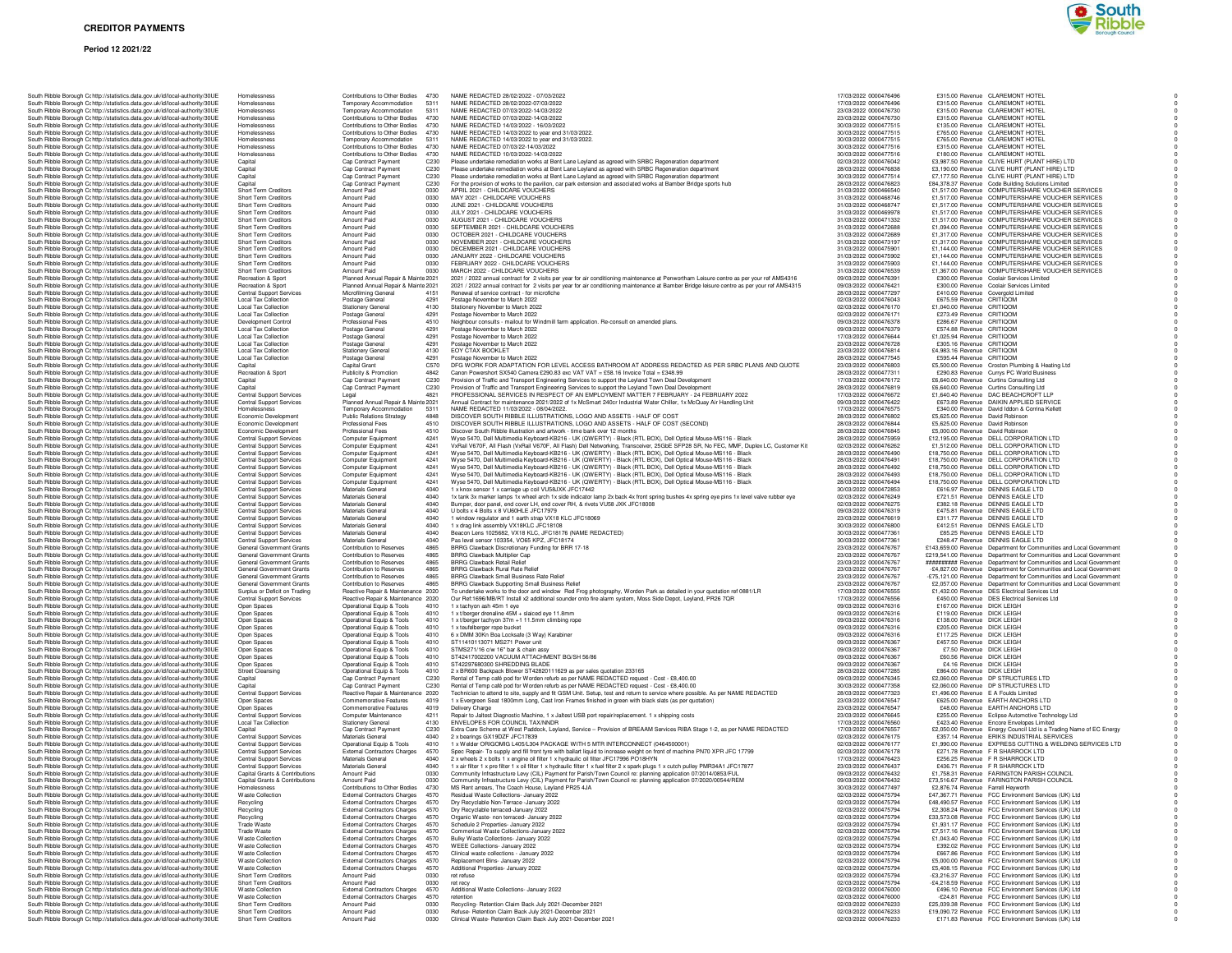# CREDITOR PAYMENTS

**Period 12 2021/22**

| | | | | | | | | | | | | |
|---|---|---|---|---|---|---|---|---|---|---|---|---|
| South Ribble Borough Council | http://statistics.data.gov.uk/id/local-authority/30UE | Homelessness | Contributions to Other Bodies | 4730 | NAME REDACTED 28/02/2022 - 07/03/2022 | 17/03/2022 | 0000476496 | £315.00 | Revenue | CLAREMONT HOTEL | | 0 |
| South Ribble Borough Council | http://statistics.data.gov.uk/id/local-authority/30UE | Homelessness | Temporary Accommodation | 5311 | NAME REDACTED 28/02/2022-07/03/2022 | 17/03/2022 | 0000476496 | £315.00 | Revenue | CLAREMONT HOTEL | | 0 |
| South Ribble Borough Council | http://statistics.data.gov.uk/id/local-authority/30UE | Homelessness | Temporary Accommodation | 5311 | NAME REDACTED 07/03/2022-14/03/2022 | 23/03/2022 | 0000476730 | £315.00 | Revenue | CLAREMONT HOTEL | | 0 |
| South Ribble Borough Council | http://statistics.data.gov.uk/id/local-authority/30UE | Homelessness | Contributions to Other Bodies | 4730 | NAME REDACTED 07/03/2022-14/03/2022 | 23/03/2022 | 0000476730 | £315.00 | Revenue | CLAREMONT HOTEL | | 0 |
| South Ribble Borough Council | http://statistics.data.gov.uk/id/local-authority/30UE | Homelessness | Contributions to Other Bodies | 4730 | NAME REDACTED 14/03/2022 - 16/03/2022 | 30/03/2022 | 0000477515 | £135.00 | Revenue | CLAREMONT HOTEL | | 0 |
| South Ribble Borough Council | http://statistics.data.gov.uk/id/local-authority/30UE | Homelessness | Contributions to Other Bodies | 4730 | NAME REDACTED 14/03/2022 to year end 31/03/2022. | 30/03/2022 | 0000477515 | £765.00 | Revenue | CLAREMONT HOTEL | | 0 |
| South Ribble Borough Council | http://statistics.data.gov.uk/id/local-authority/30UE | Homelessness | Temporary Accommodation | 5311 | NAME REDACTED 14/03/2022 to year end 31/03/2022. | 30/03/2022 | 0000477515 | £765.00 | Revenue | CLAREMONT HOTEL | | 0 |
| South Ribble Borough Council | http://statistics.data.gov.uk/id/local-authority/30UE | Homelessness | Contributions to Other Bodies | 4730 | NAME REDACTED 07/03/22-14/03/2022 | 30/03/2022 | 0000477516 | £315.00 | Revenue | CLAREMONT HOTEL | | 0 |
| South Ribble Borough Council | http://statistics.data.gov.uk/id/local-authority/30UE | Homelessness | Contributions to Other Bodies | 4730 | NAME REDACTED 10/03/2022-14/03/2022 | 30/03/2022 | 0000477516 | £180.00 | Revenue | CLAREMONT HOTEL | | 0 |
| South Ribble Borough Council | http://statistics.data.gov.uk/id/local-authority/30UE | Capital | Cap Contract Payment | C230 | Please undertake remediation works at Bent Lane Leyland as agreed with SRBC Regeneration department | 02/03/2022 | 0000476042 | £3,987.50 | Revenue | CLIVE HURT (PLANT HIRE) LTD | | 0 |
| South Ribble Borough Council | http://statistics.data.gov.uk/id/local-authority/30UE | Capital | Cap Contract Payment | C230 | Please undertake remediation works at Bent Lane Leyland as agreed with SRBC Regeneration department | 28/03/2022 | 0000476838 | £3,190.00 | Revenue | CLIVE HURT (PLANT HIRE) LTD | | 0 |
| South Ribble Borough Council | http://statistics.data.gov.uk/id/local-authority/30UE | Capital | Cap Contract Payment | C230 | Please undertake remediation works at Bent Lane Leyland as agreed with SRBC Regeneration department | 30/03/2022 | 0000477514 | £7,177.50 | Revenue | CLIVE HURT (PLANT HIRE) LTD | | 0 |
| South Ribble Borough Council | http://statistics.data.gov.uk/id/local-authority/30UE | Capital | Cap Contract Payment | C230 | For the provision of works to the pavilion, car park extension and associated works at Bamber Bridge sports hub | 28/03/2022 | 0000476823 | £84,378.37 | Revenue | Code Building Solutions Limited | | 0 |
| South Ribble Borough Council | http://statistics.data.gov.uk/id/local-authority/30UE | Short Term Creditors | Amount Paid | 0030 | APRIL 2021 - CHILDCARE VOUCHERS | 31/03/2022 | 0000466540 | £1,517.00 | Revenue | COMPUTERSHARE VOUCHER SERVICES | | 0 |
| South Ribble Borough Council | http://statistics.data.gov.uk/id/local-authority/30UE | Short Term Creditors | Amount Paid | 0030 | MAY 2021 - CHILDCARE VOUCHERS | 31/03/2022 | 0000468746 | £1,517.00 | Revenue | COMPUTERSHARE VOUCHER SERVICES | | 0 |
| South Ribble Borough Council | http://statistics.data.gov.uk/id/local-authority/30UE | Short Term Creditors | Amount Paid | 0030 | JUNE 2021 - CHILDCARE VOUCHERS | 31/03/2022 | 0000468747 | £1,517.00 | Revenue | COMPUTERSHARE VOUCHER SERVICES | | 0 |
| South Ribble Borough Council | http://statistics.data.gov.uk/id/local-authority/30UE | Short Term Creditors | Amount Paid | 0030 | JULY 2021 - CHILDCARE VOUCHERS | 31/03/2022 | 0000469978 | £1,517.00 | Revenue | COMPUTERSHARE VOUCHER SERVICES | | 0 |
| South Ribble Borough Council | http://statistics.data.gov.uk/id/local-authority/30UE | Short Term Creditors | Amount Paid | 0030 | AUGUST 2021 - CHILDCARE VOUCHERS | 31/03/2022 | 0000471332 | £1,517.00 | Revenue | COMPUTERSHARE VOUCHER SERVICES | | 0 |
| South Ribble Borough Council | http://statistics.data.gov.uk/id/local-authority/30UE | Short Term Creditors | Amount Paid | 0030 | SEPTEMBER 2021 - CHILDCARE VOUCHERS | 31/03/2022 | 0000472688 | £1,094.00 | Revenue | COMPUTERSHARE VOUCHER SERVICES | | 0 |
| South Ribble Borough Council | http://statistics.data.gov.uk/id/local-authority/30UE | Short Term Creditors | Amount Paid | 0030 | OCTOBER 2021 - CHILDCARE VOUCHERS | 31/03/2022 | 0000472689 | £1,317.00 | Revenue | COMPUTERSHARE VOUCHER SERVICES | | 0 |
| South Ribble Borough Council | http://statistics.data.gov.uk/id/local-authority/30UE | Short Term Creditors | Amount Paid | 0030 | NOVEMBER 2021 - CHILDCARE VOUCHERS | 31/03/2022 | 0000473197 | £1,317.00 | Revenue | COMPUTERSHARE VOUCHER SERVICES | | 0 |
| South Ribble Borough Council | http://statistics.data.gov.uk/id/local-authority/30UE | Short Term Creditors | Amount Paid | 0030 | DECEMBER 2021 - CHILDCARE VOUCHERS | 31/03/2022 | 0000475901 | £1,144.00 | Revenue | COMPUTERSHARE VOUCHER SERVICES | | 0 |
| South Ribble Borough Council | http://statistics.data.gov.uk/id/local-authority/30UE | Short Term Creditors | Amount Paid | 0030 | JANUARY 2022 - CHILDCARE VOUCHERS | 31/03/2022 | 0000475902 | £1,144.00 | Revenue | COMPUTERSHARE VOUCHER SERVICES | | 0 |
| South Ribble Borough Council | http://statistics.data.gov.uk/id/local-authority/30UE | Short Term Creditors | Amount Paid | 0030 | FEBRUARY 2022 - CHILDCARE VOUCHERS | 31/03/2022 | 0000475903 | £1,144.00 | Revenue | COMPUTERSHARE VOUCHER SERVICES | | 0 |
| South Ribble Borough Council | http://statistics.data.gov.uk/id/local-authority/30UE | Short Term Creditors | Amount Paid | 0030 | MARCH 2022 - CHILDCARE VOUCHERS | 31/03/2022 | 0000476539 | £1,367.00 | Revenue | COMPUTERSHARE VOUCHER SERVICES | | 0 |
| South Ribble Borough Council | http://statistics.data.gov.uk/id/local-authority/30UE | Recreation & Sport | Planned Annual Repair & Mainte | 2021 | 2021 / 2022 annual contract for 2 visits per year for air conditioning maintenance at Penwortham Leisure centre as per your ref AMS4316 | 09/03/2022 | 0000476391 | £300.00 | Revenue | Coolair Services Limited | | 0 |
| South Ribble Borough Council | http://statistics.data.gov.uk/id/local-authority/30UE | Recreation & Sport | Planned Annual Repair & Mainte | 2021 | 2021 / 2022 annual contract for 2 visits per year for air conditioning maintenance at Bamber Bridge leisure centre as per your ref AMS4315 | 09/03/2022 | 0000476421 | £300.00 | Revenue | Coolair Services Limited | | 0 |
| South Ribble Borough Council | http://statistics.data.gov.uk/id/local-authority/30UE | Central Support Services | Microfilming General | 4151 | Renewal of service contract - for microfiche | 28/03/2022 | 0000477297 | £410.00 | Revenue | Covergold Limited | | 0 |
| South Ribble Borough Council | http://statistics.data.gov.uk/id/local-authority/30UE | Local Tax Collection | Postage General | 4291 | Postage November to March 2022 | 02/03/2022 | 0000476043 | £675.59 | Revenue | CRITIQOM | | 0 |
| South Ribble Borough Council | http://statistics.data.gov.uk/id/local-authority/30UE | Local Tax Collection | Stationery General | 4130 | Stationery November to March 2022 | 02/03/2022 | 0000476170 | £1,040.00 | Revenue | CRITIQOM | | 0 |
| South Ribble Borough Council | http://statistics.data.gov.uk/id/local-authority/30UE | Local Tax Collection | Postage General | 4291 | Postage November to March 2022 | 02/03/2022 | 0000476171 | £273.49 | Revenue | CRITIQOM | | 0 |
| South Ribble Borough Council | http://statistics.data.gov.uk/id/local-authority/30UE | Development Control | Professional Fees | 4510 | Neighbour consults - mailout for Windmill farm application. Re-consult on amended plans. | 09/03/2022 | 0000476378 | £286.67 | Revenue | CRITIQOM | | 0 |
| South Ribble Borough Council | http://statistics.data.gov.uk/id/local-authority/30UE | Local Tax Collection | Postage General | 4291 | Postage November to March 2022 | 09/03/2022 | 0000476379 | £574.88 | Revenue | CRITIQOM | | 0 |
| South Ribble Borough Council | http://statistics.data.gov.uk/id/local-authority/30UE | Local Tax Collection | Postage General | 4291 | Postage November to March 2022 | 17/03/2022 | 0000476644 | £1,025.94 | Revenue | CRITIQOM | | 0 |
| South Ribble Borough Council | http://statistics.data.gov.uk/id/local-authority/30UE | Local Tax Collection | Postage General | 4291 | Postage November to March 2022 | 23/03/2022 | 0000476728 | £305.16 | Revenue | CRITIQOM | | 0 |
| South Ribble Borough Council | http://statistics.data.gov.uk/id/local-authority/30UE | Local Tax Collection | Stationery General | 4130 | EOY CTAX BOOKLET | 23/03/2022 | 0000476814 | £4,983.16 | Revenue | CRITIQOM | | 0 |
| South Ribble Borough Council | http://statistics.data.gov.uk/id/local-authority/30UE | Local Tax Collection | Postage General | 4291 | Postage November to March 2022 | 28/03/2022 | 0000477545 | £595.44 | Revenue | CRITIQOM | | 0 |
| South Ribble Borough Council | http://statistics.data.gov.uk/id/local-authority/30UE | Capital | Capital Grant | C570 | DFG WORK FOR ADAPTATION FOR LEVEL ACCESS BATHROOM AT ADDRESS REDACTED AS PER SRBC PLANS AND QUOTE | 23/03/2022 | 0000476803 | £5,500.00 | Revenue | Croston Plumbing & Heating Ltd | | 0 |
| South Ribble Borough Council | http://statistics.data.gov.uk/id/local-authority/30UE | Recreation & Sport | Publicity & Promotion | 4842 | Canon Powershot SX540 Camera £290.83 exc VAT VAT = £58.16 Invoice Total = £348.99 | 28/03/2022 | 0000477311 | £290.83 | Revenue | Currys PC World Business | | 0 |
| South Ribble Borough Council | http://statistics.data.gov.uk/id/local-authority/30UE | Capital | Cap Contract Payment | C230 | Provision of Traffic and Transport Engineering Services to support the Leyland Town Deal Development | 17/03/2022 | 0000476172 | £6,640.00 | Revenue | Curtins Consulting Ltd | | 0 |
| South Ribble Borough Council | http://statistics.data.gov.uk/id/local-authority/30UE | Capital | Cap Contract Payment | C230 | Provision of Traffic and Transport Engineering Services to support the Leyland Town Deal Development | 28/03/2022 | 0000476819 | £6,640.00 | Revenue | Curtins Consulting Ltd | | 0 |
| South Ribble Borough Council | http://statistics.data.gov.uk/id/local-authority/30UE | Central Support Services | Legal | 4821 | PROFESSIONAL SERVICES IN RESPECT OF AN EMPLOYMENT MATTER 7 FEBRUARY - 24 FEBRUARY 2022 | 17/03/2022 | 0000476672 | £1,640.40 | Revenue | DAC BEACHCROFT LLP | | 0 |
| South Ribble Borough Council | http://statistics.data.gov.uk/id/local-authority/30UE | Central Support Services | Planned Annual Repair & Mainte | 2021 | Annual Contract for maintenance 2021/2022 of 1x McSmart 240cr Industrial Water Chiller, 1x McQuay Air Handling Unit | 09/03/2022 | 0000476422 | £673.89 | Revenue | DAIKIN APPLIED SERVICE | | 0 |
| South Ribble Borough Council | http://statistics.data.gov.uk/id/local-authority/30UE | Homelessness | Temporary Accommodation | 5311 | NAME REDACTED 11/03/2022 - 08/04/2022. | 17/03/2022 | 0000476575 | £340.00 | Revenue | David Iddon & Corrina Kellett | | 0 |
| South Ribble Borough Council | http://statistics.data.gov.uk/id/local-authority/30UE | Economic Development | Public Relations Strategy | 4848 | DISCOVER SOUTH RIBBLE ILLUSTRATIONS, LOGO AND ASSETS - HALF OF COST | 28/03/2022 | 0000476802 | £5,625.00 | Revenue | David Robinson | | 0 |
| South Ribble Borough Council | http://statistics.data.gov.uk/id/local-authority/30UE | Economic Development | Professional Fees | 4510 | DISCOVER SOUTH RIBBLE ILLUSTRATIONS, LOGO AND ASSETS - HALF OF COST (SECOND) | 28/03/2022 | 0000476844 | £5,625.00 | Revenue | David Robinson | | 0 |
| South Ribble Borough Council | http://statistics.data.gov.uk/id/local-authority/30UE | Economic Development | Professional Fees | 4510 | Discover South Ribble illustration and artwork - time bank over 12 months | 28/03/2022 | 0000476845 | £5,000.00 | Revenue | David Robinson | | 0 |
| South Ribble Borough Council | http://statistics.data.gov.uk/id/local-authority/30UE | Central Support Services | Computer Equipment | 4241 | Wyse 5470, Dell Multimedia Keyboard-KB216 - UK (QWERTY) - Black (RTL BOX), Dell Optical Mouse-MS116 - Black | 17/03/2022 | 0000475959 | £12,195.00 | Revenue | DELL CORPORATION LTD | | 0 |
| South Ribble Borough Council | http://statistics.data.gov.uk/id/local-authority/30UE | Central Support Services | Computer Equipment | 4241 | VxRail V670F, All Flash (VxRail V670F, All Flash) Dell Networking, Transceiver, 25GbE SFP28 SR, No FEC, MMF, Duplex LC, Customer Kit | 02/03/2022 | 0000476262 | £1,512.00 | Revenue | DELL CORPORATION LTD | | 0 |
| South Ribble Borough Council | http://statistics.data.gov.uk/id/local-authority/30UE | Central Support Services | Computer Equipment | 4241 | Wyse 5470, Dell Multimedia Keyboard-KB216 - UK (QWERTY) - Black (RTL BOX), Dell Optical Mouse-MS116 - Black | 28/03/2022 | 0000476490 | £18,750.00 | Revenue | DELL CORPORATION LTD | | 0 |
| South Ribble Borough Council | http://statistics.data.gov.uk/id/local-authority/30UE | Central Support Services | Computer Equipment | 4241 | Wyse 5470, Dell Multimedia Keyboard-KB216 - UK (QWERTY) - Black (RTL BOX), Dell Optical Mouse-MS116 - Black | 28/03/2022 | 0000476491 | £18,750.00 | Revenue | DELL CORPORATION LTD | | 0 |
| South Ribble Borough Council | http://statistics.data.gov.uk/id/local-authority/30UE | Central Support Services | Computer Equipment | 4241 | Wyse 5470, Dell Multimedia Keyboard-KB216 - UK (QWERTY) - Black (RTL BOX), Dell Optical Mouse-MS116 - Black | 28/03/2022 | 0000476492 | £18,750.00 | Revenue | DELL CORPORATION LTD | | 0 |
| South Ribble Borough Council | http://statistics.data.gov.uk/id/local-authority/30UE | Central Support Services | Computer Equipment | 4241 | Wyse 5470, Dell Multimedia Keyboard-KB216 - UK (QWERTY) - Black (RTL BOX), Dell Optical Mouse-MS116 - Black | 28/03/2022 | 0000476493 | £18,750.00 | Revenue | DELL CORPORATION LTD | | 0 |
| South Ribble Borough Council | http://statistics.data.gov.uk/id/local-authority/30UE | Central Support Services | Computer Equipment | 4241 | Wyse 5470, Dell Multimedia Keyboard-KB216 - UK (QWERTY) - Black (RTL BOX), Dell Optical Mouse-MS116 - Black | 28/03/2022 | 0000476494 | £18,750.00 | Revenue | DELL CORPORATION LTD | | 0 |
| South Ribble Borough Council | http://statistics.data.gov.uk/id/local-authority/30UE | Central Support Services | Materials General | 4040 | 1 x knox sensor 1 x carriage up coil VU58JXK JFC17442 | 30/03/2022 | 0000472853 | £616.97 | Revenue | DENNIS EAGLE LTD | | 0 |
| South Ribble Borough Council | http://statistics.data.gov.uk/id/local-authority/30UE | Central Support Services | Materials General | 4040 | 1x tank 3x marker lamps 1x wheel arch 1x side indicator lamp 2x back 4x front spring bushes 4x spring eye pins 1x level valve rubber eye | 02/03/2022 | 0000476249 | £721.51 | Revenue | DENNIS EAGLE LTD | | 0 |
| South Ribble Borough Council | http://statistics.data.gov.uk/id/local-authority/30UE | Central Support Services | Materials General | 4040 | Bumper, door panel, end cover LH, end cover RH, & rivets VU58 JXK JFC18008 | 02/03/2022 | 0000476275 | £382.18 | Revenue | DENNIS EAGLE LTD | | 0 |
| South Ribble Borough Council | http://statistics.data.gov.uk/id/local-authority/30UE | Central Support Services | Materials General | 4040 | U bolts x 4 Bolts x 8 VU60HLE JFC17979 | 09/03/2022 | 0000476319 | £475.81 | Revenue | DENNIS EAGLE LTD | | 0 |
| South Ribble Borough Council | http://statistics.data.gov.uk/id/local-authority/30UE | Central Support Services | Materials General | 4040 | 1 window regulator and 1 earth strap VX18 KLC JFC18069 | 23/03/2022 | 0000476619 | £311.77 | Revenue | DENNIS EAGLE LTD | | 0 |
| South Ribble Borough Council | http://statistics.data.gov.uk/id/local-authority/30UE | Central Support Services | Materials General | 4040 | 1 x drag link assembly VX18KLC JFC18108 | 30/03/2022 | 0000476800 | £412.51 | Revenue | DENNIS EAGLE LTD | | 0 |
| South Ribble Borough Council | http://statistics.data.gov.uk/id/local-authority/30UE | Central Support Services | Materials General | 4040 | Beacon Lens 1025682, VX18 KLC, JFC18176 (NAME REDACTED) | 30/03/2022 | 0000477361 | £85.25 | Revenue | DENNIS EAGLE LTD | | 0 |
| South Ribble Borough Council | http://statistics.data.gov.uk/id/local-authority/30UE | Central Support Services | Materials General | 4040 | Pas level sensor 103354, VO65 KPZ, JFC18174 | 30/03/2022 | 0000477361 | £248.47 | Revenue | DENNIS EAGLE LTD | | 0 |
| South Ribble Borough Council | http://statistics.data.gov.uk/id/local-authority/30UE | General Government Grants | Contribution to Reserves | 4865 | BRRG Clawback Discretionary Funding for BRR 17-18 | 23/03/2022 | 0000476767 | £143,659.00 | Revenue | Department for Communities and Local Government | | 0 |
| South Ribble Borough Council | http://statistics.data.gov.uk/id/local-authority/30UE | General Government Grants | Contribution to Reserves | 4865 | BRRG Clawback Multiplier Cap | 23/03/2022 | 0000476767 | £219,541.00 | Revenue | Department for Communities and Local Government | | 0 |
| South Ribble Borough Council | http://statistics.data.gov.uk/id/local-authority/30UE | General Government Grants | Contribution to Reserves | 4865 | BRRG Clawback Retail Relief | 23/03/2022 | 0000476767 | ########## | Revenue | Department for Communities and Local Government | | 0 |
| South Ribble Borough Council | http://statistics.data.gov.uk/id/local-authority/30UE | General Government Grants | Contribution to Reserves | 4865 | BRRG Clawback Rural Rate Relief | 23/03/2022 | 0000476767 | -£4,827.00 | Revenue | Department for Communities and Local Government | | 0 |
| South Ribble Borough Council | http://statistics.data.gov.uk/id/local-authority/30UE | General Government Grants | Contribution to Reserves | 4865 | BRRG Clawback Small Business Rate Relief | 23/03/2022 | 0000476767 | -£75,121.00 | Revenue | Department for Communities and Local Government | | 0 |
| South Ribble Borough Council | http://statistics.data.gov.uk/id/local-authority/30UE | General Government Grants | Contribution to Reserves | 4865 | BRRG Clawback Supporting Small Business Relief | 23/03/2022 | 0000476767 | £2,057.00 | Revenue | Department for Communities and Local Government | | 0 |
| South Ribble Borough Council | http://statistics.data.gov.uk/id/local-authority/30UE | Surplus or Deficit on Trading | Reactive Repair & Maintenance | 2020 | To undertake works to the door and window Red Frog photography, Worden Park as detailed in your quotation ref 0881/LR | 17/03/2022 | 0000476555 | £1,432.00 | Revenue | DES Electrical Services Ltd | | 0 |
| South Ribble Borough Council | http://statistics.data.gov.uk/id/local-authority/30UE | Central Support Services | Reactive Repair & Maintenance | 2020 | Our Ref:1696/MB/RT Install x2 additional sounder onto fire alarm system, Moss Side Depot, Leyland, PR26 7QR | 17/03/2022 | 0000476556 | £450.00 | Revenue | DES Electrical Services Ltd | | 0 |
| South Ribble Borough Council | http://statistics.data.gov.uk/id/local-authority/30UE | Open Spaces | Operational Equip & Tools | 4010 | 1 x tachyon ash 45m 1 eye | 09/03/2022 | 0000476316 | £167.00 | Revenue | DICK LEIGH | | 0 |
| South Ribble Borough Council | http://statistics.data.gov.uk/id/local-authority/30UE | Open Spaces | Operational Equip & Tools | 4010 | 1 x t/berger dronaline 45M + slaiced eye 11.8mm | 09/03/2022 | 0000476316 | £119.00 | Revenue | DICK LEIGH | | 0 |
| South Ribble Borough Council | http://statistics.data.gov.uk/id/local-authority/30UE | Open Spaces | Operational Equip & Tools | 4010 | 1 x t/berger tachyon 37m +1 11.5mm climbing rope | 09/03/2022 | 0000476316 | £138.00 | Revenue | DICK LEIGH | | 0 |
| South Ribble Borough Council | http://statistics.data.gov.uk/id/local-authority/30UE | Open Spaces | Operational Equip & Tools | 4010 | 1 x teufelberger rope bucket | 09/03/2022 | 0000476316 | £205.00 | Revenue | DICK LEIGH | | 0 |
| South Ribble Borough Council | http://statistics.data.gov.uk/id/local-authority/30UE | Open Spaces | Operational Equip & Tools | 4010 | 6 x DMM 30Kn Boa Locksafe (3 Way) Karabiner | 09/03/2022 | 0000476316 | £117.25 | Revenue | DICK LEIGH | | 0 |
| South Ribble Borough Council | http://statistics.data.gov.uk/id/local-authority/30UE | Open Spaces | Operational Equip & Tools | 4010 | ST11410113071 MS271 Power unit | 09/03/2022 | 0000476367 | £457.50 | Revenue | DICK LEIGH | | 0 |
| South Ribble Borough Council | http://statistics.data.gov.uk/id/local-authority/30UE | Open Spaces | Operational Equip & Tools | 4010 | STMS271/16 c/w 16" bar & chain assy | 09/03/2022 | 0000476367 | £7.50 | Revenue | DICK LEIGH | | 0 |
| South Ribble Borough Council | http://statistics.data.gov.uk/id/local-authority/30UE | Open Spaces | Operational Equip & Tools | 4010 | ST42417002200 VACUUM ATTACHMENT BG/SH 56/86 | 09/03/2022 | 0000476367 | £60.56 | Revenue | DICK LEIGH | | 0 |
| South Ribble Borough Council | http://statistics.data.gov.uk/id/local-authority/30UE | Open Spaces | Operational Equip & Tools | 4010 | ST42297680300 SHREDDING BLADE | 09/03/2022 | 0000476367 | £4.16 | Revenue | DICK LEIGH | | 0 |
| South Ribble Borough Council | http://statistics.data.gov.uk/id/local-authority/30UE | Street Cleansing | Operational Equip & Tools | 4010 | 2 x BR600 Backpack Blower ST42820111629 as per sales quotation 233165 | 28/03/2022 | 0000477285 | £864.00 | Revenue | DICK LEIGH | | 0 |
| South Ribble Borough Council | http://statistics.data.gov.uk/id/local-authority/30UE | Capital | Cap Contract Payment | C230 | Rental of Temp café pod for Worden refurb as per NAME REDACTED request - Cost - £8,400.00 | 09/03/2022 | 0000476345 | £2,060.00 | Revenue | DP STRUCTURES LTD | | 0 |
| South Ribble Borough Council | http://statistics.data.gov.uk/id/local-authority/30UE | Capital | Cap Contract Payment | C230 | Rental of Temp café pod for Worden refurb as per NAME REDACTED request - Cost - £8,400.00 | 30/03/2022 | 0000477358 | £2,060.00 | Revenue | DP STRUCTURES LTD | | 0 |
| South Ribble Borough Council | http://statistics.data.gov.uk/id/local-authority/30UE | Central Support Services | Reactive Repair & Maintenance | 2020 | Technician to attend to site, supply and fit GSM Unit. Setup, test and return to service where possible. As per NAME REDACTED | 28/03/2022 | 0000477323 | £1,496.00 | Revenue | E A Foulds Limited | | 0 |
| South Ribble Borough Council | http://statistics.data.gov.uk/id/local-authority/30UE | Open Spaces | Commemorative Features | 4019 | 1 x Evergreen Seat 1800mm Long, Cast Iron Frames finished in green with black slats (as per quotation) | 23/03/2022 | 0000476547 | £625.00 | Revenue | EARTH ANCHORS LTD | | 0 |
| South Ribble Borough Council | http://statistics.data.gov.uk/id/local-authority/30UE | Open Spaces | Commemorative Features | 4019 | Delivery Charge | 23/03/2022 | 0000476547 | £48.00 | Revenue | EARTH ANCHORS LTD | | 0 |
| South Ribble Borough Council | http://statistics.data.gov.uk/id/local-authority/30UE | Central Support Services | Computer Maintenance | 4211 | Repair to Jaltest Diagnostic Machine, 1 x Jaltest USB port repair/replacement. 1 x shipping costs | 23/03/2022 | 0000476645 | £255.00 | Revenue | Eclipse Automotive Technology Ltd | | 0 |
| South Ribble Borough Council | http://statistics.data.gov.uk/id/local-authority/30UE | Local Tax Collection | Stationery General | 4130 | ENVELOPES FOR COUNCIL TAX/NNDR | 17/03/2022 | 0000476560 | £423.40 | Revenue | Encore Envelopes Limited | | 0 |
| South Ribble Borough Council | http://statistics.data.gov.uk/id/local-authority/30UE | Capital | Cap Contract Payment | C230 | Extra Care Scheme at West Paddock, Leyland, Service – Provision of BREAAM Services RIBA Stage 1-2, as per NAME REDACTED | 17/03/2022 | 0000476557 | £2,050.00 | Revenue | Energy Council Ltd is a Trading Name of EC Energy | | 0 |
| South Ribble Borough Council | http://statistics.data.gov.uk/id/local-authority/30UE | Central Support Services | Materials General | 4040 | 2 x bearings GX19DZF JFC17839 | 02/03/2022 | 0000476175 | £357.14 | Revenue | ERIKS INDUSTRIAL SERVICES | | 0 |
| South Ribble Borough Council | http://statistics.data.gov.uk/id/local-authority/30UE | Central Support Services | Operational Equip & Tools | 4010 | 1 x Welder ORIGOMIG L405/L304 PACKAGE WITH 5 MTR INTERCONNECT (0464500001) | 02/03/2022 | 0000476177 | £1,990.00 | Revenue | EXPRESS CUTTING & WELDING SERVICES LTD | | 0 |
| South Ribble Borough Council | http://statistics.data.gov.uk/id/local-authority/30UE | Central Support Services | External Contractors Charges | 4570 | Spec Repair- To supply and fill front tyre with ballast liquid to increase weight on front of machine PN70 XPR JFC 17799 | 02/03/2022 | 0000476178 | £271.78 | Revenue | F R SHARROCK LTD | | 0 |
| South Ribble Borough Council | http://statistics.data.gov.uk/id/local-authority/30UE | Central Support Services | Materials General | 4040 | 2 x wheels 2 x bolts 1 x engine oil filter 1 x hydraulic oil filter JFC17996 PO18HYN | 17/03/2022 | 0000476423 | £256.25 | Revenue | F R SHARROCK LTD | | 0 |
| South Ribble Borough Council | http://statistics.data.gov.uk/id/local-authority/30UE | Central Support Services | Materials General | 4040 | 1 x air filter 1 x pre filter 1 x oil filter 1 x hydraulic filter 1 x fuel filter 2 x spark plugs 1 x cutch pulley PMR34A1 JFC17877 | 23/03/2022 | 0000476437 | £436.71 | Revenue | F R SHARROCK LTD | | 0 |
| South Ribble Borough Council | http://statistics.data.gov.uk/id/local-authority/30UE | Capital Grants & Contributions | Amount Paid | 0030 | Community Infrastructure Levy (CIL) Payment for Parish/Town Council re: planning application 07/2014/0853/FUL | 09/03/2022 | 0000476432 | £1,758.31 | Revenue | FARINGTON PARISH COUNCIL | | 0 |
| South Ribble Borough Council | http://statistics.data.gov.uk/id/local-authority/30UE | Capital Grants & Contributions | Amount Paid | 0030 | Community Infrastructure Levy (CIL) Payment for Parish/Town Council re: planning application 07/2020/00544/REM | 09/03/2022 | 0000476432 | £73,516.67 | Revenue | FARINGTON PARISH COUNCIL | | 0 |
| South Ribble Borough Council | http://statistics.data.gov.uk/id/local-authority/30UE | Homelessness | Contributions to Other Bodies | 4730 | MS Rent arrears, The Coach House, Leyland PR25 4JA | 30/03/2022 | 0000477497 | £2,876.74 | Revenue | Farrell Heyworth | | 0 |
| South Ribble Borough Council | http://statistics.data.gov.uk/id/local-authority/30UE | Waste Collection | External Contractors Charges | 4570 | Residual Waste Collections- January 2022 | 02/03/2022 | 0000475794 | £47,367.71 | Revenue | FCC Environment Services (UK) Ltd | | 0 |
| South Ribble Borough Council | http://statistics.data.gov.uk/id/local-authority/30UE | Recycling | External Contractors Charges | 4570 | Dry Recyclable Non-Terrace- January 2022 | 02/03/2022 | 0000475794 | £48,490.57 | Revenue | FCC Environment Services (UK) Ltd | | 0 |
| South Ribble Borough Council | http://statistics.data.gov.uk/id/local-authority/30UE | Recycling | External Contractors Charges | 4570 | Dry Recyclable terraced-January 2022 | 02/03/2022 | 0000475794 | £2,308.24 | Revenue | FCC Environment Services (UK) Ltd | | 0 |
| South Ribble Borough Council | http://statistics.data.gov.uk/id/local-authority/30UE | Recycling | External Contractors Charges | 4570 | Organic Waste- non terraced- January 2022 | 02/03/2022 | 0000475794 | £33,573.08 | Revenue | FCC Environment Services (UK) Ltd | | 0 |
| South Ribble Borough Council | http://statistics.data.gov.uk/id/local-authority/30UE | Trade Waste | External Contractors Charges | 4570 | Schedule 2 Properties- January 2022 | 02/03/2022 | 0000475794 | £1,931.17 | Revenue | FCC Environment Services (UK) Ltd | | 0 |
| South Ribble Borough Council | http://statistics.data.gov.uk/id/local-authority/30UE | Trade Waste | External Contractors Charges | 4570 | Commerical Waste Collections-January 2022 | 02/03/2022 | 0000475794 | £7,517.16 | Revenue | FCC Environment Services (UK) Ltd | | 0 |
| South Ribble Borough Council | http://statistics.data.gov.uk/id/local-authority/30UE | Waste Collection | External Contractors Charges | 4570 | Bulky Waste Collections- January 2022 | 02/03/2022 | 0000475794 | £1,043.40 | Revenue | FCC Environment Services (UK) Ltd | | 0 |
| South Ribble Borough Council | http://statistics.data.gov.uk/id/local-authority/30UE | Waste Collection | External Contractors Charges | 4570 | WEEE Collections- January 2022 | 02/03/2022 | 0000475794 | £392.02 | Revenue | FCC Environment Services (UK) Ltd | | 0 |
| South Ribble Borough Council | http://statistics.data.gov.uk/id/local-authority/30UE | Waste Collection | External Contractors Charges | 4570 | Clinical waste collections - January 2022 | 02/03/2022 | 0000475794 | £667.86 | Revenue | FCC Environment Services (UK) Ltd | | 0 |
| South Ribble Borough Council | http://statistics.data.gov.uk/id/local-authority/30UE | Waste Collection | External Contractors Charges | 4570 | Replacement Bins- January 2022 | 02/03/2022 | 0000475794 | £5,000.00 | Revenue | FCC Environment Services (UK) Ltd | | 0 |
| South Ribble Borough Council | http://statistics.data.gov.uk/id/local-authority/30UE | Waste Collection | External Contractors Charges | 4570 | Additional Properties- January 2022 | 02/03/2022 | 0000475794 | £5,408.15 | Revenue | FCC Environment Services (UK) Ltd | | 0 |
| South Ribble Borough Council | http://statistics.data.gov.uk/id/local-authority/30UE | Short Term Creditors | Amount Paid | 0030 | ret refuse | 02/03/2022 | 0000475794 | -£3,216.37 | Revenue | FCC Environment Services (UK) Ltd | | 0 |
| South Ribble Borough Council | http://statistics.data.gov.uk/id/local-authority/30UE | Short Term Creditors | Amount Paid | 0030 | ret recy | 02/03/2022 | 0000475794 | -£4,218.59 | Revenue | FCC Environment Services (UK) Ltd | | 0 |
| South Ribble Borough Council | http://statistics.data.gov.uk/id/local-authority/30UE | Waste Collection | External Contractors Charges | 4570 | Additional Waste Collections- January 2022 | 02/03/2022 | 0000476000 | £496.10 | Revenue | FCC Environment Services (UK) Ltd | | 0 |
| South Ribble Borough Council | http://statistics.data.gov.uk/id/local-authority/30UE | Waste Collection | External Contractors Charges | 4570 | retention | 02/03/2022 | 0000476000 | -£24.81 | Revenue | FCC Environment Services (UK) Ltd | | 0 |
| South Ribble Borough Council | http://statistics.data.gov.uk/id/local-authority/30UE | Short Term Creditors | Amount Paid | 0030 | Recycling- Retention Claim Back July 2021-December 2021 | 02/03/2022 | 0000476233 | £25,039.38 | Revenue | FCC Environment Services (UK) Ltd | | 0 |
| South Ribble Borough Council | http://statistics.data.gov.uk/id/local-authority/30UE | Short Term Creditors | Amount Paid | 0030 | Refuse- Retention Claim Back July 2021-December 2021 | 02/03/2022 | 0000476233 | £19,090.72 | Revenue | FCC Environment Services (UK) Ltd | | 0 |
| South Ribble Borough Council | http://statistics.data.gov.uk/id/local-authority/30UE | Short Term Creditors | Amount Paid | 0030 | Clinical Waste- Retention Claim Back July 2021-December 2021 | 02/03/2022 | 0000476233 | £171.83 | Revenue | FCC Environment Services (UK) Ltd | | 0 |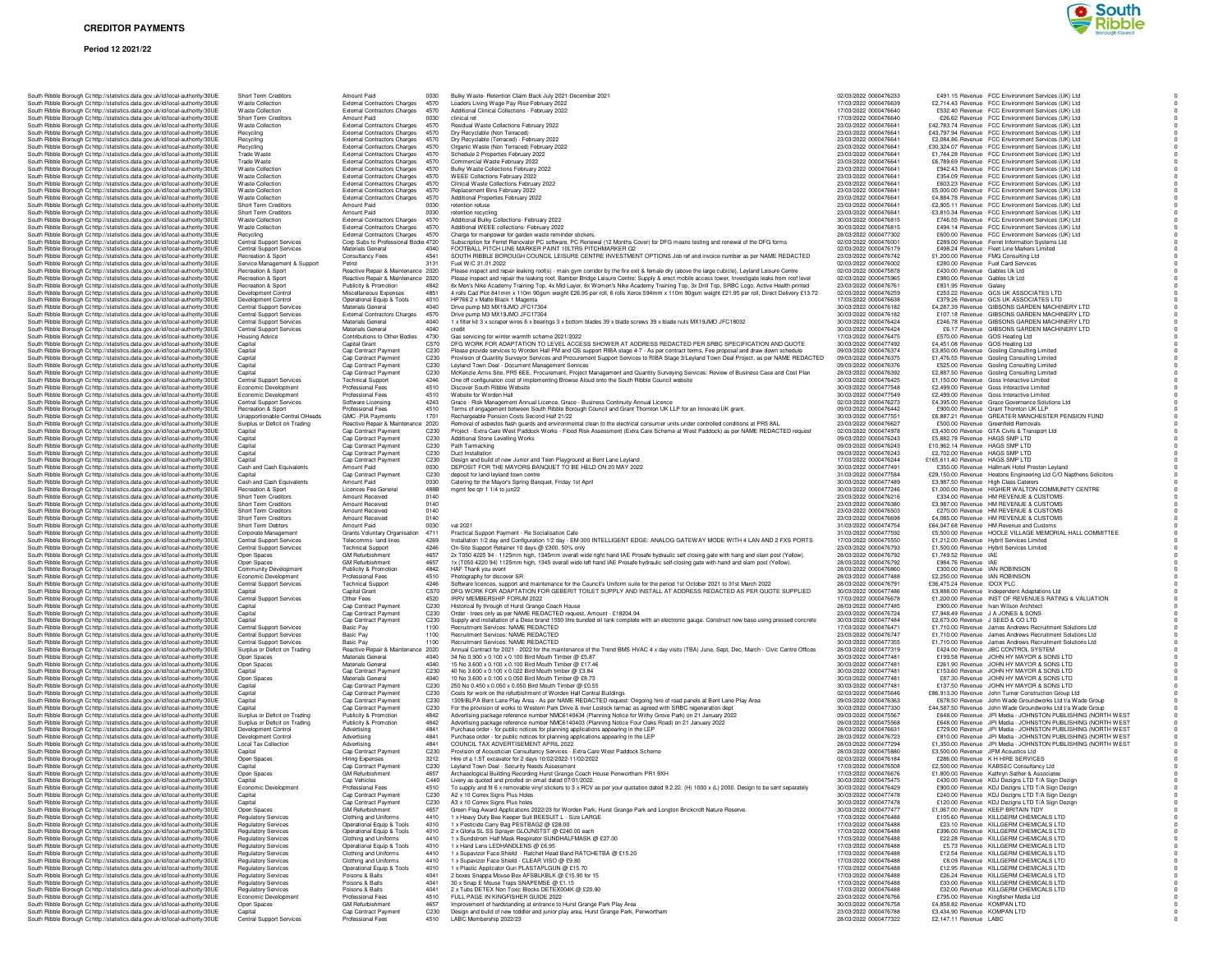**CREDITOR PAYMENTS**

**Period 12 2021/22**

| Body | Body URI | Service Area | Expense Type | Code | Description | Date | Transaction No | Amount | Type | Supplier | |
|---|---|---|---|---|---|---|---|---|---|---|---|
| South Ribble Borough C | http://statistics.data.gov.uk/id/local-authority/30UE | Short Term Creditors | Amount Paid | 0030 | Bulky Waste- Retention Claim Back July 2021-December 2021 | 02/03/2022 | 0000476233 | £491.15 | Revenue | FCC Environment Services (UK) Ltd | 0 |
| South Ribble Borough C | http://statistics.data.gov.uk/id/local-authority/30UE | Waste Collection | External Contractors Charges | 4570 | Loaders Living Wage Pay Rise February 2022 | 17/03/2022 | 0000476639 | £2,714.43 | Revenue | FCC Environment Services (UK) Ltd | 0 |
| South Ribble Borough C | http://statistics.data.gov.uk/id/local-authority/30UE | Waste Collection | External Contractors Charges | 4570 | Additional Clinical Collections - February 2022 | 17/03/2022 | 0000476640 | £532.40 | Revenue | FCC Environment Services (UK) Ltd | 0 |
| South Ribble Borough C | http://statistics.data.gov.uk/id/local-authority/30UE | Short Term Creditors | Amount Paid | 0030 | clinical ret | 17/03/2022 | 0000476640 | -£26.62 | Revenue | FCC Environment Services (UK) Ltd | 0 |
| South Ribble Borough C | http://statistics.data.gov.uk/id/local-authority/30UE | Waste Collection | External Contractors Charges | 4570 | Residual Waste Collections February 2022 | 23/03/2022 | 0000476641 | £42,783.74 | Revenue | FCC Environment Services (UK) Ltd | 0 |
| South Ribble Borough C | http://statistics.data.gov.uk/id/local-authority/30UE | Recycling | External Contractors Charges | 4570 | Dry Recyclable (Non Terraced) | 23/03/2022 | 0000476641 | £43,797.94 | Revenue | FCC Environment Services (UK) Ltd | 0 |
| South Ribble Borough C | http://statistics.data.gov.uk/id/local-authority/30UE | Recycling | External Contractors Charges | 4570 | Dry Recyclable (Terraced) - February 2022 | 23/03/2022 | 0000476641 | £2,084.86 | Revenue | FCC Environment Services (UK) Ltd | 0 |
| South Ribble Borough C | http://statistics.data.gov.uk/id/local-authority/30UE | Recycling | External Contractors Charges | 4570 | Organic Waste (Non Terraced) February 2022 | 23/03/2022 | 0000476641 | £30,324.07 | Revenue | FCC Environment Services (UK) Ltd | 0 |
| South Ribble Borough C | http://statistics.data.gov.uk/id/local-authority/30UE | Trade Waste | External Contractors Charges | 4570 | Schedule 2 Properties February 2022 | 23/03/2022 | 0000476641 | £1,744.28 | Revenue | FCC Environment Services (UK) Ltd | 0 |
| South Ribble Borough C | http://statistics.data.gov.uk/id/local-authority/30UE | Trade Waste | External Contractors Charges | 4570 | Commercial Waste February 2022 | 23/03/2022 | 0000476641 | £6,789.69 | Revenue | FCC Environment Services (UK) Ltd | 0 |
| South Ribble Borough C | http://statistics.data.gov.uk/id/local-authority/30UE | Waste Collection | External Contractors Charges | 4570 | Bulky Waste Collections February 2022 | 23/03/2022 | 0000476641 | £942.43 | Revenue | FCC Environment Services (UK) Ltd | 0 |
| South Ribble Borough C | http://statistics.data.gov.uk/id/local-authority/30UE | Waste Collection | External Contractors Charges | 4570 | WEEE Collections February 2022 | 23/03/2022 | 0000476641 | £354.09 | Revenue | FCC Environment Services (UK) Ltd | 0 |
| South Ribble Borough C | http://statistics.data.gov.uk/id/local-authority/30UE | Waste Collection | External Contractors Charges | 4570 | Clinical Waste Collections February 2022 | 23/03/2022 | 0000476641 | £603.23 | Revenue | FCC Environment Services (UK) Ltd | 0 |
| South Ribble Borough C | http://statistics.data.gov.uk/id/local-authority/30UE | Waste Collection | External Contractors Charges | 4570 | Replacement Bins February 2022 | 23/03/2022 | 0000476641 | £5,000.00 | Revenue | FCC Environment Services (UK) Ltd | 0 |
| South Ribble Borough C | http://statistics.data.gov.uk/id/local-authority/30UE | Waste Collection | External Contractors Charges | 4570 | Additional Properties February 2022 | 23/03/2022 | 0000476641 | £4,884.78 | Revenue | FCC Environment Services (UK) Ltd | 0 |
| South Ribble Borough C | http://statistics.data.gov.uk/id/local-authority/30UE | Short Term Creditors | Amount Paid | 0030 | retention refuse | 23/03/2022 | 0000476641 | -£2,905.11 | Revenue | FCC Environment Services (UK) Ltd | 0 |
| South Ribble Borough C | http://statistics.data.gov.uk/id/local-authority/30UE | Short Term Creditors | Amount Paid | 0030 | retention recycling | 23/03/2022 | 0000476641 | -£3,810.34 | Revenue | FCC Environment Services (UK) Ltd | 0 |
| South Ribble Borough C | http://statistics.data.gov.uk/id/local-authority/30UE | Waste Collection | External Contractors Charges | 4570 | Additional Bulky Collections- February 2022 | 30/03/2022 | 0000476815 | £746.55 | Revenue | FCC Environment Services (UK) Ltd | 0 |
| South Ribble Borough C | http://statistics.data.gov.uk/id/local-authority/30UE | Waste Collection | External Contractors Charges | 4570 | Additional WEEE collections- February 2022 | 30/03/2022 | 0000476815 | £494.14 | Revenue | FCC Environment Services (UK) Ltd | 0 |
| South Ribble Borough C | http://statistics.data.gov.uk/id/local-authority/30UE | Recycling | External Contractors Charges | 4570 | Charge for manpower for garden waste reminder stickers. | 28/03/2022 | 0000477302 | £600.00 | Revenue | FCC Environment Services (UK) Ltd | 0 |
| South Ribble Borough C | http://statistics.data.gov.uk/id/local-authority/30UE | Central Support Services | Corp Subs to Professional Bodie | 4720 | Subscription for Ferret Renovator PC software, PC Renewal (12 Months Cover) for DFG means testing and renewal of the DFG forms | 02/03/2022 | 0000476001 | £289.00 | Revenue | Ferret Information Systems Ltd | 0 |
| South Ribble Borough C | http://statistics.data.gov.uk/id/local-authority/30UE | Central Support Services | Materials General | 4040 | FOOTBALL PITCH LINE MARKER PAINT 10LTRS PITCHMARKER Q2 | 02/03/2022 | 0000476179 | £498.24 | Revenue | Fleet Line Markers Limited | 0 |
| South Ribble Borough C | http://statistics.data.gov.uk/id/local-authority/30UE | Recreation & Sport | Consultancy Fees | 4541 | SOUTH RIBBLE BOROUGH COUNCIL LEISURE CENTRE INVESTMENT OPTIONS Job ref and invoice number as per NAME REDACTED | 23/03/2022 | 0000476742 | £1,200.00 | Revenue | FMG Consulting Ltd | 0 |
| South Ribble Borough C | http://statistics.data.gov.uk/id/local-authority/30UE | Service Management & Support | Petrol | 3131 | Fuel W/C 31.01.2022 | 02/03/2022 | 0000476002 | £280.00 | Revenue | Fuel Card Services | 0 |
| South Ribble Borough C | http://statistics.data.gov.uk/id/local-authority/30UE | Recreation & Sport | Reactive Repair & Maintenance | 2020 | Please inspect and repair leaking roof(s) - main gym corridor by the fire exit & female dry (above the large cubicle), Leyland Leisure Centre | 02/03/2022 | 0000475878 | £430.00 | Revenue | Gables Uk Ltd | 0 |
| South Ribble Borough C | http://statistics.data.gov.uk/id/local-authority/30UE | Recreation & Sport | Reactive Repair & Maintenance | 2020 | Please inspect and repair the leaking roof, Bamber Bridge Leisure Centre: Supply & erect mobile access tower, Investigate leaks from roof level | 02/03/2022 | 0000475965 | £980.00 | Revenue | Gables Uk Ltd | 0 |
| South Ribble Borough C | http://statistics.data.gov.uk/id/local-authority/30UE | Recreation & Sport | Publicity & Promotion | 4842 | 8x Men's Nike Academy Training Top, 4x Mid Layer, 8x Women's Nike Academy Training Top, 3x Drill Top, SRBC Logo, Active Health printed | 23/03/2022 | 0000476761 | £831.95 | Revenue | Galaxy | 0 |
| South Ribble Borough C | http://statistics.data.gov.uk/id/local-authority/30UE | Development Control | Miscellaneous Expenses | 4851 | 4 rolls Cad Plot 841mm x 110m 90gsm weight £26.95 per roll, 6 rolls Xerox 594mm x 110m 90gsm weight £21.95 per roll, Direct Delivery £13.72 | 02/03/2022 | 0000476259 | £253.22 | Revenue | GCS UK ASSOCIATES LTD | 0 |
| South Ribble Borough C | http://statistics.data.gov.uk/id/local-authority/30UE | Development Control | Operational Equip & Tools | 4010 | HP766 2 x Matte Black 1 Magenta | 17/03/2022 | 0000476638 | £379.26 | Revenue | GCS UK ASSOCIATES LTD | 0 |
| South Ribble Borough C | http://statistics.data.gov.uk/id/local-authority/30UE | Central Support Services | Materials General | 4040 | Drive pump M3 MX19JMO JFC17304 | 02/03/2022 | 0000476182 | £4,287.39 | Revenue | GIBSONS GARDEN MACHINERY LTD | 0 |
| South Ribble Borough C | http://statistics.data.gov.uk/id/local-authority/30UE | Central Support Services | External Contractors Charges | 4570 | Drive pump M3 MX19JMO JFC17304 | 30/03/2022 | 0000476182 | £107.18 | Revenue | GIBSONS GARDEN MACHINERY LTD | 0 |
| South Ribble Borough C | http://statistics.data.gov.uk/id/local-authority/30UE | Central Support Services | Materials General | 4040 | 1 x filter kit 3 x scraper wires 6 x bearings 3 x bottom blades 39 x blade screws 39 x blade nuts MX19JMO JFC18032 | 30/03/2022 | 0000476424 | £246.78 | Revenue | GIBSONS GARDEN MACHINERY LTD | 0 |
| South Ribble Borough C | http://statistics.data.gov.uk/id/local-authority/30UE | Central Support Services | Materials General | 4040 | credit | 30/03/2022 | 0000476424 | £6.17 | Revenue | GIBSONS GARDEN MACHINERY LTD | 0 |
| South Ribble Borough C | http://statistics.data.gov.uk/id/local-authority/30UE | Housing Advice | Contributions to Other Bodies | 4730 | Gas servicing for winter warmth scheme 2021/2022 | 17/03/2022 | 0000476475 | £570.00 | Revenue | GOS Heating Ltd | 0 |
| South Ribble Borough C | http://statistics.data.gov.uk/id/local-authority/30UE | Capital | Capital Grant | C570 | DFG WORK FOR ADAPTATION TO LEVEL ACCESS SHOWER AT ADDRESS REDACTED PER SRBC SPECIFICATION AND QUOTE | 30/03/2022 | 0000477492 | £4,451.08 | Revenue | GOS Heating Ltd | 0 |
| South Ribble Borough C | http://statistics.data.gov.uk/id/local-authority/30UE | Capital | Cap Contract Payment | C230 | Please provide services to Worden Hall PM and QS support RIBA stage 4-7 - As per contract terms, Fee proposal and draw down schedule | 09/03/2022 | 0000476374 | £3,850.00 | Revenue | Gosling Consulting Limited | 0 |
| South Ribble Borough C | http://statistics.data.gov.uk/id/local-authority/30UE | Capital | Cap Contract Payment | C230 | Provision of Quantity Surveyor Services and Procurement Support Services to RIBA Stage 3/Leyland Town Deal Project, as per NAME REDACTED | 09/03/2022 | 0000476375 | £1,476.55 | Revenue | Gosling Consulting Limited | 0 |
| South Ribble Borough C | http://statistics.data.gov.uk/id/local-authority/30UE | Capital | Cap Contract Payment | C230 | Leyland Town Deal - Document Management Services | 09/03/2022 | 0000476376 | £525.00 | Revenue | Gosling Consulting Limited | 0 |
| South Ribble Borough C | http://statistics.data.gov.uk/id/local-authority/30UE | Capital | Cap Contract Payment | C230 | McKenzie Arms Site, PR5 6EE, Procurement, Project Management and Quantity Surveying Services: Review of Business Case and Cost Plan | 28/03/2022 | 0000476392 | £2,887.50 | Revenue | Gosling Consulting Limited | 0 |
| South Ribble Borough C | http://statistics.data.gov.uk/id/local-authority/30UE | Central Support Services | Technical Support | 4246 | One off configuration cost of implementing Browse Aloud onto the South Ribble Council website | 30/03/2022 | 0000476425 | £1,150.00 | Revenue | Goss Interactive Limited | 0 |
| South Ribble Borough C | http://statistics.data.gov.uk/id/local-authority/30UE | Economic Development | Professional Fees | 4510 | Discover South Ribble Website | 30/03/2022 | 0000477548 | £2,499.00 | Revenue | Goss Interactive Limited | 0 |
| South Ribble Borough C | http://statistics.data.gov.uk/id/local-authority/30UE | Economic Development | Professional Fees | 4510 | Website for Worden Hall | 30/03/2022 | 0000477549 | £2,499.00 | Revenue | Goss Interactive Limited | 0 |
| South Ribble Borough C | http://statistics.data.gov.uk/id/local-authority/30UE | Central Support Services | Software Licensing | 4243 | Grace - Risk Management Annual Licence, Grace - Business Continuity Annual Licence | 02/03/2022 | 0000476273 | £4,395.00 | Revenue | Grace Governance Solutions Ltd | 0 |
| South Ribble Borough C | http://statistics.data.gov.uk/id/local-authority/30UE | Recreation & Sport | Professional Fees | 4510 | Terms of engagement between South Ribble Borough Council and Grant Thornton UK LLP for an Innovate UK grant. | 09/03/2022 | 0000476442 | £900.00 | Revenue | Grant Thornton UK LLP | 0 |
| South Ribble Borough C | http://statistics.data.gov.uk/id/local-authority/30UE | Unapportionable Central OHeads | GMC -PIA Payments | 1701 | Rechargeable Pension Costs Second Half 21/22 | 30/03/2022 | 0000477551 | £6,887.21 | Revenue | GREATER MANCHESTER PENSION FUND | 0 |
| South Ribble Borough C | http://statistics.data.gov.uk/id/local-authority/30UE | Surplus or Deficit on Trading | Reactive Repair & Maintenance | 2020 | Removal of asbestos flash guards and environmental clean to the electrical consumer units under controlled conditions at PR5 8AL | 30/03/2022 | 0000476627 | £500.00 | Revenue | Greenfield Removals | 0 |
| South Ribble Borough C | http://statistics.data.gov.uk/id/local-authority/30UE | Capital | Cap Contract Payment | C230 | Project - Extra Care West Paddock Works - Flood Risk Assessment (Extra Care Scheme at West Paddock) as per NAME REDACTED request | 02/03/2022 | 0000474978 | £3,430.00 | Revenue | GTA Civils & Transport Ltd | 0 |
| South Ribble Borough C | http://statistics.data.gov.uk/id/local-authority/30UE | Capital | Cap Contract Payment | C230 | Additional Stone Levelling Works | 09/03/2022 | 0000476243 | £5,882.78 | Revenue | HAGS SMP LTD | 0 |
| South Ribble Borough C | http://statistics.data.gov.uk/id/local-authority/30UE | Capital | Cap Contract Payment | C230 | Path Tarmacking | 09/03/2022 | 0000476243 | £10,962.14 | Revenue | HAGS SMP LTD | 0 |
| South Ribble Borough C | http://statistics.data.gov.uk/id/local-authority/30UE | Capital | Cap Contract Payment | C230 | Duct Installation | 09/03/2022 | 0000476243 | £2,702.00 | Revenue | HAGS SMP LTD | 0 |
| South Ribble Borough C | http://statistics.data.gov.uk/id/local-authority/30UE | Capital | Cap Contract Payment | C230 | Design and build of new Junior and Teen Playground at Bent Lane Leyland | 17/03/2022 | 0000476244 | £165,611.40 | Revenue | HAGS SMP LTD | 0 |
| South Ribble Borough C | http://statistics.data.gov.uk/id/local-authority/30UE | Cash and Cash Equivalents | Amount Paid | 0030 | DEPOSIT FOR THE MAYORS BANQUET TO BE HELD ON 20 MAY 2022 | 30/03/2022 | 0000477491 | £350.00 | Revenue | Hallmark Hotel Preston Leyland | 0 |
| South Ribble Borough C | http://statistics.data.gov.uk/id/local-authority/30UE | Capital | Cap Contract Payment | C230 | deposit for land leyland town centre | 31/03/2022 | 0000477584 | £29,150.00 | Revenue | Heatons Engineering Ltd C/O Napthens Solicitors | 0 |
| South Ribble Borough C | http://statistics.data.gov.uk/id/local-authority/30UE | Cash and Cash Equivalents | Amount Paid | 0030 | Catering for the Mayor's Spring Banquet, Friday 1st April | 30/03/2022 | 0000477489 | £3,987.50 | Revenue | High Class Caterers | 0 |
| South Ribble Borough C | http://statistics.data.gov.uk/id/local-authority/30UE | Recreation & Sport | Licences Fee General | 4888 | mgmt fee qtr 1 1/4 to jun22 | 30/03/2022 | 0000477246 | £1,000.00 | Revenue | HIGHER WALTON COMMUNITY CENTRE | 0 |
| South Ribble Borough C | http://statistics.data.gov.uk/id/local-authority/30UE | Short Term Creditors | Amount Received | 0140 | | 23/03/2022 | 0000476216 | £334.00 | Revenue | HM REVENUE & CUSTOMS | 0 |
| South Ribble Borough C | http://statistics.data.gov.uk/id/local-authority/30UE | Short Term Creditors | Amount Received | 0140 | | 23/03/2022 | 0000476380 | £3,987.00 | Revenue | HM REVENUE & CUSTOMS | 0 |
| South Ribble Borough C | http://statistics.data.gov.uk/id/local-authority/30UE | Short Term Creditors | Amount Received | 0140 | | 23/03/2022 | 0000476503 | £270.00 | Revenue | HM REVENUE & CUSTOMS | 0 |
| South Ribble Borough C | http://statistics.data.gov.uk/id/local-authority/30UE | Short Term Creditors | Amount Received | 0140 | | 23/03/2022 | 0000476698 | £4,085.00 | Revenue | HM REVENUE & CUSTOMS | 0 |
| South Ribble Borough C | http://statistics.data.gov.uk/id/local-authority/30UE | Short Term Debtors | Amount Paid | 0030 | vat 2021 | 31/03/2022 | 0000474754 | £64,047.68 | Revenue | HM Revenue and Customs | 0 |
| South Ribble Borough C | http://statistics.data.gov.uk/id/local-authority/30UE | Corporate Management | Grants Voluntary Organisation | 4711 | Practical Support Payment - Re Socialisation Cafe | 31/03/2022 | 0000477592 | £5,500.00 | Revenue | HOOLE VILLAGE MEMORIAL HALL COMMITTEE | 0 |
| South Ribble Borough C | http://statistics.data.gov.uk/id/local-authority/30UE | Central Support Services | Telecomms- land lines | 4269 | Installation 1/2 day and Configuration 1/2 day - EM-300 INTELLIGENT EDGE: ANALOG GATEWAY MODE WITH 4 LAN AND 2 FXS PORTS | 17/03/2022 | 0000475550 | £1,212.00 | Revenue | Hybrit Services Limited | 0 |
| South Ribble Borough C | http://statistics.data.gov.uk/id/local-authority/30UE | Central Support Services | Technical Support | 4246 | On-Site Support Retainer 10 days @ £300. 50% only | 23/03/2022 | 0000476793 | £1,500.00 | Revenue | Hybrit Services Limited | 0 |
| South Ribble Borough C | http://statistics.data.gov.uk/id/local-authority/30UE | Open Spaces | GM Refurbishment | 4657 | 2x T050 4225 94 - 1125mm high, 1345mm overall wide right hand IAE Prosafe hydraulic self closing gate with hang and slam post (Yellow). | 28/03/2022 | 0000476792 | £1,749.52 | Revenue | IAE | 0 |
| South Ribble Borough C | http://statistics.data.gov.uk/id/local-authority/30UE | Open Spaces | GM Refurbishment | 4657 | 1x (T050 4220 94) 1125mm high, 1345 overall wide left hand IAE Prosafe hydraulic self-closing gate with hand and slam post (Yellow). | 28/03/2022 | 0000476792 | £984.76 | Revenue | IAE | 0 |
| South Ribble Borough C | http://statistics.data.gov.uk/id/local-authority/30UE | Community Development | Publicity & Promotion | 4842 | HAF Thank you event | 28/03/2022 | 0000476860 | £300.00 | Revenue | IAN ROBINSON | 0 |
| South Ribble Borough C | http://statistics.data.gov.uk/id/local-authority/30UE | Economic Development | Professional Fees | 4510 | Photography for discover SR | 28/03/2022 | 0000477488 | £2,250.00 | Revenue | IAN ROBINSON | 0 |
| South Ribble Borough C | http://statistics.data.gov.uk/id/local-authority/30UE | Central Support Services | Technical Support | 4246 | Software licences, support and maintenance for the Council's Uniform suite for the period 1st October 2021 to 31st March 2022 | 28/03/2022 | 0000476791 | £36,475.24 | Revenue | IDOX PLC | 0 |
| South Ribble Borough C | http://statistics.data.gov.uk/id/local-authority/30UE | Capital | Capital Grant | C570 | DFG WORK FOR ADAPTATION FOR GEBERIT TOILET SUPPLY AND INSTALL AT ADDRESS REDACTED AS PER QUOTE SUPPLIED | 30/03/2022 | 0000477486 | £3,888.00 | Revenue | Independent Adaptations Ltd | 0 |
| South Ribble Borough C | http://statistics.data.gov.uk/id/local-authority/30UE | Central Support Services | Other Fees | 4520 | IRRV MEMBERSHIP FORUM 2022 | 17/03/2022 | 0000476678 | £1,200.00 | Revenue | INST OF REVENUES RATING & VALUATION | 0 |
| South Ribble Borough C | http://statistics.data.gov.uk/id/local-authority/30UE | Capital | Cap Contract Payment | C230 | Historical fly through of Hurst Grange Coach House | 28/03/2022 | 0000477485 | £900.00 | Revenue | Ivan Wilson Architect | 0 |
| South Ribble Borough C | http://statistics.data.gov.uk/id/local-authority/30UE | Capital | Cap Contract Payment | C230 | Order - trees only as per NAME REDACTED request, Amount - £18204.94 | 23/03/2022 | 0000476724 | £7,948.49 | Revenue | J A JONES & SONS | 0 |
| South Ribble Borough C | http://statistics.data.gov.uk/id/local-authority/30UE | Capital | Cap Contract Payment | C230 | Supply and installation of a Deso brand 1550 litre bunded oil tank complete with an electronic gauge. Construct new base using pressed concrete | 30/03/2022 | 0000477484 | £2,673.00 | Revenue | J SEED & CO LTD | 0 |
| South Ribble Borough C | http://statistics.data.gov.uk/id/local-authority/30UE | Central Support Services | Basic Pay | 1100 | Recruitment Services: NAME REDACTED | 17/03/2022 | 0000476471 | £1,710.00 | Revenue | James Andrews Recruitment Solutions Ltd | 0 |
| South Ribble Borough C | http://statistics.data.gov.uk/id/local-authority/30UE | Central Support Services | Basic Pay | 1100 | Recruitment Services: NAME REDACTED | 23/03/2022 | 0000476747 | £1,710.00 | Revenue | James Andrews Recruitment Solutions Ltd | 0 |
| South Ribble Borough C | http://statistics.data.gov.uk/id/local-authority/30UE | Central Support Services | Basic Pay | 1100 | Recruitment Services: NAME REDACTED | 30/03/2022 | 0000477355 | £1,710.00 | Revenue | James Andrews Recruitment Solutions Ltd | 0 |
| South Ribble Borough C | http://statistics.data.gov.uk/id/local-authority/30UE | Surplus or Deficit on Trading | Reactive Repair & Maintenance | 2020 | Annual Contract for 2021 - 2022 for the maintenance of the Trend BMS HVAC 4 x day visits (TBA) June, Sept, Dec, March - Civic Centre Offices | 28/03/2022 | 0000477319 | £424.00 | Revenue | JBC CONTROL SYSTEM | 0 |
| South Ribble Borough C | http://statistics.data.gov.uk/id/local-authority/30UE | Open Spaces | Materials General | 4040 | 34 No 0.900 x 0.100 x 0.100 Bird Mouth Timber @ £5.87 | 30/03/2022 | 0000477481 | £199.58 | Revenue | JOHN H Y MAYOR & SONS LTD | 0 |
| South Ribble Borough C | http://statistics.data.gov.uk/id/local-authority/30UE | Open Spaces | Materials General | 4040 | 15 No 3.600 x 0.100 x 0.100 Bird Mouth Timber @ £17.46 | 30/03/2022 | 0000477481 | £261.90 | Revenue | JOHN H Y MAYOR & SONS LTD | 0 |
| South Ribble Borough C | http://statistics.data.gov.uk/id/local-authority/30UE | Capital | Cap Contract Payment | C230 | 40 No 3.600 x 0.100 x 0.022 Bird Mouth timber @ £3.84 | 30/03/2022 | 0000477481 | £153.60 | Revenue | JOHN H Y MAYOR & SONS LTD | 0 |
| South Ribble Borough C | http://statistics.data.gov.uk/id/local-authority/30UE | Open Spaces | Materials General | 4040 | 10 No 3.600 x 0.100 x 0.050 Bird Mouth Timber @ £8.73 | 30/03/2022 | 0000477481 | £87.30 | Revenue | JOHN H Y MAYOR & SONS LTD | 0 |
| South Ribble Borough C | http://statistics.data.gov.uk/id/local-authority/30UE | Capital | Cap Contract Payment | C230 | 250 No 0.450 x 0.050 x 0.050 Bird Mouth Timber @ £0.55 | 30/03/2022 | 0000477481 | £137.50 | Revenue | JOHN H Y MAYOR & SONS LTD | 0 |
| South Ribble Borough C | http://statistics.data.gov.uk/id/local-authority/30UE | Capital | Cap Contract Payment | C230 | Costs for work on the refurbishment of Worden Hall Central Buildings | 02/03/2022 | 0000475646 | £86,913.30 | Revenue | John Turner Construction Group Ltd | 0 |
| South Ribble Borough C | http://statistics.data.gov.uk/id/local-authority/30UE | Capital | Cap Contract Payment | C230 | 1309/BLPA Bent Lane Play Area - As per NAME REDACTED request: Ongoing hire of road panels at Bent Lane Play Area | 09/03/2022 | 0000476363 | £678.50 | Revenue | John Wade Groundworks Ltd t/a Wade Group | 0 |
| South Ribble Borough C | http://statistics.data.gov.uk/id/local-authority/30UE | Capital | Cap Contract Payment | C230 | For the provision of works to Western Park Drive & river Lostock tarmac as agreed with SRBC regeneration dept | 30/03/2022 | 0000477330 | £44,587.50 | Revenue | John Wade Groundworks Ltd t/a Wade Group | 0 |
| South Ribble Borough C | http://statistics.data.gov.uk/id/local-authority/30UE | Surplus or Deficit on Trading | Publicity & Promotion | 4842 | Advertising package reference number NMC6140434 (Planning Notice for Withy Grove Park) on 21 January 2022 | 09/03/2022 | 0000475567 | £648.00 | Revenue | JPI Media - JOHNSTON PUBLISHING (NORTH WEST | 0 |
| South Ribble Borough C | http://statistics.data.gov.uk/id/local-authority/30UE | Surplus or Deficit on Trading | Publicity & Promotion | 4842 | Advertising package reference number NMC6140403 (Planning Notice Four Oaks Road) on 21 January 2022 | 09/03/2022 | 0000475568 | £648.00 | Revenue | JPI Media - JOHNSTON PUBLISHING (NORTH WEST | 0 |
| South Ribble Borough C | http://statistics.data.gov.uk/id/local-authority/30UE | Development Control | Advertising | 4841 | Purchase order - for public notices for planning applications appearing in the LEP | 28/03/2022 | 0000476631 | £729.00 | Revenue | JPI Media - JOHNSTON PUBLISHING (NORTH WEST | 0 |
| South Ribble Borough C | http://statistics.data.gov.uk/id/local-authority/30UE | Development Control | Advertising | 4841 | Purchase order - for public notices for planning applications appearing in the LEP | 28/03/2022 | 0000476723 | £810.00 | Revenue | JPI Media - JOHNSTON PUBLISHING (NORTH WEST | 0 |
| South Ribble Borough C | http://statistics.data.gov.uk/id/local-authority/30UE | Local Tax Collection | Advertising | 4841 | COUNCIL TAX ADVERTISEMENT APRIL 2022 | 28/03/2022 | 0000477294 | £1,350.00 | Revenue | JPI Media - JOHNSTON PUBLISHING (NORTH WEST | 0 |
| South Ribble Borough C | http://statistics.data.gov.uk/id/local-authority/30UE | Capital | Cap Contract Payment | C230 | Provision of Acoustician Consultancy Services - Extra Care West Paddock Scheme | 28/03/2022 | 0000475860 | £3,500.00 | Revenue | JPM Acoustics Ltd | 0 |
| South Ribble Borough C | http://statistics.data.gov.uk/id/local-authority/30UE | Open Spaces | Hiring Expenses | 3212 | Hire of a 1.5T excavator for 2 days 10/02/2022-11/02/2022 | 02/03/2022 | 0000476184 | £286.00 | Revenue | K H HIRE SERVICES | 0 |
| South Ribble Borough C | http://statistics.data.gov.uk/id/local-authority/30UE | Capital | Cap Contract Payment | C230 | Leyland Town Deal - Security Needs Assessment | 17/03/2022 | 0000476508 | £2,500.00 | Revenue | KABSEC Consultancy Ltd | 0 |
| South Ribble Borough C | http://statistics.data.gov.uk/id/local-authority/30UE | Open Spaces | GM Refurbishment | 4657 | Archaeological Building Recording Hurst Grange Coach House Penwortham PR1 9XH | 17/03/2022 | 0000476676 | £1,800.00 | Revenue | Kathryn Sather & Associates | 0 |
| South Ribble Borough C | http://statistics.data.gov.uk/id/local-authority/30UE | Capital | Cap Vehicles | C440 | Livery as quoted and proofed on email dated 07/01/2022. | 30/03/2022 | 0000475475 | £430.00 | Revenue | KDJ Dezigns LTD T/A Sign Dezign | 0 |
| South Ribble Borough C | http://statistics.data.gov.uk/id/local-authority/30UE | Economic Development | Professional Fees | 4510 | To supply and fit 6 x removable vinyl stickers to 3 x RCV as per your quotation dated 9.2.22. (H) 1000 x (L) 2000. Design to be sent separately | 30/03/2022 | 0000476429 | £900.00 | Revenue | KDJ Dezigns LTD T/A Sign Dezign | 0 |
| South Ribble Borough C | http://statistics.data.gov.uk/id/local-authority/30UE | Capital | Cap Contract Payment | C230 | A2 x 10 Correx Signs Plus Holes | 30/03/2022 | 0000477478 | £240.00 | Revenue | KDJ Dezigns LTD T/A Sign Dezign | 0 |
| South Ribble Borough C | http://statistics.data.gov.uk/id/local-authority/30UE | Capital | Cap Contract Payment | C230 | A3 x 10 Correx Signs Plus holes | 30/03/2022 | 0000477478 | £120.00 | Revenue | KDJ Dezigns LTD T/A Sign Dezign | 0 |
| South Ribble Borough C | http://statistics.data.gov.uk/id/local-authority/30UE | Open Spaces | GM Refurbishment | 4657 | Green Flag Award Applications 2022/23 for Worden Park, Hurst Grange Park and Longton Brickcroft Nature Reserve. | 30/03/2022 | 0000477477 | £1,067.00 | Revenue | KEEP BRITAIN TIDY | 0 |
| South Ribble Borough C | http://statistics.data.gov.uk/id/local-authority/30UE | Regulatory Services | Clothing and Uniforms | 4410 | 1 x Heavy Duty Bee Keeper Suit BEESUIT L - Size LARGE | 17/03/2022 | 0000476488 | £105.60 | Revenue | KILLGERM CHEMICALS LTD | 0 |
| South Ribble Borough C | http://statistics.data.gov.uk/id/local-authority/30UE | Regulatory Services | Operational Equip & Tools | 4010 | 1 x Pesticide Carry Bag PESTBAG2 @ £28.00 | 17/03/2022 | 0000476488 | £23.10 | Revenue | KILLGERM CHEMICALS LTD | 0 |
| South Ribble Borough C | http://statistics.data.gov.uk/id/local-authority/30UE | Regulatory Services | Operational Equip & Tools | 4010 | 2 x Gloria SL SS Sprayer GLOJNSTST @ £240.00 each | 17/03/2022 | 0000476488 | £396.00 | Revenue | KILLGERM CHEMICALS LTD | 0 |
| South Ribble Borough C | http://statistics.data.gov.uk/id/local-authority/30UE | Regulatory Services | Clothing and Uniforms | 4410 | 1 x Sundstrom Half Mask Respirator SUNDHALFMASK @ £27.00 | 17/03/2022 | 0000476488 | £22.28 | Revenue | KILLGERM CHEMICALS LTD | 0 |
| South Ribble Borough C | http://statistics.data.gov.uk/id/local-authority/30UE | Regulatory Services | Operational Equip & Tools | 4010 | 1 x Hand Lens LEDHANDLENS @ £6.95 | 17/03/2022 | 0000476488 | £5.73 | Revenue | KILLGERM CHEMICALS LTD | 0 |
| South Ribble Borough C | http://statistics.data.gov.uk/id/local-authority/30UE | Regulatory Services | Clothing and Uniforms | 4410 | 1 x Supavizor Face Shield - Ratchet Head Band RATCHETBA @ £15.20 | 17/03/2022 | 0000476488 | £12.54 | Revenue | KILLGERM CHEMICALS LTD | 0 |
| South Ribble Borough C | http://statistics.data.gov.uk/id/local-authority/30UE | Regulatory Services | Clothing and Uniforms | 4410 | 1 x Supavizor Face Shield - CLEAR VISO @ £9.80 | 17/03/2022 | 0000476488 | £8.09 | Revenue | KILLGERM CHEMICALS LTD | 0 |
| South Ribble Borough C | http://statistics.data.gov.uk/id/local-authority/30UE | Regulatory Services | Operational Equip & Tools | 4010 | 1 x Plastic Applicator Gun PLASTAPLGUN @ £15.70 | 17/03/2022 | 0000476488 | £12.95 | Revenue | KILLGERM CHEMICALS LTD | 0 |
| South Ribble Borough C | http://statistics.data.gov.uk/id/local-authority/30UE | Regulatory Services | Poisons & Baits | 4041 | 2 boxes Snappa Mouse Box AFSBLKBLK @ £15.90 for 15 | 17/03/2022 | 0000476488 | £26.24 | Revenue | KILLGERM CHEMICALS LTD | 0 |
| South Ribble Borough C | http://statistics.data.gov.uk/id/local-authority/30UE | Regulatory Services | Poisons & Baits | 4041 | 30 x Snap E Mouse Traps SNAPEMSE @ £1.15 | 17/03/2022 | 0000476488 | £33.00 | Revenue | KILLGERM CHEMICALS LTD | 0 |
| South Ribble Borough C | http://statistics.data.gov.uk/id/local-authority/30UE | Regulatory Services | Poisons & Baits | 4041 | 2 x Tubs DETEX Non Toxic Blocks DETEX004K @ £20.90 | 17/03/2022 | 0000476488 | £32.00 | Revenue | KILLGERM CHEMICALS LTD | 0 |
| South Ribble Borough C | http://statistics.data.gov.uk/id/local-authority/30UE | Economic Development | Professional Fees | 4510 | FULL PAGE IN KINGFISHER GUIDE 2022 | 23/03/2022 | 0000476766 | £795.00 | Revenue | Kingfisher Media Ltd | 0 |
| South Ribble Borough C | http://statistics.data.gov.uk/id/local-authority/30UE | Open Spaces | GM Refurbishment | 4657 | Improvement of hardstanding at entrance to Hurst Grange Park Play Area | 30/03/2022 | 0000476758 | £4,858.82 | Revenue | KOMPAN LTD | 0 |
| South Ribble Borough C | http://statistics.data.gov.uk/id/local-authority/30UE | Capital | Cap Contract Payment | C230 | Design and build of new toddler and junior play area, Hurst Grange Park, Penwortham | 23/03/2022 | 0000476788 | £3,434.90 | Revenue | KOMPAN LTD | 0 |
| South Ribble Borough C | http://statistics.data.gov.uk/id/local-authority/30UE | Central Support Services | Professional Fees | 4510 | LABC Membership 2022/23 | 28/03/2022 | 0000477322 | £2,147.11 | Revenue | LABC | 0 |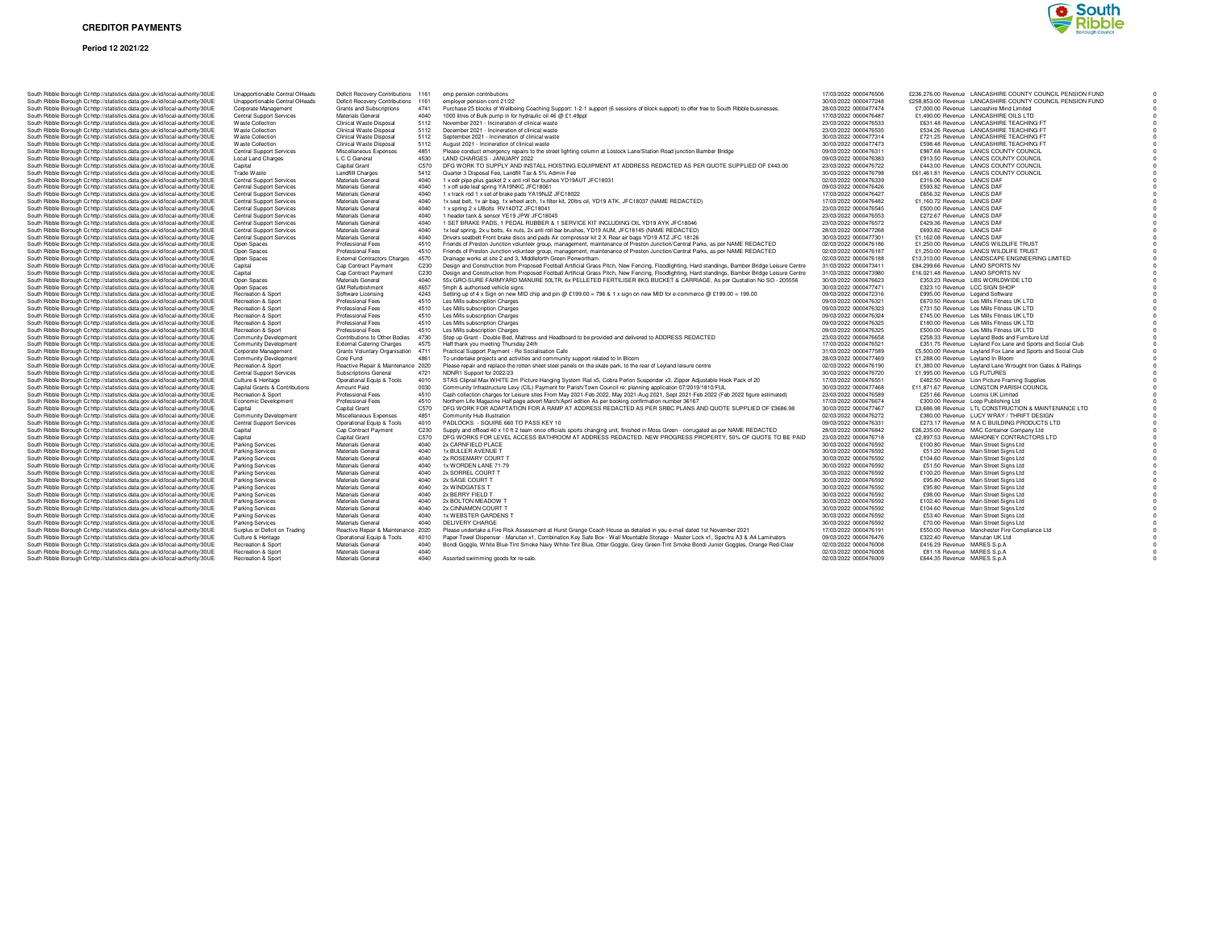**CREDITOR PAYMENTS**

**Period 12 2021/22**

| | | | | | | | | | | | | |
|---|---|---|---|---|---|---|---|---|---|---|---|---|
| South Ribble Borough Co | http://statistics.data.gov.uk/id/local-authority/30UE | Unapportionable Central OHeads | Deficit Recovery Contributions | 1161 | emp pension contributions | 17/03/2022 | 0000476506 | £236,276.00 | Revenue | LANCASHIRE COUNTY COUNCIL PENSION FUND | 0 |
| South Ribble Borough Co | http://statistics.data.gov.uk/id/local-authority/30UE | Unapportionable Central OHeads | Deficit Recovery Contributions | 1161 | employer pension cont 21/22 | 30/03/2022 | 0000477248 | £258,853.00 | Revenue | LANCASHIRE COUNTY COUNCIL PENSION FUND | 0 |
| South Ribble Borough Co | http://statistics.data.gov.uk/id/local-authority/30UE | Corporate Management | Grants and Subscriptions | 4741 | Purchase 25 blocks of Wellbeing Coaching Support: 1-2-1 support (6 sessions of block support) to offer free to South Ribble businesses. | 28/03/2022 | 0000477474 | £7,000.00 | Revenue | Lancashire Mind Limited | 0 |
| South Ribble Borough Co | http://statistics.data.gov.uk/id/local-authority/30UE | Central Support Services | Materials General | 4040 | 1000 litres of Bulk pump in for hydraulic oil 46 @ £1.49ppl | 17/03/2022 | 0000476487 | £1,490.00 | Revenue | LANCASHIRE OILS LTD | 0 |
| South Ribble Borough Co | http://statistics.data.gov.uk/id/local-authority/30UE | Waste Collection | Clinical Waste Disposal | 5112 | November 2021 - Incineration of clinical waste | 23/03/2022 | 0000476533 | £631.48 | Revenue | LANCASHIRE TEACHING FT | 0 |
| South Ribble Borough Co | http://statistics.data.gov.uk/id/local-authority/30UE | Waste Collection | Clinical Waste Disposal | 5112 | December 2021 - Incineration of clinical waste | 23/03/2022 | 0000476535 | £534.26 | Revenue | LANCASHIRE TEACHING FT | 0 |
| South Ribble Borough Co | http://statistics.data.gov.uk/id/local-authority/30UE | Waste Collection | Clinical Waste Disposal | 5112 | September 2021 - Incineration of clinical waste | 30/03/2022 | 0000477314 | £721.25 | Revenue | LANCASHIRE TEACHING FT | 0 |
| South Ribble Borough Co | http://statistics.data.gov.uk/id/local-authority/30UE | Waste Collection | Clinical Waste Disposal | 5112 | August 2021 - Incineration of clinical waste | 30/03/2022 | 0000477473 | £598.48 | Revenue | LANCASHIRE TEACHING FT | 0 |
| South Ribble Borough Co | http://statistics.data.gov.uk/id/local-authority/30UE | Central Support Services | Miscellaneous Expenses | 4851 | Please conduct emergency repairs to the street lighting column at Lostock Lane/Station Road junction Bamber Bridge | 09/03/2022 | 0000476311 | £987.68 | Revenue | LANCS COUNTY COUNCIL | 0 |
| South Ribble Borough Co | http://statistics.data.gov.uk/id/local-authority/30UE | Local Land Charges | L C C General | 4530 | LAND CHARGES - JANUARY 2022 | 09/03/2022 | 0000476383 | £913.50 | Revenue | LANCS COUNTY COUNCIL | 0 |
| South Ribble Borough Co | http://statistics.data.gov.uk/id/local-authority/30UE | Capital | Capital Grant | C570 | DFG WORK TO SUPPLY AND INSTALL HOISTING EQUIPMENT AT ADDRESS REDACTED AS PER QUOTE SUPPLIED OF £443.00 | 23/03/2022 | 0000476722 | £443.00 | Revenue | LANCS COUNTY COUNCIL | 0 |
| South Ribble Borough Co | http://statistics.data.gov.uk/id/local-authority/30UE | Trade Waste | Landfill Charges | 5412 | Quarter 3 Disposal Fee, Landfill Tax & 5% Admin Fee | 30/03/2022 | 0000476798 | £61,461.81 | Revenue | LANCS COUNTY COUNCIL | 0 |
| South Ribble Borough Co | http://statistics.data.gov.uk/id/local-authority/30UE | Central Support Services | Materials General | 4040 | 1 x edr pipe plus gasket 2 x anti roll bar bushes YD19AUT JFC18031 | 02/03/2022 | 0000476339 | £316.06 | Revenue | LANCS DAF | 0 |
| South Ribble Borough Co | http://statistics.data.gov.uk/id/local-authority/30UE | Central Support Services | Materials General | 4040 | 1 x off side leaf spring YA19NKC JFC18061 | 09/03/2022 | 0000476426 | £593.82 | Revenue | LANCS DAF | 0 |
| South Ribble Borough Co | http://statistics.data.gov.uk/id/local-authority/30UE | Central Support Services | Materials General | 4040 | 1 x track rod 1 x set of brake pads YA19NJZ JFC18022 | 17/03/2022 | 0000476427 | £656.32 | Revenue | LANCS DAF | 0 |
| South Ribble Borough Co | http://statistics.data.gov.uk/id/local-authority/30UE | Central Support Services | Materials General | 4040 | 1x seat belt, 1x air bag, 1x wheel arch, 1x filter kit, 20ltrs oil, YD19 ATK, JFC18037 (NAME REDACTED) | 17/03/2022 | 0000476482 | £1,160.72 | Revenue | LANCS DAF | 0 |
| South Ribble Borough Co | http://statistics.data.gov.uk/id/local-authority/30UE | Central Support Services | Materials General | 4040 | 1 x spring 2 x UBolts RV14DTZ JFC18041 | 23/03/2022 | 0000476545 | £500.00 | Revenue | LANCS DAF | 0 |
| South Ribble Borough Co | http://statistics.data.gov.uk/id/local-authority/30UE | Central Support Services | Materials General | 4040 | 1 header tank & sensor YE19 JPW JFC18045 | 23/03/2022 | 0000476553 | £272.67 | Revenue | LANCS DAF | 0 |
| South Ribble Borough Co | http://statistics.data.gov.uk/id/local-authority/30UE | Central Support Services | Materials General | 4040 | 1 SET BRAKE PADS, 1 PEDAL RUBBER & 1 SERVICE KIT INCLUDING OIL YD19 AYK JFC18046 | 23/03/2022 | 0000476572 | £429.36 | Revenue | LANCS DAF | 0 |
| South Ribble Borough Co | http://statistics.data.gov.uk/id/local-authority/30UE | Central Support Services | Materials General | 4040 | 1x leaf spring, 2x u bolts, 4x nuts, 2x anti roll bar brushes, YD19 AUM, JFC18145 (NAME REDACTED) | 28/03/2022 | 0000477268 | £693.82 | Revenue | LANCS DAF | 0 |
| South Ribble Borough Co | http://statistics.data.gov.uk/id/local-authority/30UE | Central Support Services | Materials General | 4040 | Drivers seatbelt Front brake discs and pads Air compressor kit 2 X Rear air bags YD19 ATZ JFC 18126 | 30/03/2022 | 0000477301 | £1,162.08 | Revenue | LANCS DAF | 0 |
| South Ribble Borough Co | http://statistics.data.gov.uk/id/local-authority/30UE | Open Spaces | Professional Fees | 4510 | Friends of Preston Junction volunteer group, management, maintenance of Preston Junction/Central Parks, as per NAME REDACTED | 02/03/2022 | 0000476186 | £1,250.00 | Revenue | LANCS WILDLIFE TRUST | 0 |
| South Ribble Borough Co | http://statistics.data.gov.uk/id/local-authority/30UE | Open Spaces | Professional Fees | 4510 | Friends of Preston Junction volunteer group, management, maintenance of Preston Junction/Central Parks, as per NAME REDACTED | 02/03/2022 | 0000476187 | £1,250.00 | Revenue | LANCS WILDLIFE TRUST | 0 |
| South Ribble Borough Co | http://statistics.data.gov.uk/id/local-authority/30UE | Open Spaces | External Contractors Charges | 4570 | Drainage works at site 2 and 3, Middleforth Green Penwortham. | 02/03/2022 | 0000476188 | £13,310.00 | Revenue | LANDSCAPE ENGINEERING LIMITED | 0 |
| South Ribble Borough Co | http://statistics.data.gov.uk/id/local-authority/30UE | Capital | Cap Contract Payment | C230 | Design and Construction from Proposed Football Artificial Grass Pitch, New Fencing, Floodlighting, Hard standings, Bamber Bridge Leisure Centre | 31/03/2022 | 0000473411 | £84,299.66 | Revenue | LANO SPORTS NV | 0 |
| South Ribble Borough Co | http://statistics.data.gov.uk/id/local-authority/30UE | Capital | Cap Contract Payment | C230 | Design and Construction from Proposed Football Artificial Grass Pitch, New Fencing, Floodlighting, Hard standings, Bamber Bridge Leisure Centre | 31/03/2022 | 0000473980 | £16,021.48 | Revenue | LANO SPORTS NV | 0 |
| South Ribble Borough Co | http://statistics.data.gov.uk/id/local-authority/30UE | Open Spaces | Materials General | 4040 | 55x GRO-SURE FARMYARD MANURE 50LTR, 6x PELLETED FERTILISER 8KG BUCKET & CARRIAGE, As per Quotation No SO - 205556 | 30/03/2022 | 0000476623 | £353.23 | Revenue | LBS WORLDWIDE LTD | 0 |
| South Ribble Borough Co | http://statistics.data.gov.uk/id/local-authority/30UE | Open Spaces | GM Refurbishment | 4657 | 5mph & authorised vehicle signs | 30/03/2022 | 0000477471 | £323.10 | Revenue | LCC SIGN SHOP | 0 |
| South Ribble Borough Co | http://statistics.data.gov.uk/id/local-authority/30UE | Recreation & Sport | Software Licensing | 4243 | Setting up of 4 x Sign on new MID chip and pin @ £199.00 = 796 & 1 x sign on new MID for e-commerce @ £199.00 = 199.00 | 09/03/2022 | 0000472316 | £995.00 | Revenue | Legend Software | 0 |
| South Ribble Borough Co | http://statistics.data.gov.uk/id/local-authority/30UE | Recreation & Sport | Professional Fees | 4510 | Les Mills subscription Charges | 09/03/2022 | 0000476321 | £670.50 | Revenue | Les Mills Fitness UK LTD | 0 |
| South Ribble Borough Co | http://statistics.data.gov.uk/id/local-authority/30UE | Recreation & Sport | Professional Fees | 4510 | Les Mills subscription Charges | 09/03/2022 | 0000476323 | £731.50 | Revenue | Les Mills Fitness UK LTD | 0 |
| South Ribble Borough Co | http://statistics.data.gov.uk/id/local-authority/30UE | Recreation & Sport | Professional Fees | 4510 | Les Mills subscription Charges | 09/03/2022 | 0000476324 | £745.00 | Revenue | Les Mills Fitness UK LTD | 0 |
| South Ribble Borough Co | http://statistics.data.gov.uk/id/local-authority/30UE | Recreation & Sport | Professional Fees | 4510 | Les Mills subscription Charges | 09/03/2022 | 0000476325 | £180.00 | Revenue | Les Mills Fitness UK LTD | 0 |
| South Ribble Borough Co | http://statistics.data.gov.uk/id/local-authority/30UE | Recreation & Sport | Professional Fees | 4510 | Les Mills subscription Charges | 09/03/2022 | 0000476325 | £500.00 | Revenue | Les Mills Fitness UK LTD | 0 |
| South Ribble Borough Co | http://statistics.data.gov.uk/id/local-authority/30UE | Community Development | Contributions to Other Bodies | 4730 | Step up Grant - Double Bed, Mattress and Headboard to be provided and delivered to ADDRESS REDACTED | 23/03/2022 | 0000476658 | £258.33 | Revenue | Leyland Beds and Furniture Ltd | 0 |
| South Ribble Borough Co | http://statistics.data.gov.uk/id/local-authority/30UE | Community Development | External Catering Charges | 4575 | Half thank you meeting Thursday 24th | 17/03/2022 | 0000476521 | £351.75 | Revenue | Leyland Fox Lane and Sports and Social Club | 0 |
| South Ribble Borough Co | http://statistics.data.gov.uk/id/local-authority/30UE | Corporate Management | Grants Voluntary Organisation | 4711 | Practical Support Payment - Re Socialisation Cafe | 31/03/2022 | 0000477589 | £5,500.00 | Revenue | Leyland Fox Lane and Sports and Social Club | 0 |
| South Ribble Borough Co | http://statistics.data.gov.uk/id/local-authority/30UE | Community Development | Core Fund | 4861 | To undertake projects and activities and community support related to In Bloom | 28/03/2022 | 0000477469 | £1,288.00 | Revenue | Leyland In Bloom | 0 |
| South Ribble Borough Co | http://statistics.data.gov.uk/id/local-authority/30UE | Recreation & Sport | Reactive Repair & Maintenance | 2020 | Please repair and replace the rotten sheet steel panels on the skate park, to the rear of Leyland leisure centre | 02/03/2022 | 0000476190 | £1,380.00 | Revenue | Leyland Lane Wrought Iron Gates & Railings | 0 |
| South Ribble Borough Co | http://statistics.data.gov.uk/id/local-authority/30UE | Central Support Services | Subscriptions General | 4721 | NDNR1 Support for 2022/23 | 30/03/2022 | 0000476720 | £1,995.00 | Revenue | LG FUTURES | 0 |
| South Ribble Borough Co | http://statistics.data.gov.uk/id/local-authority/30UE | Culture & Heritage | Operational Equip & Tools | 4010 | STAS Cliprail Max WHITE 2m Picture Hanging System Rail x5, Cobra Perlon Suspender x3, Zipper Adjustable Hook Pack of 20 | 17/03/2022 | 0000476551 | £482.50 | Revenue | Lion Picture Framing Supplies | 0 |
| South Ribble Borough Co | http://statistics.data.gov.uk/id/local-authority/30UE | Capital Grants & Contributions | Amount Paid | 0030 | Community Infrastructure Levy (CIL) Payment for Parish/Town Council re: planning application 07/2019/1810/FUL | 30/03/2022 | 0000477468 | £11,871.67 | Revenue | LONGTON PARISH COUNCIL | 0 |
| South Ribble Borough Co | http://statistics.data.gov.uk/id/local-authority/30UE | Recreation & Sport | Professional Fees | 4510 | Cash collection charges for Leisure sites From May 2021-Feb 2022, May 2021-Aug 2021, Sept 2021-Feb 2022 (Feb 2022 figure estimated) | 23/03/2022 | 0000476589 | £251.66 | Revenue | Loomis UK Limited | 0 |
| South Ribble Borough Co | http://statistics.data.gov.uk/id/local-authority/30UE | Economic Development | Professional Fees | 4510 | Northern Life Magazine Half page advert March/April edition As per booking confirmation number 36167 | 17/03/2022 | 0000476674 | £300.00 | Revenue | Loop Publishing Ltd | 0 |
| South Ribble Borough Co | http://statistics.data.gov.uk/id/local-authority/30UE | Capital | Capital Grant | C570 | DFG WORK FOR ADAPTATION FOR A RAMP AT ADDRESS REDACTED AS PER SRBC PLANS AND QUOTE SUPPLIED OF £3686.98 | 30/03/2022 | 0000477467 | £3,686.98 | Revenue | LTL CONSTRUCTION & MAINTENANCE LTD | 0 |
| South Ribble Borough Co | http://statistics.data.gov.uk/id/local-authority/30UE | Community Development | Miscellaneous Expenses | 4851 | Community Hub illustration | 02/03/2022 | 0000476272 | £380.00 | Revenue | LUCY WRAY / THRIFT DESIGN | 0 |
| South Ribble Borough Co | http://statistics.data.gov.uk/id/local-authority/30UE | Central Support Services | Operational Equip & Tools | 4010 | PADLOCKS - SQUIRE 660 TO PASS KEY 10 | 09/03/2022 | 0000476331 | £273.17 | Revenue | M A C BUILDING PRODUCTS LTD | 0 |
| South Ribble Borough Co | http://statistics.data.gov.uk/id/local-authority/30UE | Capital | Cap Contract Payment | C230 | Supply and offload 40 x 10 ft 2 team once officials sports changing unit, finished in Moss Green - corrugated as per NAME REDACTED | 28/03/2022 | 0000476842 | £26,235.00 | Revenue | MAC Container Company Ltd | 0 |
| South Ribble Borough Co | http://statistics.data.gov.uk/id/local-authority/30UE | Capital | Capital Grant | C570 | DFG WORKS FOR LEVEL ACCESS BATHROOM AT ADDRESS REDACTED. NEW PROGRESS PROPERTY, 50% OF QUOTE TO BE PAID | 23/03/2022 | 0000476718 | £2,897.53 | Revenue | MAHONEY CONTRACTORS LTD | 0 |
| South Ribble Borough Co | http://statistics.data.gov.uk/id/local-authority/30UE | Parking Services | Materials General | 4040 | 2x CARNFIELD PLACE | 30/03/2022 | 0000476592 | £100.80 | Revenue | Main Street Signs Ltd | 0 |
| South Ribble Borough Co | http://statistics.data.gov.uk/id/local-authority/30UE | Parking Services | Materials General | 4040 | 1x BULLER AVENUE T | 30/03/2022 | 0000476592 | £51.20 | Revenue | Main Street Signs Ltd | 0 |
| South Ribble Borough Co | http://statistics.data.gov.uk/id/local-authority/30UE | Parking Services | Materials General | 4040 | 2x ROSEMARY COURT T | 30/03/2022 | 0000476592 | £104.60 | Revenue | Main Street Signs Ltd | 0 |
| South Ribble Borough Co | http://statistics.data.gov.uk/id/local-authority/30UE | Parking Services | Materials General | 4040 | 1x WORDEN LANE 71-79 | 30/03/2022 | 0000476592 | £51.50 | Revenue | Main Street Signs Ltd | 0 |
| South Ribble Borough Co | http://statistics.data.gov.uk/id/local-authority/30UE | Parking Services | Materials General | 4040 | 2x SORREL COURT T | 30/03/2022 | 0000476592 | £100.20 | Revenue | Main Street Signs Ltd | 0 |
| South Ribble Borough Co | http://statistics.data.gov.uk/id/local-authority/30UE | Parking Services | Materials General | 4040 | 2x SAGE COURT T | 30/03/2022 | 0000476592 | £95.80 | Revenue | Main Street Signs Ltd | 0 |
| South Ribble Borough Co | http://statistics.data.gov.uk/id/local-authority/30UE | Parking Services | Materials General | 4040 | 2x WINDGATES T | 30/03/2022 | 0000476592 | £95.80 | Revenue | Main Street Signs Ltd | 0 |
| South Ribble Borough Co | http://statistics.data.gov.uk/id/local-authority/30UE | Parking Services | Materials General | 4040 | 2x BERRY FIELD T | 30/03/2022 | 0000476592 | £98.00 | Revenue | Main Street Signs Ltd | 0 |
| South Ribble Borough Co | http://statistics.data.gov.uk/id/local-authority/30UE | Parking Services | Materials General | 4040 | 2x BOLTON MEADOW T | 30/03/2022 | 0000476592 | £102.40 | Revenue | Main Street Signs Ltd | 0 |
| South Ribble Borough Co | http://statistics.data.gov.uk/id/local-authority/30UE | Parking Services | Materials General | 4040 | 2x CINNAMON COURT T | 30/03/2022 | 0000476592 | £104.60 | Revenue | Main Street Signs Ltd | 0 |
| South Ribble Borough Co | http://statistics.data.gov.uk/id/local-authority/30UE | Parking Services | Materials General | 4040 | 1x WEBSTER GARDENS T | 30/03/2022 | 0000476592 | £53.40 | Revenue | Main Street Signs Ltd | 0 |
| South Ribble Borough Co | http://statistics.data.gov.uk/id/local-authority/30UE | Parking Services | Materials General | 4040 | DELIVERY CHARGE | 30/03/2022 | 0000476592 | £70.00 | Revenue | Main Street Signs Ltd | 0 |
| South Ribble Borough Co | http://statistics.data.gov.uk/id/local-authority/30UE | Surplus or Deficit on Trading | Reactive Repair & Maintenance | 2020 | Please undertake a Fire Risk Assessment at Hurst Grange Coach House as detailed in you e-mail dated 1st November 2021 | 17/03/2022 | 0000476191 | £550.00 | Revenue | Manchester Fire Compliance Ltd | 0 |
| South Ribble Borough Co | http://statistics.data.gov.uk/id/local-authority/30UE | Culture & Heritage | Operational Equip & Tools | 4010 | Paper Towel Dispenser - Manutan x1, Combination Key Safe Box - Wall Mountable Storage - Master Lock x1, Spectra A3 & A4 Laminators | 09/03/2022 | 0000476476 | £322.40 | Revenue | Manutan UK Ltd | 0 |
| South Ribble Borough Co | http://statistics.data.gov.uk/id/local-authority/30UE | Recreation & Sport | Materials General | 4040 | Bondi Goggle, White-Blue-Tint Smoke Navy White-Tint Blue, Otter Goggle, Grey Green-Tint Smoke Bondi Junior Goggles, Orange Red-Clear | 02/03/2022 | 0000476008 | £416.29 | Revenue | MARES S.p.A | 0 |
| South Ribble Borough Co | http://statistics.data.gov.uk/id/local-authority/30UE | Recreation & Sport | Materials General | 4040 | | 02/03/2022 | 0000476008 | £81.18 | Revenue | MARES S.p.A | 0 |
| South Ribble Borough Co | http://statistics.data.gov.uk/id/local-authority/30UE | Recreation & Sport | Materials General | 4040 | Assorted swimming goods for re-sale. | 02/03/2022 | 0000476009 | £644.35 | Revenue | MARES S.p.A | 0 |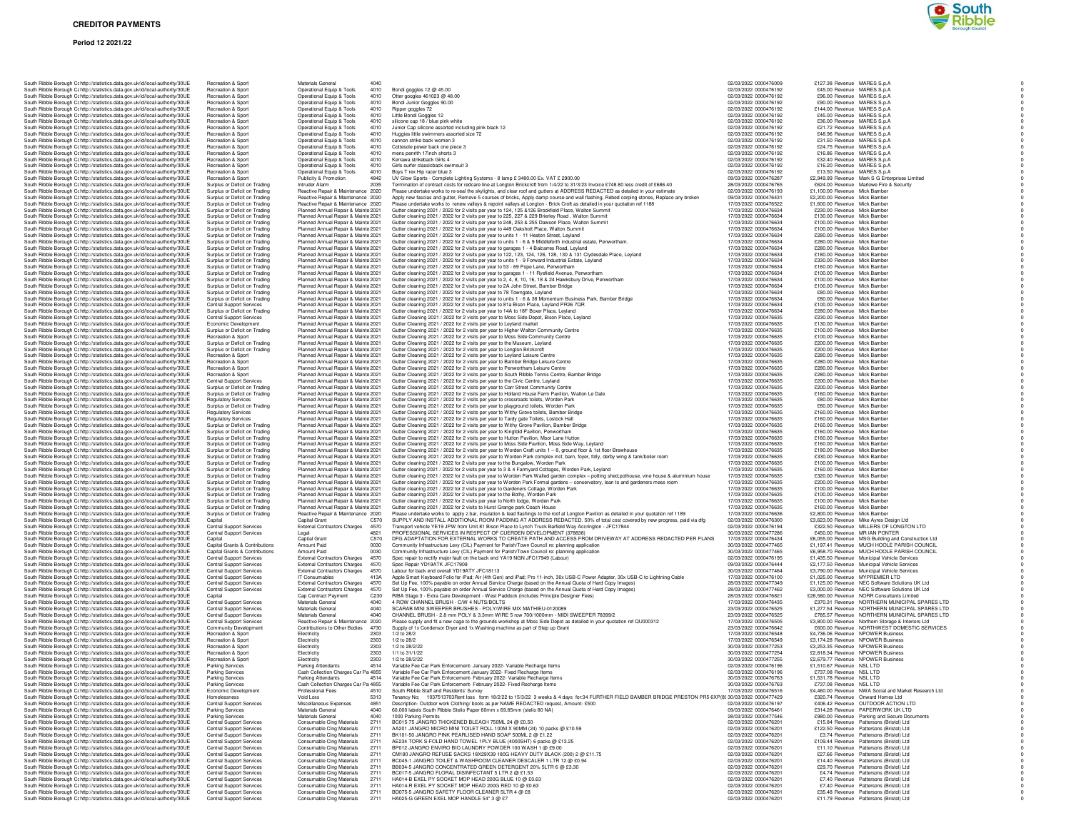# CREDITOR PAYMENTS

**Period 12 2021/22**

| Organisation | Organisation URI | Service Area | Expenditure Category | Code | Description | Date | Transaction No | Amount | Type | Supplier | |
|---|---|---|---|---|---|---|---|---|---|---|---|
| South Ribble Borough C | http://statistics.data.gov.uk/id/local-authority/30UE | Recreation & Sport | Materials General | 4040 | | 02/03/2022 | 0000476009 | £127.38 | Revenue | MARES S.p.A | 0 |
| South Ribble Borough C | http://statistics.data.gov.uk/id/local-authority/30UE | Recreation & Sport | Operational Equip & Tools | 4010 | Bondi goggles 12 @ 45.00 | 02/03/2022 | 0000476192 | £45.00 | Revenue | MARES S.p.A | 0 |
| South Ribble Borough C | http://statistics.data.gov.uk/id/local-authority/30UE | Recreation & Sport | Operational Equip & Tools | 4010 | Otter goggles 461023 @ 48.00 | 02/03/2022 | 0000476192 | £96.00 | Revenue | MARES S.p.A | 0 |
| South Ribble Borough C | http://statistics.data.gov.uk/id/local-authority/30UE | Recreation & Sport | Operational Equip & Tools | 4010 | Bondi Junior Goggles 90.00 | 02/03/2022 | 0000476192 | £90.00 | Revenue | MARES S.p.A | 0 |
| South Ribble Borough C | http://statistics.data.gov.uk/id/local-authority/30UE | Recreation & Sport | Operational Equip & Tools | 4010 | Ripper goggles 72 | 02/03/2022 | 0000476192 | £144.00 | Revenue | MARES S.p.A | 0 |
| South Ribble Borough C | http://statistics.data.gov.uk/id/local-authority/30UE | Recreation & Sport | Operational Equip & Tools | 4010 | Little Bondi Goggles 12 | 02/03/2022 | 0000476192 | £45.00 | Revenue | MARES S.p.A | 0 |
| South Ribble Borough C | http://statistics.data.gov.uk/id/local-authority/30UE | Recreation & Sport | Operational Equip & Tools | 4010 | silicone cap 18 / blue pink white | 02/03/2022 | 0000476192 | £36.00 | Revenue | MARES S.p.A | 0 |
| South Ribble Borough C | http://statistics.data.gov.uk/id/local-authority/30UE | Recreation & Sport | Operational Equip & Tools | 4010 | Junior Cap silicone assorted including pink black 12 | 02/03/2022 | 0000476192 | £21.72 | Revenue | MARES S.p.A | 0 |
| South Ribble Borough C | http://statistics.data.gov.uk/id/local-authority/30UE | Recreation & Sport | Operational Equip & Tools | 4010 | Huggies little swimmers assorted size 72 | 02/03/2022 | 0000476192 | £48.96 | Revenue | MARES S.p.A | 0 |
| South Ribble Borough C | http://statistics.data.gov.uk/id/local-authority/30UE | Recreation & Sport | Operational Equip & Tools | 4010 | cannon strike back women 3 | 02/03/2022 | 0000476192 | £31.50 | Revenue | MARES S.p.A | 0 |
| South Ribble Borough C | http://statistics.data.gov.uk/id/local-authority/30UE | Recreation & Sport | Operational Equip & Tools | 4010 | Cottesole power back one piece 3 | 02/03/2022 | 0000476192 | £24.75 | Revenue | MARES S.p.A | 0 |
| South Ribble Borough C | http://statistics.data.gov.uk/id/local-authority/30UE | Recreation & Sport | Operational Equip & Tools | 4010 | mens penrith 17inch shorts 3 | 02/03/2022 | 0000476192 | £16.86 | Revenue | MARES S.p.A | 0 |
| South Ribble Borough C | http://statistics.data.gov.uk/id/local-authority/30UE | Recreation & Sport | Operational Equip & Tools | 4010 | Kerrawa strikeback Girls 4 | 02/03/2022 | 0000476192 | £32.40 | Revenue | MARES S.p.A | 0 |
| South Ribble Borough C | http://statistics.data.gov.uk/id/local-authority/30UE | Recreation & Sport | Operational Equip & Tools | 4010 | Girls surfer classicback swimsuit 3 | 02/03/2022 | 0000476192 | £16.20 | Revenue | MARES S.p.A | 0 |
| South Ribble Borough C | http://statistics.data.gov.uk/id/local-authority/30UE | Recreation & Sport | Operational Equip & Tools | 4010 | Boys T rex Hip racer blue 3 | 02/03/2022 | 0000476192 | £13.50 | Revenue | MARES S.p.A | 0 |
| South Ribble Borough C | http://statistics.data.gov.uk/id/local-authority/30UE | Recreation & Sport | Publicity & Promotion | 4842 | UV Glow Sports - Complete Lighting Systems - 8 lamp £ 3480.00 Ex. VAT £ 2900.00 | 09/03/2022 | 0000476287 | £2,949.99 | Revenue | Mark S G Enterprises Limited | 0 |
| South Ribble Borough C | http://statistics.data.gov.uk/id/local-authority/30UE | Surplus or Deficit on Trading | Intruder Alarm | 2035 | Termination of contract costs for redcare line at Longton Brickcroft from 1/4/22 to 31/3/23 Invoice £748.80 less credit of £686.40 | 28/03/2022 | 0000476765 | £624.00 | Revenue | Marlowe Fire & Security | 0 |
| South Ribble Borough C | http://statistics.data.gov.uk/id/local-authority/30UE | Surplus or Deficit on Trading | Reactive Repair & Maintenance | 2020 | Please undertake works to re-seal the skylights, and clear roof and gutters at ADDRESS REDACTED as detailed in your estimate | 02/03/2022 | 0000476193 | £1,100.00 | Revenue | Mick Bamber | 0 |
| South Ribble Borough C | http://statistics.data.gov.uk/id/local-authority/30UE | Surplus or Deficit on Trading | Reactive Repair & Maintenance | 2020 | Apply new fascias and gutter, Remove 5 courses of bricks, Apply damp course and wall flashing, Rebed coping stones, Replace any broken | 09/03/2022 | 0000476431 | £2,200.00 | Revenue | Mick Bamber | 0 |
| South Ribble Borough C | http://statistics.data.gov.uk/id/local-authority/30UE | Surplus or Deficit on Trading | Reactive Repair & Maintenance | 2020 | Please undertake works to renew valleys & repoint valleys at Longton - Brick Croft as detailed in your quotation ref 1188 | 17/03/2022 | 0000476522 | £1,600.00 | Revenue | Mick Bamber | 0 |
| South Ribble Borough C | http://statistics.data.gov.uk/id/local-authority/30UE | Surplus or Deficit on Trading | Planned Annual Repair & Mainte | 2021 | Gutter cleaning 2021 / 2022 for 2 visits per year to 124, 125 &126 Brookfield Place, Walton Summit | 17/03/2022 | 0000476634 | £230.00 | Revenue | Mick Bamber | 0 |
| South Ribble Borough C | http://statistics.data.gov.uk/id/local-authority/30UE | Surplus or Deficit on Trading | Planned Annual Repair & Mainte | 2021 | Gutter cleaning 2021 / 2022 for 2 visits per year to 225, 227 & 229 Brierley Road , Walton Summit | 17/03/2022 | 0000476634 | £130.00 | Revenue | Mick Bamber | 0 |
| South Ribble Borough C | http://statistics.data.gov.uk/id/local-authority/30UE | Surplus or Deficit on Trading | Planned Annual Repair & Mainte | 2021 | Gutter cleaning 2021 / 2022 for 2 visits per year to 248, 253 & 255 Dawson Place, Walton Summit | 17/03/2022 | 0000476634 | £100.00 | Revenue | Mick Bamber | 0 |
| South Ribble Borough C | http://statistics.data.gov.uk/id/local-authority/30UE | Surplus or Deficit on Trading | Planned Annual Repair & Mainte | 2021 | Gutter cleaning 2021 / 2022 for 2 visits per year to 449 Oakshott Place, Walton Summit | 17/03/2022 | 0000476634 | £100.00 | Revenue | Mick Bamber | 0 |
| South Ribble Borough C | http://statistics.data.gov.uk/id/local-authority/30UE | Surplus or Deficit on Trading | Planned Annual Repair & Mainte | 2021 | Gutter cleaning 2021 / 2022 for 2 visits per year to units 1 - 11 Heaton Street, Leyland | 17/03/2022 | 0000476634 | £280.00 | Revenue | Mick Bamber | 0 |
| South Ribble Borough C | http://statistics.data.gov.uk/id/local-authority/30UE | Surplus or Deficit on Trading | Planned Annual Repair & Mainte | 2021 | Gutter cleaning 2021 / 2022 for 2 visits per year to units 1 - 6 & 9 Middleforth industrial estate, Penwortham. | 17/03/2022 | 0000476634 | £280.00 | Revenue | Mick Bamber | 0 |
| South Ribble Borough C | http://statistics.data.gov.uk/id/local-authority/30UE | Surplus or Deficit on Trading | Planned Annual Repair & Mainte | 2021 | Gutter cleaning 2021 / 2022 for 2 visits per year to garages 1 - 4 Balcarres Road, Leyland | 17/03/2022 | 0000476634 | £280.00 | Revenue | Mick Bamber | 0 |
| South Ribble Borough C | http://statistics.data.gov.uk/id/local-authority/30UE | Surplus or Deficit on Trading | Planned Annual Repair & Mainte | 2021 | Gutter cleaning 2021 / 2022 for 2 visits per year to 122, 123, 124, 126, 128, 130 & 131 Clydesdale Place, Leyland | 17/03/2022 | 0000476634 | £180.00 | Revenue | Mick Bamber | 0 |
| South Ribble Borough C | http://statistics.data.gov.uk/id/local-authority/30UE | Surplus or Deficit on Trading | Planned Annual Repair & Mainte | 2021 | Gutter cleaning 2021 / 2022 for 2 visits per year to units 1 - 9 Forward Industrial Estate, Leyland | 17/03/2022 | 0000476634 | £330.00 | Revenue | Mick Bamber | 0 |
| South Ribble Borough C | http://statistics.data.gov.uk/id/local-authority/30UE | Surplus or Deficit on Trading | Planned Annual Repair & Mainte | 2021 | Gutter cleaning 2021 / 2022 for 2 visits per year to 53 - 69 Pope Lane, Penwortham | 17/03/2022 | 0000476634 | £160.00 | Revenue | Mick Bamber | 0 |
| South Ribble Borough C | http://statistics.data.gov.uk/id/local-authority/30UE | Surplus or Deficit on Trading | Planned Annual Repair & Mainte | 2021 | Gutter cleaning 2021 / 2022 for 2 visits per year to garages 1 - 11 Ryefield Avenue, Penwortham | 17/03/2022 | 0000476634 | £100.00 | Revenue | Mick Bamber | 0 |
| South Ribble Borough C | http://statistics.data.gov.uk/id/local-authority/30UE | Surplus or Deficit on Trading | Planned Annual Repair & Mainte | 2021 | Gutter cleaning 2021 / 2022 for 2 visits per year to 2, 4, 8, 10, 16, 18 & 24 Hawksbury Drive, Penwortham | 17/03/2022 | 0000476634 | £100.00 | Revenue | Mick Bamber | 0 |
| South Ribble Borough C | http://statistics.data.gov.uk/id/local-authority/30UE | Surplus or Deficit on Trading | Planned Annual Repair & Mainte | 2021 | Gutter cleaning 2021 / 2022 for 2 visits per year to 2A John Street, Bamber Bridge | 17/03/2022 | 0000476634 | £100.00 | Revenue | Mick Bamber | 0 |
| South Ribble Borough C | http://statistics.data.gov.uk/id/local-authority/30UE | Surplus or Deficit on Trading | Planned Annual Repair & Mainte | 2021 | Gutter cleaning 2021 / 2022 for 2 visits per year to 78 Towngate, Leyland | 17/03/2022 | 0000476634 | £80.00 | Revenue | Mick Bamber | 0 |
| South Ribble Borough C | http://statistics.data.gov.uk/id/local-authority/30UE | Surplus or Deficit on Trading | Planned Annual Repair & Mainte | 2021 | Gutter cleaning 2021 / 2022 for 2 visits per year to units 1 - 6 & 38 Momentum Business Park, Bamber Bridge | 17/03/2022 | 0000476634 | £80.00 | Revenue | Mick Bamber | 0 |
| South Ribble Borough C | http://statistics.data.gov.uk/id/local-authority/30UE | Central Support Services | Planned Annual Repair & Mainte | 2021 | Gutter cleaning 2021 / 2022 for 2 visits per year to 81a Bison Place, Leyland PR26 7QR | 17/03/2022 | 0000476634 | £100.00 | Revenue | Mick Bamber | 0 |
| South Ribble Borough C | http://statistics.data.gov.uk/id/local-authority/30UE | Surplus or Deficit on Trading | Planned Annual Repair & Mainte | 2021 | Gutter cleaning 2021 / 2022 for 2 visits per year to 14A to 18F Boxer Place, Leyland | 17/03/2022 | 0000476634 | £280.00 | Revenue | Mick Bamber | 0 |
| South Ribble Borough C | http://statistics.data.gov.uk/id/local-authority/30UE | Central Support Services | Planned Annual Repair & Mainte | 2021 | Gutter Cleaning 2021 / 2022 for 2 visits per year to Moss Side Depot, Bison Place, Leyland | 17/03/2022 | 0000476635 | £230.00 | Revenue | Mick Bamber | 0 |
| South Ribble Borough C | http://statistics.data.gov.uk/id/local-authority/30UE | Economic Development | Planned Annual Repair & Mainte | 2021 | Gutter Cleaning 2021 / 2022 for 2 visits per year to Leyland market | 17/03/2022 | 0000476635 | £130.00 | Revenue | Mick Bamber | 0 |
| South Ribble Borough C | http://statistics.data.gov.uk/id/local-authority/30UE | Surplus or Deficit on Trading | Planned Annual Repair & Mainte | 2021 | Gutter Cleaning 2021 / 2022 for 2 visits per year to Higher Walton Community Centre | 17/03/2022 | 0000476635 | £100.00 | Revenue | Mick Bamber | 0 |
| South Ribble Borough C | http://statistics.data.gov.uk/id/local-authority/30UE | Recreation & Sport | Planned Annual Repair & Mainte | 2021 | Gutter Cleaning 2021 / 2022 for 2 visits per year to Moss Side Community Centre | 17/03/2022 | 0000476635 | £100.00 | Revenue | Mick Bamber | 0 |
| South Ribble Borough C | http://statistics.data.gov.uk/id/local-authority/30UE | Surplus or Deficit on Trading | Planned Annual Repair & Mainte | 2021 | Gutter Cleaning 2021 / 2022 for 2 visits per year to the Museum, Leyland | 17/03/2022 | 0000476635 | £200.00 | Revenue | Mick Bamber | 0 |
| South Ribble Borough C | http://statistics.data.gov.uk/id/local-authority/30UE | Surplus or Deficit on Trading | Planned Annual Repair & Mainte | 2021 | Gutter Cleaning 2021 / 2022 for 2 visits per year to Longton Brickcroft | 17/03/2022 | 0000476635 | £200.00 | Revenue | Mick Bamber | 0 |
| South Ribble Borough C | http://statistics.data.gov.uk/id/local-authority/30UE | Recreation & Sport | Planned Annual Repair & Mainte | 2021 | Gutter Cleaning 2021 / 2022 for 2 visits per year to Leyland Leisure Centre | 17/03/2022 | 0000476635 | £280.00 | Revenue | Mick Bamber | 0 |
| South Ribble Borough C | http://statistics.data.gov.uk/id/local-authority/30UE | Recreation & Sport | Planned Annual Repair & Mainte | 2021 | Gutter Cleaning 2021 / 2022 for 2 visits per year to Bamber Bridge Leisure Centre | 17/03/2022 | 0000476635 | £280.00 | Revenue | Mick Bamber | 0 |
| South Ribble Borough C | http://statistics.data.gov.uk/id/local-authority/30UE | Recreation & Sport | Planned Annual Repair & Mainte | 2021 | Gutter Cleaning 2021 / 2022 for 2 visits per year to Penwortham Leisure Centre | 17/03/2022 | 0000476635 | £280.00 | Revenue | Mick Bamber | 0 |
| South Ribble Borough C | http://statistics.data.gov.uk/id/local-authority/30UE | Recreation & Sport | Planned Annual Repair & Mainte | 2021 | Gutter Cleaning 2021 / 2022 for 2 visits per year to South Ribble Tennis Centre, Bamber Bridge | 17/03/2022 | 0000476635 | £280.00 | Revenue | Mick Bamber | 0 |
| South Ribble Borough C | http://statistics.data.gov.uk/id/local-authority/30UE | Central Support Services | Planned Annual Repair & Mainte | 2021 | Gutter Cleaning 2021 / 2022 for 2 visits per year to the Civic Centre, Leyland | 17/03/2022 | 0000476635 | £200.00 | Revenue | Mick Bamber | 0 |
| South Ribble Borough C | http://statistics.data.gov.uk/id/local-authority/30UE | Surplus or Deficit on Trading | Planned Annual Repair & Mainte | 2021 | Gutter Cleaning 2021 / 2022 for 2 visits per year to Carr Street Community Centre | 17/03/2022 | 0000476635 | £200.00 | Revenue | Mick Bamber | 0 |
| South Ribble Borough C | http://statistics.data.gov.uk/id/local-authority/30UE | Surplus or Deficit on Trading | Planned Annual Repair & Mainte | 2021 | Gutter Cleaning 2021 / 2022 for 2 visits per year to Holland House Farm Pavilion, Walton Le Dale | 17/03/2022 | 0000476635 | £160.00 | Revenue | Mick Bamber | 0 |
| South Ribble Borough C | http://statistics.data.gov.uk/id/local-authority/30UE | Regulatory Services | Planned Annual Repair & Mainte | 2021 | Gutter Cleaning 2021 / 2022 for 2 visits per year to crossroads toilets, Worden Park | 17/03/2022 | 0000476635 | £80.00 | Revenue | Mick Bamber | 0 |
| South Ribble Borough C | http://statistics.data.gov.uk/id/local-authority/30UE | Surplus or Deficit on Trading | Planned Annual Repair & Mainte | 2021 | Gutter Cleaning 2021 / 2022 for 2 visits per year to playground toilets, Worden Park | 17/03/2022 | 0000476635 | £80.00 | Revenue | Mick Bamber | 0 |
| South Ribble Borough C | http://statistics.data.gov.uk/id/local-authority/30UE | Regulatory Services | Planned Annual Repair & Mainte | 2021 | Gutter Cleaning 2021 / 2022 for 2 visits per year to Withy Grove toilets, Bamber Bridge | 17/03/2022 | 0000476635 | £160.00 | Revenue | Mick Bamber | 0 |
| South Ribble Borough C | http://statistics.data.gov.uk/id/local-authority/30UE | Regulatory Services | Planned Annual Repair & Mainte | 2021 | Gutter Cleaning 2021 / 2022 for 2 visits per year to Tardy gate Toilets, Lostock Hall | 17/03/2022 | 0000476635 | £160.00 | Revenue | Mick Bamber | 0 |
| South Ribble Borough C | http://statistics.data.gov.uk/id/local-authority/30UE | Surplus or Deficit on Trading | Planned Annual Repair & Mainte | 2021 | Gutter Cleaning 2021 / 2022 for 2 visits per year to Withy Grove Pavilion, Bamber Bridge | 17/03/2022 | 0000476635 | £160.00 | Revenue | Mick Bamber | 0 |
| South Ribble Borough C | http://statistics.data.gov.uk/id/local-authority/30UE | Surplus or Deficit on Trading | Planned Annual Repair & Mainte | 2021 | Gutter Cleaning 2021 / 2022 for 2 visits per year to Kingfold Pavilion, Penwortham | 17/03/2022 | 0000476635 | £160.00 | Revenue | Mick Bamber | 0 |
| South Ribble Borough C | http://statistics.data.gov.uk/id/local-authority/30UE | Surplus or Deficit on Trading | Planned Annual Repair & Mainte | 2021 | Gutter Cleaning 2021 / 2022 for 2 visits per year to Hutton Pavilion, Moor Lane Hutton | 17/03/2022 | 0000476635 | £160.00 | Revenue | Mick Bamber | 0 |
| South Ribble Borough C | http://statistics.data.gov.uk/id/local-authority/30UE | Surplus or Deficit on Trading | Planned Annual Repair & Mainte | 2021 | Gutter Cleaning 2021 / 2022 for 2 visits per year to Moss Side Pavilion, Moss Side Way, Leyland | 17/03/2022 | 0000476635 | £160.00 | Revenue | Mick Bamber | 0 |
| South Ribble Borough C | http://statistics.data.gov.uk/id/local-authority/30UE | Surplus or Deficit on Trading | Planned Annual Repair & Mainte | 2021 | Gutter Cleaning 2021 / 2022 for 2 visits per year to Worden Craft units 1 – 8, ground floor & 1st floor Brewhouse | 17/03/2022 | 0000476635 | £180.00 | Revenue | Mick Bamber | 0 |
| South Ribble Borough C | http://statistics.data.gov.uk/id/local-authority/30UE | Surplus or Deficit on Trading | Planned Annual Repair & Mainte | 2021 | Gutter Cleaning 2021 / 2022 for 2 visits per year to Worden Park complex incl; barn, foyer, folly, derby wing & tank/boiler room | 17/03/2022 | 0000476635 | £330.00 | Revenue | Mick Bamber | 0 |
| South Ribble Borough C | http://statistics.data.gov.uk/id/local-authority/30UE | Surplus or Deficit on Trading | Planned Annual Repair & Mainte | 2021 | Gutter cleaning 2021 / 2022 for 2 visits per year to the Bungalow, Worden Park | 17/03/2022 | 0000476635 | £100.00 | Revenue | Mick Bamber | 0 |
| South Ribble Borough C | http://statistics.data.gov.uk/id/local-authority/30UE | Surplus or Deficit on Trading | Planned Annual Repair & Mainte | 2021 | Gutter cleaning 2021 / 2022 for 2 visits per year to 3 & 4 Farmyard Cottages, Worden Park, Leyland | 17/03/2022 | 0000476635 | £160.00 | Revenue | Mick Bamber | 0 |
| South Ribble Borough C | http://statistics.data.gov.uk/id/local-authority/30UE | Surplus or Deficit on Trading | Planned Annual Repair & Mainte | 2021 | Gutter cleaning 2021 / 2022 for 2 visits per year to Worden Park Walled garden complex – potting shed,pothouse, vine house & aluminium house | 17/03/2022 | 0000476635 | £320.00 | Revenue | Mick Bamber | 0 |
| South Ribble Borough C | http://statistics.data.gov.uk/id/local-authority/30UE | Surplus or Deficit on Trading | Planned Annual Repair & Mainte | 2021 | Gutter cleaning 2021 / 2022 for 2 visits per year to Worden Park Formal gardens – conservatory, lean to and gardeners mess room | 17/03/2022 | 0000476635 | £200.00 | Revenue | Mick Bamber | 0 |
| South Ribble Borough C | http://statistics.data.gov.uk/id/local-authority/30UE | Surplus or Deficit on Trading | Planned Annual Repair & Mainte | 2021 | Gutter cleaning 2021 / 2022 for 2 visits per year to Gardeners Cottage, Worden Park | 17/03/2022 | 0000476635 | £100.00 | Revenue | Mick Bamber | 0 |
| South Ribble Borough C | http://statistics.data.gov.uk/id/local-authority/30UE | Surplus or Deficit on Trading | Planned Annual Repair & Mainte | 2021 | Gutter cleaning 2021 / 2022 for 2 visits per year to the Bothy, Worden Park | 17/03/2022 | 0000476635 | £100.00 | Revenue | Mick Bamber | 0 |
| South Ribble Borough C | http://statistics.data.gov.uk/id/local-authority/30UE | Surplus or Deficit on Trading | Planned Annual Repair & Mainte | 2021 | Gutter cleaning 2021 / 2022 for 2 visits per year to North lodge, Worden Park | 17/03/2022 | 0000476635 | £100.00 | Revenue | Mick Bamber | 0 |
| South Ribble Borough C | http://statistics.data.gov.uk/id/local-authority/30UE | Surplus or Deficit on Trading | Planned Annual Repair & Mainte | 2021 | Gutter cleaning 2021 / 2022 for 2 visits to Hurst Grange park Coach House | 17/03/2022 | 0000476635 | £160.00 | Revenue | Mick Bamber | 0 |
| South Ribble Borough C | http://statistics.data.gov.uk/id/local-authority/30UE | Surplus or Deficit on Trading | Reactive Repair & Maintenance | 2020 | Please undertake works to apply z bar, insulation & lead flashings to the roof at Longton Pavilion as detailed in your quotation ref 1189 | 17/03/2022 | 0000476636 | £2,800.00 | Revenue | Mick Bamber | 0 |
| South Ribble Borough C | http://statistics.data.gov.uk/id/local-authority/30UE | Capital | Capital Grant | C570 | SUPPLY AND INSTALL ADDITIONAL ROOM PADDING AT ADDRESS REDACTED. 50% of total cost covered by new progress, paid via dfg | 02/03/2022 | 0000476300 | £3,623.00 | Revenue | Mike Ayres Design Ltd | 0 |
| South Ribble Borough C | http://statistics.data.gov.uk/id/local-authority/30UE | Central Support Services | External Contractors Charges | 4570 | Transport vehicle YE19 JPW from Unit 81 Bison Place to Lynch Truck Barfield Way Accrington - JFC17844 | 02/03/2022 | 0000476194 | £322.50 | Revenue | MILLERS OF LONGTON LTD | 0 |
| South Ribble Borough C | http://statistics.data.gov.uk/id/local-authority/30UE | Central Support Services | Legal | 4821 | PROFESSIONAL SERVICES IN RESPECT OF CUERDEN DEVELOPMENT (378838) | 30/03/2022 | 0000477286 | £450.00 | Revenue | MR IAN PONTER | 0 |
| South Ribble Borough C | http://statistics.data.gov.uk/id/local-authority/30UE | Capital | Capital Grant | C570 | DFG ADAPTATION FOR EXTERNAL WORKS TO CREATE PATH AND ACCESS FROM DRIVEWAY AT ADDRESS REDACTED PER PLANS | 17/03/2022 | 0000476434 | £6,055.00 | Revenue | MSG Building and Construction Ltd | 0 |
| South Ribble Borough C | http://statistics.data.gov.uk/id/local-authority/30UE | Capital Grants & Contributions | Amount Paid | 0030 | Community Infrastructure Levy (CIL) Payment for Parish/Town Council re: planning application | 30/03/2022 | 0000477465 | £1,197.41 | Revenue | MUCH HOOLE PARISH COUNCIL | 0 |
| South Ribble Borough C | http://statistics.data.gov.uk/id/local-authority/30UE | Capital Grants & Contributions | Amount Paid | 0030 | Community Infrastructure Levy (CIL) Payment for Parish/Town Council re: planning application | 30/03/2022 | 0000477465 | £6,958.70 | Revenue | MUCH HOOLE PARISH COUNCIL | 0 |
| South Ribble Borough C | http://statistics.data.gov.uk/id/local-authority/30UE | Central Support Services | External Contractors Charges | 4570 | Spec repair to rectify major fault on the back end YA19 NGN JFC17949 (Labour) | 02/03/2022 | 0000476195 | £1,435.50 | Revenue | Municipal Vehicle Services | 0 |
| South Ribble Borough C | http://statistics.data.gov.uk/id/local-authority/30UE | Central Support Services | External Contractors Charges | 4570 | Spec Repair YD19ATK JFC17909 | 09/03/2022 | 0000476444 | £2,177.50 | Revenue | Municipal Vehicle Services | 0 |
| South Ribble Borough C | http://statistics.data.gov.uk/id/local-authority/30UE | Central Support Services | External Contractors Charges | 4570 | Labour for back end overall YD19ATY JFC18113 | 30/03/2022 | 0000477464 | £3,790.00 | Revenue | Municipal Vehicle Services | 0 |
| South Ribble Borough C | http://statistics.data.gov.uk/id/local-authority/30UE | Central Support Services | IT Consumables | 413A | Apple Smart Keyboard Folio for iPad; Air (4th Gen) and iPad; Pro 11-inch, 30x USB-C Power Adapter, 30x USB-C to Lightning Cable | 17/03/2022 | 0000476100 | £1,025.00 | Revenue | MYPREMIER LTD | 0 |
| South Ribble Borough C | http://statistics.data.gov.uk/id/local-authority/30UE | Central Support Services | External Contractors Charges | 4570 | Set Up Fee, 100% payable on order Annual Service Charge (based on the Annual Quota of Hard Copy Images) | 28/03/2022 | 0000477349 | £1,125.00 | Revenue | NEC Software Solutions UK Ltd | 0 |
| South Ribble Borough C | http://statistics.data.gov.uk/id/local-authority/30UE | Central Support Services | External Contractors Charges | 4570 | Set Up Fee, 100% payable on order Annual Service Charge (based on the Annual Quota of Hard Copy Images) | 28/03/2022 | 0000477462 | £3,000.00 | Revenue | NEC Software Solutions UK Ltd | 0 |
| South Ribble Borough C | http://statistics.data.gov.uk/id/local-authority/30UE | Capital | Cap Contract Payment | C230 | RIBA Stage 3 - Extra Care Development - West Paddock (includes Principle Designer Fees) | 28/03/2022 | 0000476821 | £28,580.00 | Revenue | NORR Consultants Limited | 0 |
| South Ribble Borough C | http://statistics.data.gov.uk/id/local-authority/30UE | Central Support Services | Materials General | 4040 | 4 ROW CHANNEL BRUSH - C/W 4 NUTS/BOLTS | 17/03/2022 | 0000476435 | £370.31 | Revenue | NORTHERN MUNICIPAL SPARES LTD | 0 |
| South Ribble Borough C | http://statistics.data.gov.uk/id/local-authority/30UE | Central Support Services | Materials General | 4040 | SCARAB MINI SWEEPER BRUSHES - POLY/WIRE MIX MATHIEU-0120089 | 23/03/2022 | 0000476525 | £1,277.54 | Revenue | NORTHERN MUNICIPAL SPARES LTD | 0 |
| South Ribble Borough C | http://statistics.data.gov.uk/id/local-authority/30UE | Central Support Services | Materials General | 4040 | CHANNEL BRUSH - 2.8 mm POLY & 3.3mm WIRE 5 row 700/1000mm - MIDI SWEEPER 78399/2 | 23/03/2022 | 0000476525 | £785.57 | Revenue | NORTHERN MUNICIPAL SPARES LTD | 0 |
| South Ribble Borough C | http://statistics.data.gov.uk/id/local-authority/30UE | Central Support Services | Reactive Repair & Maintenance | 2020 | Please supply and fit a new cage to the grounds workshop at Moss Side Depot as detailed in your quotation ref QU000312 | 17/03/2022 | 0000476505 | £3,800.00 | Revenue | Northern Storage & Interiors Ltd | 0 |
| South Ribble Borough C | http://statistics.data.gov.uk/id/local-authority/30UE | Community Development | Contributions to Other Bodies | 4730 | Supply of 1x Condensor Dryer and 1x Washing machine as part of Step up Grant | 23/03/2022 | 0000476642 | £600.00 | Revenue | NORTHWEST DOMESTIC SERVICES | 0 |
| South Ribble Borough C | http://statistics.data.gov.uk/id/local-authority/30UE | Recreation & Sport | Electricity | 2303 | 1/2 to 28/2 | 17/03/2022 | 0000476548 | £4,736.06 | Revenue | NPOWER Business | 0 |
| South Ribble Borough C | http://statistics.data.gov.uk/id/local-authority/30UE | Recreation & Sport | Electricity | 2303 | 1/2 to 28/2 | 17/03/2022 | 0000476549 | £3,174.28 | Revenue | NPOWER Business | 0 |
| South Ribble Borough C | http://statistics.data.gov.uk/id/local-authority/30UE | Recreation & Sport | Electricity | 2303 | 1/2 to 28/2/22 | 30/03/2022 | 0000477253 | £3,253.35 | Revenue | NPOWER Business | 0 |
| South Ribble Borough C | http://statistics.data.gov.uk/id/local-authority/30UE | Recreation & Sport | Electricity | 2303 | 1/1 to 31/1/22 | 30/03/2022 | 0000477254 | £2,818.34 | Revenue | NPOWER Business | 0 |
| South Ribble Borough C | http://statistics.data.gov.uk/id/local-authority/30UE | Recreation & Sport | Electricity | 2303 | 1/2 to 28/2/22 | 30/03/2022 | 0000477255 | £2,679.77 | Revenue | NPOWER Business | 0 |
| South Ribble Borough C | http://statistics.data.gov.uk/id/local-authority/30UE | Parking Services | Parking Attendants | 4514 | Variable Fee Car Park Enforcement- January 2022- Variable Recharge Items | 02/03/2022 | 0000476196 | £1,510.67 | Revenue | NSL LTD | 0 |
| South Ribble Borough C | http://statistics.data.gov.uk/id/local-authority/30UE | Parking Services | Cash Collection Charges Car Pa | 4855 | Variable Fee Car Park Enforcement January 2022- Fixed Recharge Items | 02/03/2022 | 0000476196 | £737.08 | Revenue | NSL LTD | 0 |
| South Ribble Borough C | http://statistics.data.gov.uk/id/local-authority/30UE | Parking Services | Parking Attendants | 4514 | Variable Fee Car Park Enforcement- February 2022- Variable Recharge Items | 30/03/2022 | 0000476763 | £1,531.78 | Revenue | NSL LTD | 0 |
| South Ribble Borough C | http://statistics.data.gov.uk/id/local-authority/30UE | Parking Services | Cash Collection Charges Car Pa | 4855 | Variable Fee Car Park Enforcement- February 2022- Fixed Recharge Items | 30/03/2022 | 0000476763 | £737.08 | Revenue | NSL LTD | 0 |
| South Ribble Borough C | http://statistics.data.gov.uk/id/local-authority/30UE | Economic Development | Professional Fees | 4510 | South Ribble Staff and Residents' Survey | 17/03/2022 | 0000476516 | £4,460.00 | Revenue | NWA Social and Market Research Ltd | 0 |
| South Ribble Borough C | http://statistics.data.gov.uk/id/local-authority/30UE | Homelessness | Void Loss | 5313 | Tenancy No; 1037513703Rent loss form 18/2/22 to 15/3/22 3 weeks & 4 days for:34 FURTHER FIELD BAMBER BRIDGE PRESTON PR5 6XP(8 | 30/03/2022 | 0000477429 | £320.74 | Revenue | Onward Homes Ltd | 0 |
| South Ribble Borough C | http://statistics.data.gov.uk/id/local-authority/30UE | Central Support Services | Miscellaneous Expenses | 4851 | Description- Outdoor work Clothing/ boots as per NAME REDACTED request, Amount- £500 | 02/03/2022 | 0000476197 | £406.42 | Revenue | OUTDOOR ACTION LTD | 0 |
| South Ribble Borough C | http://statistics.data.gov.uk/id/local-authority/30UE | Parking Services | Materials General | 4040 | 60,000 labels South Ribble Stello Paper 60mm x 69.85mm (stelo 80 NA) | 09/03/2022 | 0000476461 | £314.28 | Revenue | PAPERWORK UK LTD | 0 |
| South Ribble Borough C | http://statistics.data.gov.uk/id/local-authority/30UE | Parking Services | Materials General | 4040 | 1000 Parking Permits | 28/03/2022 | 0000477546 | £980.00 | Revenue | Parking and Secure Documents | 0 |
| South Ribble Borough C | http://statistics.data.gov.uk/id/local-authority/30UE | Central Support Services | Consumable Clng Materials | 2711 | BC015-75 JANGRO THICKENED BLEACH 750ML 24 @ £0.50 | 02/03/2022 | 0000476201 | £15.84 | Revenue | Pattersons (Bristol) Ltd | 0 |
| South Ribble Borough C | http://statistics.data.gov.uk/id/local-authority/30UE | Central Support Services | Consumable Clng Materials | 2711 | AA201 JANGRO MICRO MINI TOILET ROLL 100M X 90MM (24) 10 packs @ £10.59 | 02/03/2022 | 0000476201 | £122.50 | Revenue | Pattersons (Bristol) Ltd | 0 |
| South Ribble Borough C | http://statistics.data.gov.uk/id/local-authority/30UE | Central Support Services | Consumable Clng Materials | 2711 | BK101-50 JANGRO PINK PEARLISED HAND SOAP 500ML 2 @ £1.22 | 02/03/2022 | 0000476201 | £3.74 | Revenue | Pattersons (Bristol) Ltd | 0 |
| South Ribble Borough C | http://statistics.data.gov.uk/id/local-authority/30UE | Central Support Services | Consumable Clng Materials | 2711 | AE234 TORK S-FOLD HAND TOWEL 1PLY BLUE (4000SHT) 6 packs @ £13.25 | 02/03/2022 | 0000476201 | £109.44 | Revenue | Pattersons (Bristol) Ltd | 0 |
| South Ribble Borough C | http://statistics.data.gov.uk/id/local-authority/30UE | Central Support Services | Consumable Clng Materials | 2711 | BP012 JANGRO ENVIRO BIO LAUNDRY POWDER 100 WASH 1 @ £9.00 | 02/03/2022 | 0000476201 | £11.10 | Revenue | Pattersons (Bristol) Ltd | 0 |
| South Ribble Borough C | http://statistics.data.gov.uk/id/local-authority/30UE | Central Support Services | Consumable Clng Materials | 2711 | CM180 JANGRO REFUSE SACKS 18X29X39 180G HEAVY DUTY BLACK (200) 2 @ £11.75 | 02/03/2022 | 0000476201 | £27.66 | Revenue | Pattersons (Bristol) Ltd | 0 |
| South Ribble Borough C | http://statistics.data.gov.uk/id/local-authority/30UE | Central Support Services | Consumable Clng Materials | 2711 | BC045-1 JANGRO TOILET & WASHROOM DESCALER 1 LTR 12 @ £0.94 | 02/03/2022 | 0000476201 | £14.40 | Revenue | Pattersons (Bristol) Ltd | 0 |
| South Ribble Borough C | http://statistics.data.gov.uk/id/local-authority/30UE | Central Support Services | Consumable Clng Materials | 2711 | BB034-5 JANGRO CONCENTRATED GREEN DETERGENT 20% 5LTR 6 @ £3.30 | 02/03/2022 | 0000476201 | £29.70 | Revenue | Pattersons (Bristol) Ltd | 0 |
| South Ribble Borough C | http://statistics.data.gov.uk/id/local-authority/30UE | Central Support Services | Consumable Clng Materials | 2711 | BC017-5 JANGRO FLORAL DISINFECTANT 5 LTR 2 @ £1.53 | 02/03/2022 | 0000476201 | £4.74 | Revenue | Pattersons (Bristol) Ltd | 0 |
| South Ribble Borough C | http://statistics.data.gov.uk/id/local-authority/30UE | Central Support Services | Consumable Clng Materials | 2711 | HA014-B EXEL PY SOCKET MOP HEAD 200G BLUE 10 @ £0.63 | 02/03/2022 | 0000476201 | £7.40 | Revenue | Pattersons (Bristol) Ltd | 0 |
| South Ribble Borough C | http://statistics.data.gov.uk/id/local-authority/30UE | Central Support Services | Consumable Clng Materials | 2711 | HA014-R EXEL PY SOCKET MOP HEAD 200G RED 10 @ £0.63 | 02/03/2022 | 0000476201 | £7.40 | Revenue | Pattersons (Bristol) Ltd | 0 |
| South Ribble Borough C | http://statistics.data.gov.uk/id/local-authority/30UE | Central Support Services | Consumable Clng Materials | 2711 | BD075-5 JANGRO SAFETY FLOOR CLEANER 5LTR 4 @ £8 | 02/03/2022 | 0000476201 | £35.48 | Revenue | Pattersons (Bristol) Ltd | 0 |
| South Ribble Borough C | http://statistics.data.gov.uk/id/local-authority/30UE | Central Support Services | Consumable Clng Materials | 2711 | HA025-G GREEN EXEL MOP HANDLE 54" 3 @ £7 | 02/03/2022 | 0000476201 | £11.79 | Revenue | Pattersons (Bristol) Ltd | 0 |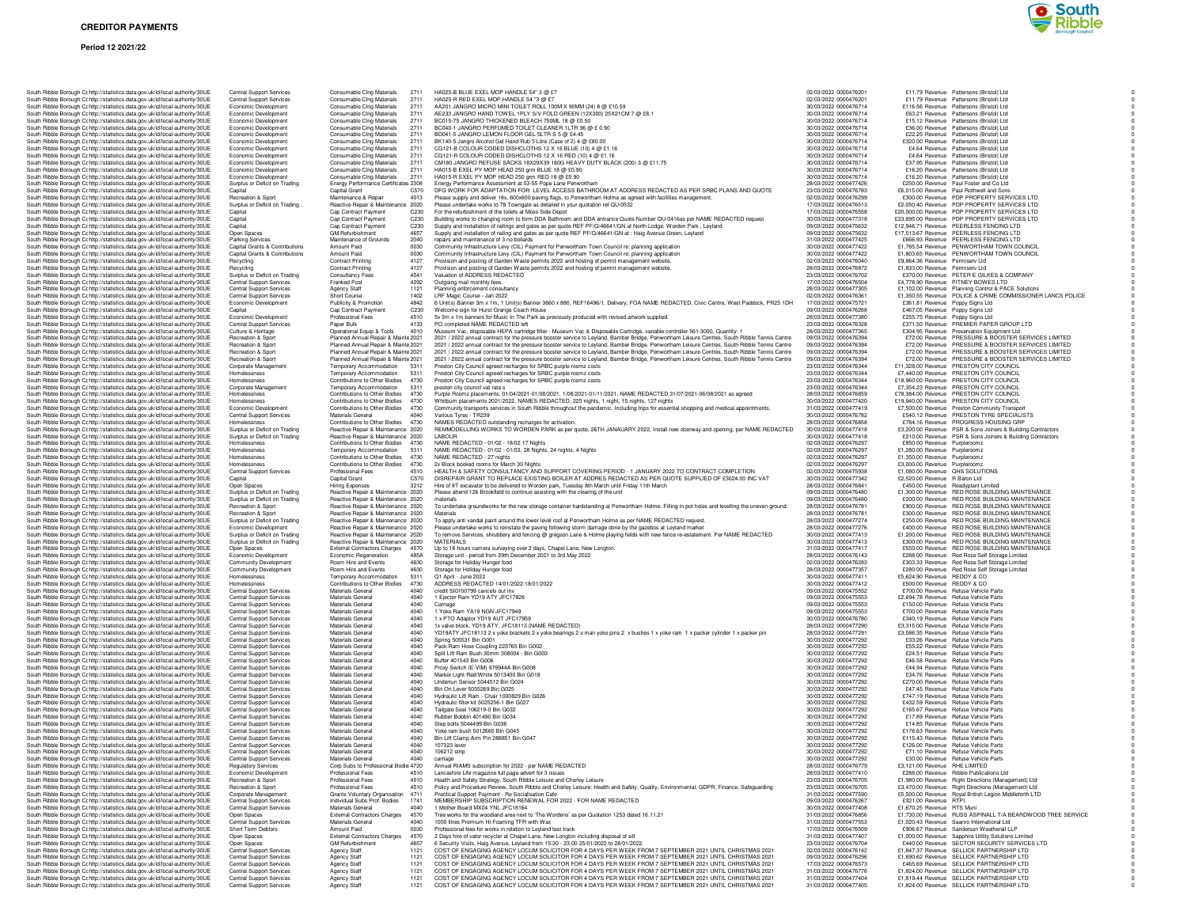# CREDITOR PAYMENTS

**Period 12 2021/22**

| | | | | | | | | | | |
|---|---|---|---|---|---|---|---|---|---|---|
| South Ribble Borough Cc http://statistics.data.gov.uk/id/local-authority/30UE | Central Support Services | Consumable Clng Materials | 2711 | HA025-B BLUE EXEL MOP HANDLE 54" 3 @ £7 | 02/03/2022 | 0000476201 | £11.79 | Revenue | Pattersons (Bristol) Ltd | 0 |
| South Ribble Borough Cc http://statistics.data.gov.uk/id/local-authority/30UE | Central Support Services | Consumable Clng Materials | 2711 | HA025-R RED EXEL MOP HANDLE 54 "3 @ £7 | 02/03/2022 | 0000476201 | £11.79 | Revenue | Pattersons (Bristol) Ltd | 0 |
| South Ribble Borough Cc http://statistics.data.gov.uk/id/local-authority/30UE | Economic Development | Consumable Clng Materials | 2711 | AA201 JANGRO MICRO MINI TOILET ROLL 100M X 90MM (24) 8 @ £10.59 | 30/03/2022 | 0000476714 | £116.56 | Revenue | Pattersons (Bristol) Ltd | 0 |
| South Ribble Borough Cc http://statistics.data.gov.uk/id/local-authority/30UE | Economic Development | Consumable Clng Materials | 2711 | AE233 JANGRO HAND TOWEL 1PLY S/V FOLD GREEN (12X300) 25X21CM 7 @ £8.1 | 30/03/2022 | 0000476714 | £63.21 | Revenue | Pattersons (Bristol) Ltd | 0 |
| South Ribble Borough Cc http://statistics.data.gov.uk/id/local-authority/30UE | Economic Development | Consumable Clng Materials | 2711 | BC015-75 JANGRO THICKENED BLEACH 750ML 18 @ £0.50 | 30/03/2022 | 0000476714 | £15.12 | Revenue | Pattersons (Bristol) Ltd | 0 |
| South Ribble Borough Cc http://statistics.data.gov.uk/id/local-authority/30UE | Economic Development | Consumable Clng Materials | 2711 | BC040-1 JANGRO PERFUMED TOILET CLEANER 1LTR 36 @ £ 0.90 | 30/03/2022 | 0000476714 | £36.00 | Revenue | Pattersons (Bristol) Ltd | 0 |
| South Ribble Borough Cc http://statistics.data.gov.uk/id/local-authority/30UE | Economic Development | Consumable Clng Materials | 2711 | BD041-5 JANGRO LEMON FLOOR GEL 5LTR S 5 @ £4.45 | 30/03/2022 | 0000476714 | £22.25 | Revenue | Pattersons (Bristol) Ltd | 0 |
| South Ribble Borough Cc http://statistics.data.gov.uk/id/local-authority/30UE | Economic Development | Consumable Clng Materials | 2711 | BK140-5 Jangro Alcohol Gel Hand Rub 5 Litre (Case of 2) 4 @ £80.00 | 30/03/2022 | 0000476714 | £320.00 | Revenue | Pattersons (Bristol) Ltd | 0 |
| South Ribble Borough Cc http://statistics.data.gov.uk/id/local-authority/30UE | Economic Development | Consumable Clng Materials | 2711 | CG121-B COLOUR CODED DISHCLOTHS 12 X 16 BLUE (10) 4 @ £1.16 | 30/03/2022 | 0000476714 | £4.64 | Revenue | Pattersons (Bristol) Ltd | 0 |
| South Ribble Borough Cc http://statistics.data.gov.uk/id/local-authority/30UE | Economic Development | Consumable Clng Materials | 2711 | CG121-R COLOUR CODED DISHCLOTHS 12 X 16 RED (10) 4 @ £1.16 | 30/03/2022 | 0000476714 | £4.64 | Revenue | Pattersons (Bristol) Ltd | 0 |
| South Ribble Borough Cc http://statistics.data.gov.uk/id/local-authority/30UE | Economic Development | Consumable Clng Materials | 2711 | CM180 JANGRO REFUSE SACKS 18X29X39 180G HEAVY DUTY BLACK (200) 3 @ £11.75 | 30/03/2022 | 0000476714 | £37.95 | Revenue | Pattersons (Bristol) Ltd | 0 |
| South Ribble Borough Cc http://statistics.data.gov.uk/id/local-authority/30UE | Economic Development | Consumable Clng Materials | 2711 | HA015-B EXEL PY MOP HEAD 250 grm BLUE 18 @ £0.90 | 30/03/2022 | 0000476714 | £16.20 | Revenue | Pattersons (Bristol) Ltd | 0 |
| South Ribble Borough Cc http://statistics.data.gov.uk/id/local-authority/30UE | Economic Development | Consumable Clng Materials | 2711 | HA015-R EXEL PY MOP HEAD 250 grm RED 18 @ £0.90 | 30/03/2022 | 0000476714 | £16.20 | Revenue | Pattersons (Bristol) Ltd | 0 |
| South Ribble Borough Cc http://statistics.data.gov.uk/id/local-authority/30UE | Surplus or Deficit on Trading | Energy Performance Certificates | 2308 | Energy Performance Assessment at 53-55 Pope Lane Penwortham | 28/03/2022 | 0000477426 | £250.00 | Revenue | Paul Foster and Co Ltd | 0 |
| South Ribble Borough Cc http://statistics.data.gov.uk/id/local-authority/30UE | Capital | Capital Grant | C570 | DFG WORK FOR ADAPTATION FOR LEVEL ACCESS BATHROOM AT ADDRESS REDACTED AS PER SRBC PLANS AND QUOTE | 23/03/2022 | 0000476783 | £6,015.00 | Revenue | Paul Rothwell and Sons | 0 |
| South Ribble Borough Cc http://statistics.data.gov.uk/id/local-authority/30UE | Recreation & Sport | Maintenance & Repair | 4013 | Please supply and deliver 18x, 600x600 paving flags, to Penwortham Holme as agreed with facilities management. | 02/03/2022 | 0000476299 | £300.00 | Revenue | PDP PROPERTY SERVICES LTD | 0 |
| South Ribble Borough Cc http://statistics.data.gov.uk/id/local-authority/30UE | Surplus or Deficit on Trading | Reactive Repair & Maintenance | 2020 | Please undertake works to 78 Towngate as detailed in your quotation ref QU-0532 | 17/03/2022 | 0000476513 | £2,050.40 | Revenue | PDP PROPERTY SERVICES LTD | 0 |
| South Ribble Borough Cc http://statistics.data.gov.uk/id/local-authority/30UE | Capital | Cap Contract Payment | C230 | For the refurbishment of the toilets at Moss Side Depot | 17/03/2022 | 0000476558 | £20,000.00 | Revenue | PDP PROPERTY SERVICES LTD | 0 |
| South Ribble Borough Cc http://statistics.data.gov.uk/id/local-authority/30UE | Capital | Cap Contract Payment | C230 | Building works to changing room to form DDA Bathroom and DDA entrance Quote Number QU-0416as per NAME REDACTED request | 30/03/2022 | 0000477318 | £23,895.00 | Revenue | PDP PROPERTY SERVICES LTD | 0 |
| South Ribble Borough Cc http://statistics.data.gov.uk/id/local-authority/30UE | Capital | Cap Contract Payment | C230 | Supply and installation of railings and gates as per quote REF PF/Q/46641/GN at North Lodge, Worden Park , Leyland | 09/03/2022 | 0000475632 | £12,946.71 | Revenue | PEERLESS FENCING LTD | 0 |
| South Ribble Borough Cc http://statistics.data.gov.uk/id/local-authority/30UE | Open Spaces | GM Refurbishment | 4657 | Supply and installation of railing and gates as per quote REF PF/Q/46641/GN at : Haig Avenue Green, Leyland | 09/03/2022 | 0000475632 | £17,513.67 | Revenue | PEERLESS FENCING LTD | 0 |
| South Ribble Borough Cc http://statistics.data.gov.uk/id/local-authority/30UE | Parking Services | Maintenance of Grounds | 2040 | repairs and maintenance of 3 no bollards | 31/03/2022 | 0000477425 | £666.93 | Revenue | PEERLESS FENCING LTD | 0 |
| South Ribble Borough Cc http://statistics.data.gov.uk/id/local-authority/30UE | Capital Grants & Contributions | Amount Paid | 0030 | Community Infrastructure Levy (CIL) Payment for Penwortham Town Council re: planning application | 30/03/2022 | 0000477422 | £1,785.54 | Revenue | PENWORTHAM TOWN COUNCIL | 0 |
| South Ribble Borough Cc http://statistics.data.gov.uk/id/local-authority/30UE | Capital Grants & Contributions | Amount Paid | 0030 | Community Infrastructure Levy (CIL) Payment for Penwortham Town Council re: planning application | 30/03/2022 | 0000477422 | £1,803.65 | Revenue | PENWORTHAM TOWN COUNCIL | 0 |
| South Ribble Borough Cc http://statistics.data.gov.uk/id/local-authority/30UE | Recycling | Contract Printing | 4127 | Provision and posting of Garden Waste permits 2022 and hosting of permit management website. | 02/03/2022 | 0000476040 | £9,864.36 | Revenue | Permiserv Ltd | 0 |
| South Ribble Borough Cc http://statistics.data.gov.uk/id/local-authority/30UE | Recycling | Contract Printing | 4127 | Provision and posting of Garden Waste permits 2022 and hosting of permit management website. | 28/03/2022 | 0000476872 | £1,833.00 | Revenue | Permiserv Ltd | 0 |
| South Ribble Borough Cc http://statistics.data.gov.uk/id/local-authority/30UE | Surplus or Deficit on Trading | Consultancy Fees | 4541 | Valuation of ADDRESS REDACTED | 23/03/2022 | 0000476702 | £370.00 | Revenue | PETER E GILKES & COMPANY | 0 |
| South Ribble Borough Cc http://statistics.data.gov.uk/id/local-authority/30UE | Central Support Services | Franked Post | 4292 | Outgoing mail monthly fees. | 17/03/2022 | 0000476504 | £4,778.90 | Revenue | PITNEY BOWES LTD | 0 |
| South Ribble Borough Cc http://statistics.data.gov.uk/id/local-authority/30UE | Central Support Services | Agency Staff | 1121 | Planning enforcement consultancy | 28/03/2022 | 0000477305 | £1,102.00 | Revenue | Planning Control & PACE Solutions | 0 |
| South Ribble Borough Cc http://statistics.data.gov.uk/id/local-authority/30UE | Central Support Services | Short Course | 1402 | LRF Magic Course - Jan 2022 | 02/03/2022 | 0000476361 | £1,350.55 | Revenue | POLICE & CRIME COMMISSIONER LANCS POLICE | 0 |
| South Ribble Borough Cc http://statistics.data.gov.uk/id/local-authority/30UE | Economic Development | Publicity & Promotion | 4842 | 6 Unit(s) Banner 3m x 1m, 1 Unit(s) Banner 3660 x 880, REF16496/1, Delivery, FOA NAME REDACTED, Civic Centre, West Paddock, PR25 1DH | 17/03/2022 | 0000475721 | £361.61 | Revenue | Poppy Signs Ltd | 0 |
| South Ribble Borough Cc http://statistics.data.gov.uk/id/local-authority/30UE | Capital | Cap Contract Payment | C230 | Welcome sign for Hurst Grange Coach House | 09/03/2022 | 0000476268 | £467.05 | Revenue | Poppy Signs Ltd | 0 |
| South Ribble Borough Cc http://statistics.data.gov.uk/id/local-authority/30UE | Economic Development | Professional Fees | 4510 | 5x 3m x 1m banners for Music In The Park as previously produced with revised artwork supplied. | 28/03/2022 | 0000477380 | £255.75 | Revenue | Poppy Signs Ltd | 0 |
| South Ribble Borough Cc http://statistics.data.gov.uk/id/local-authority/30UE | Central Support Services | Paper Bulk | 4133 | PO completed NAME REDACTED left | 23/03/2022 | 0000476328 | £371.50 | Revenue | PREMIER PAPER GROUP LTD | 0 |
| South Ribble Borough Cc http://statistics.data.gov.uk/id/local-authority/30UE | Culture & Heritage | Operational Equip & Tools | 4010 | Museum Vac, disposable HEPA cartridge filter - Museum Vac & Disposable Cartridge, variable controller 561-3000, Quantity: 1 | 28/03/2022 | 0000477365 | £304.95 | Revenue | Preservation Equipment Ltd | 0 |
| South Ribble Borough Cc http://statistics.data.gov.uk/id/local-authority/30UE | Recreation & Sport | Planned Annual Repair & Mainte | 2021 | 2021 / 2022 annual contract for the pressure booster service to Leyland, Bamber Bridge, Penwortham Leisure Centres, South Ribble Tennis Centre | 09/03/2022 | 0000476394 | £72.00 | Revenue | PRESSURE & BOOSTER SERVICES LIMITED | 0 |
| South Ribble Borough Cc http://statistics.data.gov.uk/id/local-authority/30UE | Recreation & Sport | Planned Annual Repair & Mainte | 2021 | 2021 / 2022 annual contract for the pressure booster service to Leyland, Bamber Bridge, Penwortham Leisure Centres, South Ribble Tennis Centre | 09/03/2022 | 0000476394 | £72.00 | Revenue | PRESSURE & BOOSTER SERVICES LIMITED | 0 |
| South Ribble Borough Cc http://statistics.data.gov.uk/id/local-authority/30UE | Recreation & Sport | Planned Annual Repair & Mainte | 2021 | 2021 / 2022 annual contract for the pressure booster service to Leyland, Bamber Bridge, Penwortham Leisure Centres, South Ribble Tennis Centre | 09/03/2022 | 0000476394 | £72.00 | Revenue | PRESSURE & BOOSTER SERVICES LIMITED | 0 |
| South Ribble Borough Cc http://statistics.data.gov.uk/id/local-authority/30UE | Recreation & Sport | Planned Annual Repair & Mainte | 2021 | 2021 / 2022 annual contract for the pressure booster service to Leyland, Bamber Bridge, Penwortham Leisure Centres, South Ribble Tennis Centre | 09/03/2022 | 0000476394 | £72.00 | Revenue | PRESSURE & BOOSTER SERVICES LIMITED | 0 |
| South Ribble Borough Cc http://statistics.data.gov.uk/id/local-authority/30UE | Corporate Management | Temporary Accommodation | 5311 | Preston City Council agreed recharges for SRBC purple roomz costs | 23/03/2022 | 0000476344 | £11,328.00 | Revenue | PRESTON CITY COUNCIL | 0 |
| South Ribble Borough Cc http://statistics.data.gov.uk/id/local-authority/30UE | Homelessness | Temporary Accommodation | 5311 | Preston City Council agreed recharges for SRBC purple roomz costs | 23/03/2022 | 0000476344 | £7,440.00 | Revenue | PRESTON CITY COUNCIL | 0 |
| South Ribble Borough Cc http://statistics.data.gov.uk/id/local-authority/30UE | Homelessness | Contributions to Other Bodies | 4730 | Preston City Council agreed recharges for SRBC purple roomz costs | 23/03/2022 | 0000476344 | £18,960.00 | Revenue | PRESTON CITY COUNCIL | 0 |
| South Ribble Borough Cc http://statistics.data.gov.uk/id/local-authority/30UE | Corporate Management | Temporary Accommodation | 5311 | preston city council vat rate s | 23/03/2022 | 0000476344 | £7,354.23 | Revenue | PRESTON CITY COUNCIL | 0 |
| South Ribble Borough Cc http://statistics.data.gov.uk/id/local-authority/30UE | Homelessness | Contributions to Other Bodies | 4730 | Purple Roomz placements, 01/04/2021-01/08/2021, 1/08/2021-01/11/2021, NAME REDACTED 31/07/2021-06/08/2021 as agreed | 28/03/2022 | 0000476859 | £78,384.00 | Revenue | PRESTON CITY COUNCIL | 0 |
| South Ribble Borough Cc http://statistics.data.gov.uk/id/local-authority/30UE | Homelessness | Contributions to Other Bodies | 4730 | Whitburn placements 2021/2022, NAMES REDACTED, 225 nights, 1 night, 15 nights, 127 nights | 30/03/2022 | 0000477420 | £19,940.00 | Revenue | PRESTON CITY COUNCIL | 0 |
| South Ribble Borough Cc http://statistics.data.gov.uk/id/local-authority/30UE | Economic Development | Contributions to Other Bodies | 4730 | Community transports services in South Ribble throughout the pandemic. Including trips for essential shopping and medical appointments. | 31/03/2022 | 0000477419 | £7,500.00 | Revenue | Preston Community Transport | 0 |
| South Ribble Borough Cc http://statistics.data.gov.uk/id/local-authority/30UE | Central Support Services | Materials General | 4040 | Various Tyres - TR239 | 30/03/2022 | 0000476782 | £540.12 | Revenue | PRESTON TYRE SPECIALISTS | 0 |
| South Ribble Borough Cc http://statistics.data.gov.uk/id/local-authority/30UE | Homelessness | Contributions to Other Bodies | 4730 | NAMES REDACTED outstanding recharges for activation. | 28/03/2022 | 0000476858 | £784.16 | Revenue | PROGRESS HOUSING GRP | 0 |
| South Ribble Borough Cc http://statistics.data.gov.uk/id/local-authority/30UE | Surplus or Deficit on Trading | Reactive Repair & Maintenance | 2020 | REMMODELLING WORKS TO WORDEN PARK as per quote, 26TH JANAUARY 2022, Install new doorway and opening, per NAME REDACTED | 30/03/2022 | 0000477418 | £3,200.00 | Revenue | PSR & Sons Joiners & Building Contractors | 0 |
| South Ribble Borough Cc http://statistics.data.gov.uk/id/local-authority/30UE | Surplus or Deficit on Trading | Reactive Repair & Maintenance | 2020 | LABOUR | 30/03/2022 | 0000477418 | £210.00 | Revenue | PSR & Sons Joiners & Building Contractors | 0 |
| South Ribble Borough Cc http://statistics.data.gov.uk/id/local-authority/30UE | Homelessness | Contributions to Other Bodies | 4730 | NAME REDACTED - 01/02 - 18/02 17 Nights | 02/03/2022 | 0000476297 | £850.00 | Revenue | Purpleroomz | 0 |
| South Ribble Borough Cc http://statistics.data.gov.uk/id/local-authority/30UE | Homelessness | Temporary Accommodation | 5311 | NAME REDACTED - 01/02 - 01/03, 28 Nights, 24 nights, 4 Nights | 02/03/2022 | 0000476297 | £1,280.00 | Revenue | Purpleroomz | 0 |
| South Ribble Borough Cc http://statistics.data.gov.uk/id/local-authority/30UE | Homelessness | Contributions to Other Bodies | 4730 | NAME REDACTED - 27 nights | 02/03/2022 | 0000476297 | £1,350.00 | Revenue | Purpleroomz | 0 |
| South Ribble Borough Cc http://statistics.data.gov.uk/id/local-authority/30UE | Homelessness | Contributions to Other Bodies | 4730 | 2x Block booked rooms for March 30 Nights | 02/03/2022 | 0000476297 | £3,000.00 | Revenue | Purpleroomz | 0 |
| South Ribble Borough Cc http://statistics.data.gov.uk/id/local-authority/30UE | Central Support Services | Professional Fees | 4510 | HEALTH & SAFETY CONSULTANCY AND SUPPORT COVERING PERIOD - 1 JANUARY 2022 TO CONTRACT COMPLETION | 02/03/2022 | 0000475938 | £1,080.00 | Revenue | QHS SOLUTIONS | 0 |
| South Ribble Borough Cc http://statistics.data.gov.uk/id/local-authority/30UE | Capital | Capital Grant | C570 | DISREPAIR GRANT TO REPLACE EXISTING BOILER AT ADDRES REDACTED AS PER QUOTE SUPPLIED OF £3024.00 INC VAT | 30/03/2022 | 0000477342 | £2,520.00 | Revenue | R Baron Ltd | 0 |
| South Ribble Borough Cc http://statistics.data.gov.uk/id/local-authority/30UE | Open Spaces | Hiring Expenses | 3212 | Hire of 8T excavator to be delivered to Worden park, Tuesday 8th March until Friday 11th March | 28/03/2022 | 0000476841 | £450.00 | Revenue | Readyplant Limited | 0 |
| South Ribble Borough Cc http://statistics.data.gov.uk/id/local-authority/30UE | Surplus or Deficit on Trading | Reactive Repair & Maintenance | 2020 | Please attend 126 Brookfield to continue assisting with the clearing of the unit | 09/03/2022 | 0000476480 | £1,300.00 | Revenue | RED ROSE BUILDING MAINTENANCE | 0 |
| South Ribble Borough Cc http://statistics.data.gov.uk/id/local-authority/30UE | Surplus or Deficit on Trading | Reactive Repair & Maintenance | 2020 | materials | 09/03/2022 | 0000476480 | £200.00 | Revenue | RED ROSE BUILDING MAINTENANCE | 0 |
| South Ribble Borough Cc http://statistics.data.gov.uk/id/local-authority/30UE | Recreation & Sport | Reactive Repair & Maintenance | 2020 | To undertake groundworks for the new storage container hardstanding at Penwortham Holme. Filling in pot holes and levelling the uneven ground. | 28/03/2022 | 0000476781 | £900.00 | Revenue | RED ROSE BUILDING MAINTENANCE | 0 |
| South Ribble Borough Cc http://statistics.data.gov.uk/id/local-authority/30UE | Recreation & Sport | Reactive Repair & Maintenance | 2020 | Materials | 28/03/2022 | 0000476781 | £300.00 | Revenue | RED ROSE BUILDING MAINTENANCE | 0 |
| South Ribble Borough Cc http://statistics.data.gov.uk/id/local-authority/30UE | Surplus or Deficit on Trading | Reactive Repair & Maintenance | 2020 | To apply anti vandal paint around the lower level roof at Penwortham Holme as per NAME REDACTED request. | 28/03/2022 | 0000477274 | £250.00 | Revenue | RED ROSE BUILDING MAINTENANCE | 0 |
| South Ribble Borough Cc http://statistics.data.gov.uk/id/local-authority/30UE | Economic Development | Reactive Repair & Maintenance | 2020 | Please undertake works to reinstate the paving following storm damage done by the gazebos at Leyland market | 28/03/2022 | 0000477276 | £400.00 | Revenue | RED ROSE BUILDING MAINTENANCE | 0 |
| South Ribble Borough Cc http://statistics.data.gov.uk/id/local-authority/30UE | Surplus or Deficit on Trading | Reactive Repair & Maintenance | 2020 | To remove Services, shrubbery and fencing @ gregson Lane & Holme playing fields with new fence re-estatement. Per NAME REDACTED | 30/03/2022 | 0000477413 | £1,200.00 | Revenue | RED ROSE BUILDING MAINTENANCE | 0 |
| South Ribble Borough Cc http://statistics.data.gov.uk/id/local-authority/30UE | Surplus or Deficit on Trading | Reactive Repair & Maintenance | 2020 | MATERIALS | 30/03/2022 | 0000477413 | £300.00 | Revenue | RED ROSE BUILDING MAINTENANCE | 0 |
| South Ribble Borough Cc http://statistics.data.gov.uk/id/local-authority/30UE | Open Spaces | External Contractors Charges | 4570 | Up to 16 hours camera surveying over 2 days, Chapel Lane, New Longton. | 31/03/2022 | 0000477417 | £550.00 | Revenue | RED ROSE BUILDING MAINTENANCE | 0 |
| South Ribble Borough Cc http://statistics.data.gov.uk/id/local-authority/30UE | Economic Development | Economic Regeneration | 485A | Storage unit - period from 29th December 2021 to 3rd May 2022 | 28/03/2022 | 0000476143 | £288.00 | Revenue | Red Rose Self Storage Limited | 0 |
| South Ribble Borough Cc http://statistics.data.gov.uk/id/local-authority/30UE | Community Development | Room Hire and Events | 4630 | Storage for Holiday Hunger food | 02/03/2022 | 0000476283 | £303.33 | Revenue | Red Rose Self Storage Limited | 0 |
| South Ribble Borough Cc http://statistics.data.gov.uk/id/local-authority/30UE | Community Development | Room Hire and Events | 4630 | Storage for Holiday Hunger food | 28/03/2022 | 0000477357 | £280.00 | Revenue | Red Rose Self Storage Limited | 0 |
| South Ribble Borough Cc http://statistics.data.gov.uk/id/local-authority/30UE | Homelessness | Temporary Accommodation | 5311 | Q1 April - June 2022 | 30/03/2022 | 0000477411 | £5,624.90 | Revenue | REDDY & CO | 0 |
| South Ribble Borough Cc http://statistics.data.gov.uk/id/local-authority/30UE | Homelessness | Contributions to Other Bodies | 4730 | ADDRESS REDACTED 14/01/2022-18/01/2022 | 30/03/2022 | 0000477412 | £500.00 | Revenue | REDDY & CO | 0 |
| South Ribble Borough Cc http://statistics.data.gov.uk/id/local-authority/30UE | Central Support Services | Materials General | 4040 | credit SI0100799 cancels out inv | 09/03/2022 | 0000475552 | £700.00 | Revenue | Refuse Vehicle Parts | 0 |
| South Ribble Borough Cc http://statistics.data.gov.uk/id/local-authority/30UE | Central Support Services | Materials General | 4040 | 1 Ejector Ram YD19 ATY JFC17826 | 09/03/2022 | 0000475553 | £2,694.78 | Revenue | Refuse Vehicle Parts | 0 |
| South Ribble Borough Cc http://statistics.data.gov.uk/id/local-authority/30UE | Central Support Services | Materials General | 4040 | Carriage | 09/03/2022 | 0000475553 | £150.00 | Revenue | Refuse Vehicle Parts | 0 |
| South Ribble Borough Cc http://statistics.data.gov.uk/id/local-authority/30UE | Central Support Services | Materials General | 4040 | 1 Yoke Ram YA19 NGN JFC17949 | 09/03/2022 | 0000475553 | £700.00 | Revenue | Refuse Vehicle Parts | 0 |
| South Ribble Borough Cc http://statistics.data.gov.uk/id/local-authority/30UE | Central Support Services | Materials General | 4040 | 1 x PTO Adaptor YD19 AUT JFC17959 | 30/03/2022 | 0000476780 | £340.19 | Revenue | Refuse Vehicle Parts | 0 |
| South Ribble Borough Cc http://statistics.data.gov.uk/id/local-authority/30UE | Central Support Services | Materials General | 4040 | 1x valve block, YD19 ATY, JFC18113 (NAME REDACTED) | 28/03/2022 | 0000477290 | £3,315.00 | Revenue | Refuse Vehicle Parts | 0 |
| South Ribble Borough Cc http://statistics.data.gov.uk/id/local-authority/30UE | Central Support Services | Materials General | 4040 | YD19ATY JFC18113 2 x yoke brackets 2 x yoke bearings 2 x man yoke pins 2 x bushes 1 x yoke ram 1 x packer cylinder 1 x packer pin | 28/03/2022 | 0000477291 | £3,586.35 | Revenue | Refuse Vehicle Parts | 0 |
| South Ribble Borough Cc http://statistics.data.gov.uk/id/local-authority/30UE | Central Support Services | Materials General | 4040 | Spring 505531 Bin G001 | 30/03/2022 | 0000477292 | £33.26 | Revenue | Refuse Vehicle Parts | 0 |
| South Ribble Borough Cc http://statistics.data.gov.uk/id/local-authority/30UE | Central Support Services | Materials General | 4040 | Pack Ram Hose Coupling 223765 Bin G002 | 30/03/2022 | 0000477292 | £55.22 | Revenue | Refuse Vehicle Parts | 0 |
| South Ribble Borough Cc http://statistics.data.gov.uk/id/local-authority/30UE | Central Support Services | Materials General | 4040 | Split Lift Ram Bush 30mm 308004 - Bin G003 | 30/03/2022 | 0000477292 | £24.51 | Revenue | Refuse Vehicle Parts | 0 |
| South Ribble Borough Cc http://statistics.data.gov.uk/id/local-authority/30UE | Central Support Services | Materials General | 4040 | Buffer 401543 Bin G006 | 30/03/2022 | 0000477292 | £46.58 | Revenue | Refuse Vehicle Parts | 0 |
| South Ribble Borough Cc http://statistics.data.gov.uk/id/local-authority/30UE | Central Support Services | Materials General | 4040 | Proxy Switch (E-VIM) 979944A Bin G008 | 30/03/2022 | 0000477292 | £44.94 | Revenue | Refuse Vehicle Parts | 0 |
| South Ribble Borough Cc http://statistics.data.gov.uk/id/local-authority/30UE | Central Support Services | Materials General | 4040 | Marker Light Red/White 5013400 Bin G018 | 30/03/2022 | 0000477292 | £34.76 | Revenue | Refuse Vehicle Parts | 0 |
| South Ribble Borough Cc http://statistics.data.gov.uk/id/local-authority/30UE | Central Support Services | Materials General | 4040 | Underrun Sensor 5044512 Bin G024 | 30/03/2022 | 0000477292 | £270.00 | Revenue | Refuse Vehicle Parts | 0 |
| South Ribble Borough Cc http://statistics.data.gov.uk/id/local-authority/30UE | Central Support Services | Materials General | 4040 | Bin On Lever 5055269 Bin G025 | 30/03/2022 | 0000477292 | £47.45 | Revenue | Refuse Vehicle Parts | 0 |
| South Ribble Borough Cc http://statistics.data.gov.uk/id/local-authority/30UE | Central Support Services | Materials General | 4040 | Hydraulic Lift Ram - Chair 1000829 Bin G026 | 30/03/2022 | 0000477292 | £747.19 | Revenue | Refuse Vehicle Parts | 0 |
| South Ribble Borough Cc http://statistics.data.gov.uk/id/local-authority/30UE | Central Support Services | Materials General | 4040 | Hydraulic filter kit 5025256-1 Bin G027 | 30/03/2022 | 0000477292 | £432.59 | Revenue | Refuse Vehicle Parts | 0 |
| South Ribble Borough Cc http://statistics.data.gov.uk/id/local-authority/30UE | Central Support Services | Materials General | 4040 | Tailgate Seal 106219-0 Bin G032 | 30/03/2022 | 0000477292 | £165.67 | Revenue | Refuse Vehicle Parts | 0 |
| South Ribble Borough Cc http://statistics.data.gov.uk/id/local-authority/30UE | Central Support Services | Materials General | 4040 | Rubber Bobbin 401490 Bin G034 | 30/03/2022 | 0000477292 | £17.89 | Revenue | Refuse Vehicle Parts | 0 |
| South Ribble Borough Cc http://statistics.data.gov.uk/id/local-authority/30UE | Central Support Services | Materials General | 4040 | Step bolts 5044499 Bin G036 | 30/03/2022 | 0000477292 | £14.85 | Revenue | Refuse Vehicle Parts | 0 |
| South Ribble Borough Cc http://statistics.data.gov.uk/id/local-authority/30UE | Central Support Services | Materials General | 4040 | Yoke ram bush 5012665 Bin G045 | 30/03/2022 | 0000477292 | £178.63 | Revenue | Refuse Vehicle Parts | 0 |
| South Ribble Borough Cc http://statistics.data.gov.uk/id/local-authority/30UE | Central Support Services | Materials General | 4040 | Bin Lift Clamp Arm Pin 288851 Bin G047 | 30/03/2022 | 0000477292 | £115.43 | Revenue | Refuse Vehicle Parts | 0 |
| South Ribble Borough Cc http://statistics.data.gov.uk/id/local-authority/30UE | Central Support Services | Materials General | 4040 | 107323 lever | 30/03/2022 | 0000477292 | £126.00 | Revenue | Refuse Vehicle Parts | 0 |
| South Ribble Borough Cc http://statistics.data.gov.uk/id/local-authority/30UE | Central Support Services | Materials General | 4040 | 106212 strip | 30/03/2022 | 0000477292 | £71.10 | Revenue | Refuse Vehicle Parts | 0 |
| South Ribble Borough Cc http://statistics.data.gov.uk/id/local-authority/30UE | Central Support Services | Materials General | 4040 | carriage | 30/03/2022 | 0000477292 | £30.00 | Revenue | Refuse Vehicle Parts | 0 |
| South Ribble Borough Cc http://statistics.data.gov.uk/id/local-authority/30UE | Regulatory Services | Corp Subs to Professional Bodie | 4720 | Annual RIAMS subscription for 2022 - per NAME REDACTED | 28/03/2022 | 0000476779 | £3,121.00 | Revenue | RHE LIMITED | 0 |
| South Ribble Borough Cc http://statistics.data.gov.uk/id/local-authority/30UE | Economic Development | Professional Fees | 4510 | Lancashire Life magazine full page advert for 3 issues | 28/03/2022 | 0000477410 | £288.00 | Revenue | Ribble Publications Ltd | 0 |
| South Ribble Borough Cc http://statistics.data.gov.uk/id/local-authority/30UE | Recreation & Sport | Professional Fees | 4510 | Health and Safety Strategy, South Ribble Leisure and Chorley Leisure | 23/03/2022 | 0000476705 | £1,980.00 | Revenue | Right Directions (Management) Ltd | 0 |
| South Ribble Borough Cc http://statistics.data.gov.uk/id/local-authority/30UE | Recreation & Sport | Professional Fees | 4510 | Policy and Procedure Review, South Ribble and Chorley Leisure: Health and Safety, Quality, Environmental, GDPR, Finance, Safeguarding | 23/03/2022 | 0000476705 | £3,470.00 | Revenue | Right Directions (Management) Ltd | 0 |
| South Ribble Borough Cc http://statistics.data.gov.uk/id/local-authority/30UE | Corporate Management | Grants Voluntary Organisation | 4711 | Practical Support Payment - Re Socialisation Cafe | 31/03/2022 | 0000477590 | £5,500.00 | Revenue | Royal British Legion Middleforth LTD | 0 |
| South Ribble Borough Cc http://statistics.data.gov.uk/id/local-authority/30UE | Central Support Services | Individual Subs Prof. Bodies | 1741 | MEMBERSHIP SUBSCRIPTION RENEWAL FOR 2022 - FOR NAME REDACTED | 09/03/2022 | 0000476267 | £321.00 | Revenue | RTPI | 0 |
| South Ribble Borough Cc http://statistics.data.gov.uk/id/local-authority/30UE | Central Support Services | Materials General | 4040 | 1 Mother Board MX04 YNL JFC18164 | 30/03/2022 | 0000477408 | £1,670.25 | Revenue | RTS Muni | 0 |
| South Ribble Borough Cc http://statistics.data.gov.uk/id/local-authority/30UE | Open Spaces | External Contractors Charges | 4570 | Tree works for the woodland area next to 'The Wordens' as per Quotation 1253 dated 16.11.21 | 31/03/2022 | 0000476856 | £1,730.00 | Revenue | RUSS ASPINALL T/A BEARDWOOD TREE SERVICE | 0 |
| South Ribble Borough Cc http://statistics.data.gov.uk/id/local-authority/30UE | Central Support Services | Materials General | 4040 | 1000 litres Premium Hi-Foaming TFR with Wax | 31/03/2022 | 0000477553 | £1,020.43 | Revenue | Saanro International Ltd | 0 |
| South Ribble Borough Cc http://statistics.data.gov.uk/id/local-authority/30UE | Short Term Debtors | Amount Paid | 0030 | Professional fees for works in relation to Leyland test track | 17/03/2022 | 0000476509 | £906.67 | Revenue | Sanderson Weatherall LLP | 0 |
| South Ribble Borough Cc http://statistics.data.gov.uk/id/local-authority/30UE | Open Spaces | External Contractors Charges | 4570 | 2 Days hire of vator recycler at Chapel Lane, New Longton including disposal of silt | 31/03/2022 | 0000477407 | £1,000.00 | Revenue | Sapphire Utility Solutions Limited | 0 |
| South Ribble Borough Cc http://statistics.data.gov.uk/id/local-authority/30UE | Open Spaces | GM Refurbishment | 4657 | 6 Security Visits, Haig Avenue, Leyland from 15.30 - 23.00 25/01/2022 to 28/01/2022. | 23/03/2022 | 0000476704 | £440.00 | Revenue | SECTOR SECURITY SERVICES LTD | 0 |
| South Ribble Borough Cc http://statistics.data.gov.uk/id/local-authority/30UE | Central Support Services | Agency Staff | 1121 | COST OF ENGAGING AGENCY LOCUM SOLICITOR FOR 4 DAYS PER WEEK FROM 7 SEPTEMBER 2021 UNTIL CHRISTMAS 2021 | 02/03/2022 | 0000476142 | £1,847.37 | Revenue | SELLICK PARTNERSHIP LTD | 0 |
| South Ribble Borough Cc http://statistics.data.gov.uk/id/local-authority/30UE | Central Support Services | Agency Staff | 1121 | COST OF ENGAGING AGENCY LOCUM SOLICITOR FOR 4 DAYS PER WEEK FROM 7 SEPTEMBER 2021 UNTIL CHRISTMAS 2021 | 09/03/2022 | 0000476296 | £1,690.62 | Revenue | SELLICK PARTNERSHIP LTD | 0 |
| South Ribble Borough Cc http://statistics.data.gov.uk/id/local-authority/30UE | Central Support Services | Agency Staff | 1121 | COST OF ENGAGING AGENCY LOCUM SOLICITOR FOR 4 DAYS PER WEEK FROM 7 SEPTEMBER 2021 UNTIL CHRISTMAS 2021 | 17/03/2022 | 0000476573 | £465.69 | Revenue | SELLICK PARTNERSHIP LTD | 0 |
| South Ribble Borough Cc http://statistics.data.gov.uk/id/local-authority/30UE | Central Support Services | Agency Staff | 1121 | COST OF ENGAGING AGENCY LOCUM SOLICITOR FOR 4 DAYS PER WEEK FROM 7 SEPTEMBER 2021 UNTIL CHRISTMAS 2021 | 23/03/2022 | 0000476776 | £1,824.00 | Revenue | SELLICK PARTNERSHIP LTD | 0 |
| South Ribble Borough Cc http://statistics.data.gov.uk/id/local-authority/30UE | Central Support Services | Agency Staff | 1121 | COST OF ENGAGING AGENCY LOCUM SOLICITOR FOR 4 DAYS PER WEEK FROM 7 SEPTEMBER 2021 UNTIL CHRISTMAS 2021 | 31/03/2022 | 0000477404 | £1,819.44 | Revenue | SELLICK PARTNERSHIP LTD | 0 |
| South Ribble Borough Cc http://statistics.data.gov.uk/id/local-authority/30UE | Central Support Services | Agency Staff | 1121 | COST OF ENGAGING AGENCY LOCUM SOLICITOR FOR 4 DAYS PER WEEK FROM 7 SEPTEMBER 2021 UNTIL CHRISTMAS 2021 | 31/03/2022 | 0000477405 | £1,824.00 | Revenue | SELLICK PARTNERSHIP LTD | 0 |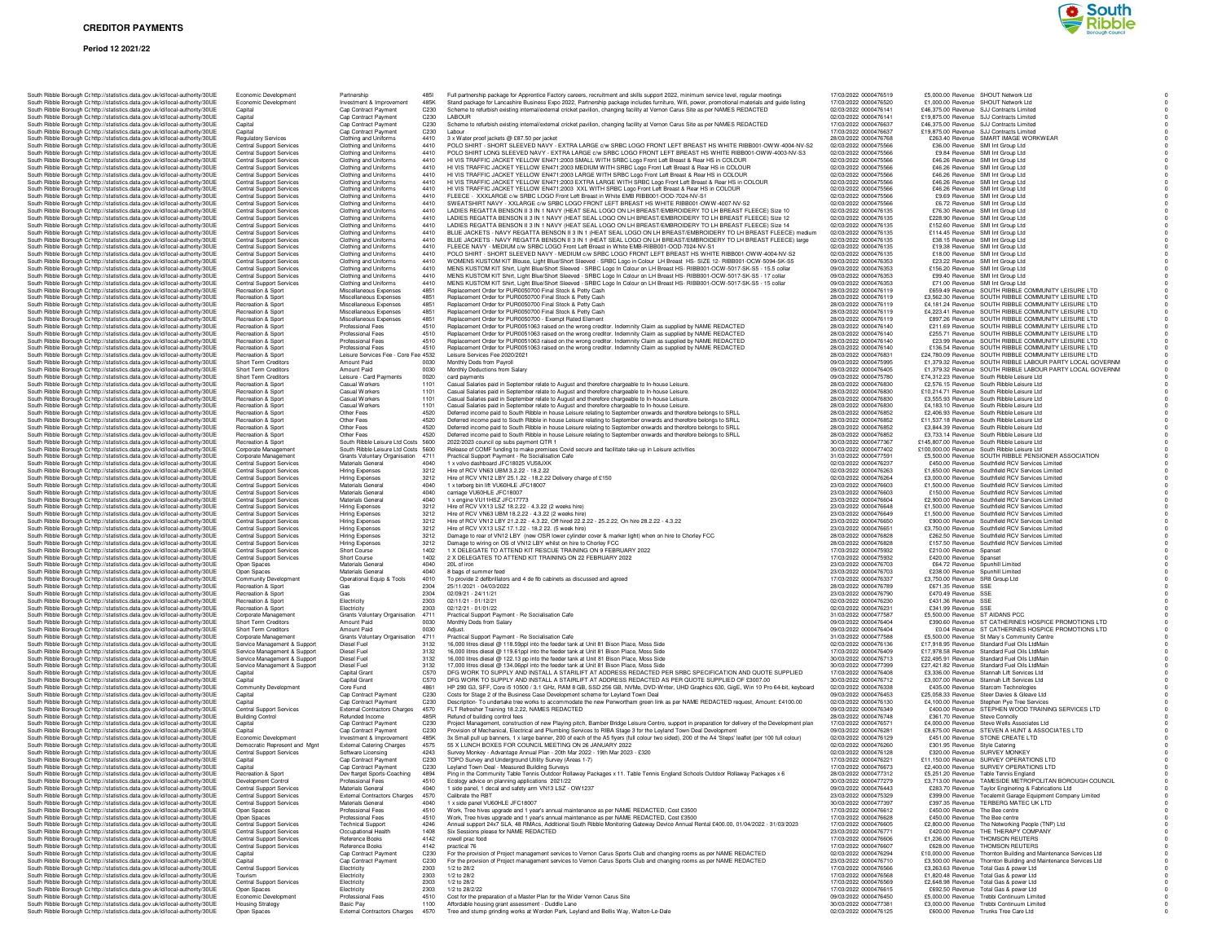# CREDITOR PAYMENTS

**Period 12 2021/22**

| Body | Body URL | Service | Expense Type | Code | Description | Date | Transaction No | Amount | Type | Supplier | |
|---|---|---|---|---|---|---|---|---|---|---|---|
| South Ribble Borough C | http://statistics.data.gov.uk/id/local-authority/30UE | Economic Development | Partnership | 485I | Full partnership package for Apprentice Factory careers, recruitment and skills support 2022, minimum service level, regular meetings | 17/03/2022 | 0000476519 | £5,000.00 | Revenue | SHOUT Network Ltd | 0 |
| South Ribble Borough C | http://statistics.data.gov.uk/id/local-authority/30UE | Economic Development | Investment & Improvement | 485K | Stand package for Lancashire Business Expo 2022, Partnership package includes furniture, Wifi, power, promotional materials and guide listing | 17/03/2022 | 0000476520 | £1,000.00 | Revenue | SHOUT Network Ltd | 0 |
| South Ribble Borough C | http://statistics.data.gov.uk/id/local-authority/30UE | Capital | Cap Contract Payment | C230 | Scheme to refurbish existing internal/external cricket pavilion, changing facility at Vernon Carus Site as per NAMES REDACTED | 02/03/2022 | 0000476141 | £46,375.00 | Revenue | SJJ Contracts Limited | 0 |
| South Ribble Borough C | http://statistics.data.gov.uk/id/local-authority/30UE | Capital | Cap Contract Payment | C230 | LABOUR | 02/03/2022 | 0000476141 | £19,875.00 | Revenue | SJJ Contracts Limited | 0 |
| South Ribble Borough C | http://statistics.data.gov.uk/id/local-authority/30UE | Capital | Cap Contract Payment | C230 | Scheme to refurbish existing internal/external cricket pavilion, changing facility at Vernon Carus Site as per NAMES REDACTED | 17/03/2022 | 0000476637 | £46,375.00 | Revenue | SJJ Contracts Limited | 0 |
| South Ribble Borough C | http://statistics.data.gov.uk/id/local-authority/30UE | Capital | Cap Contract Payment | C230 | Labour | 17/03/2022 | 0000476637 | £19,875.00 | Revenue | SJJ Contracts Limited | 0 |
| South Ribble Borough C | http://statistics.data.gov.uk/id/local-authority/30UE | Regulatory Services | Clothing and Uniforms | 4410 | 3 x Water proof jackets @ £87.50 per jacket | 28/03/2022 | 0000476768 | £263.40 | Revenue | SMART IMAGE WORKWEAR | 0 |
| South Ribble Borough C | http://statistics.data.gov.uk/id/local-authority/30UE | Central Support Services | Clothing and Uniforms | 4410 | POLO SHIRT - SHORT SLEEVED NAVY - EXTRA LARGE c/w SRBC LOGO FRONT LEFT BREAST HS WHITE RIBB001-OWW-4004-NV-S2 | 02/03/2022 | 0000475566 | £36.00 | Revenue | SMI Int Group Ltd | 0 |
| South Ribble Borough C | http://statistics.data.gov.uk/id/local-authority/30UE | Central Support Services | Clothing and Uniforms | 4410 | POLO SHIRT LONG SLEEVED NAVY - EXTRA LARGE c/w SRBC LOGO FRONT LEFT BREAST HS WHITE RIBB001-OWW-4003-NV-S3 | 02/03/2022 | 0000475566 | £9.84 | Revenue | SMI Int Group Ltd | 0 |
| South Ribble Borough C | http://statistics.data.gov.uk/id/local-authority/30UE | Central Support Services | Clothing and Uniforms | 4410 | HI VIS TRAFFIC JACKET YELLOW EN471:2003 SMALL WITH SRBC Logo Front Left Breast & Rear HS in COLOUR | 02/03/2022 | 0000475566 | £46.26 | Revenue | SMI Int Group Ltd | 0 |
| South Ribble Borough C | http://statistics.data.gov.uk/id/local-authority/30UE | Central Support Services | Clothing and Uniforms | 4410 | HI VIS TRAFFIC JACKET YELLOW EN471:2003 MEDIUM WITH SRBC Logo Front Left Breast & Rear HS in COLOUR | 02/03/2022 | 0000475566 | £46.26 | Revenue | SMI Int Group Ltd | 0 |
| South Ribble Borough C | http://statistics.data.gov.uk/id/local-authority/30UE | Central Support Services | Clothing and Uniforms | 4410 | HI VIS TRAFFIC JACKET YELLOW EN471:2003 LARGE WITH SRBC Logo Front Left Breast & Rear HS in COLOUR | 02/03/2022 | 0000475566 | £46.26 | Revenue | SMI Int Group Ltd | 0 |
| South Ribble Borough C | http://statistics.data.gov.uk/id/local-authority/30UE | Central Support Services | Clothing and Uniforms | 4410 | HI VIS TRAFFIC JACKET YELLOW EN471:2003 EXTRA LARGE WITH SRBC Logo Front Left Breast & Rear HS in COLOUR | 02/03/2022 | 0000475566 | £46.26 | Revenue | SMI Int Group Ltd | 0 |
| South Ribble Borough C | http://statistics.data.gov.uk/id/local-authority/30UE | Central Support Services | Clothing and Uniforms | 4410 | HI VIS TRAFFIC JACKET YELLOW EN471:2003 XXL WITH SRBC Logo Front Left Breast & Rear HS in COLOUR | 02/03/2022 | 0000475566 | £46.26 | Revenue | SMI Int Group Ltd | 0 |
| South Ribble Borough C | http://statistics.data.gov.uk/id/local-authority/30UE | Central Support Services | Clothing and Uniforms | 4410 | FLEECE - XXXLARGE c/w SRBC LOGO Front Left Breast in White EMB RIBB001-OOD-7024-NV-S1 | 02/03/2022 | 0000475566 | £9.69 | Revenue | SMI Int Group Ltd | 0 |
| South Ribble Borough C | http://statistics.data.gov.uk/id/local-authority/30UE | Central Support Services | Clothing and Uniforms | 4410 | SWEATSHIRT NAVY - XXLARGE c/w SRBC LOGO FRONT LEFT BREAST HS WHITE RIBB001-OWW-4007-NV-S2 | 02/03/2022 | 0000475566 | £5.72 | Revenue | SMI Int Group Ltd | 0 |
| South Ribble Borough C | http://statistics.data.gov.uk/id/local-authority/30UE | Central Support Services | Clothing and Uniforms | 4410 | LADIES REGATTA BENSON II 3 IN 1 NAVY (HEAT SEAL LOGO ON LH BREAST/EMBROIDERY TO LH BREAST FLEECE) Size 10 | 02/03/2022 | 0000476135 | £76.30 | Revenue | SMI Int Group Ltd | 0 |
| South Ribble Borough C | http://statistics.data.gov.uk/id/local-authority/30UE | Central Support Services | Clothing and Uniforms | 4410 | LADIES REGATTA BENSON II 3 IN 1 NAVY (HEAT SEAL LOGO ON LH BREAST/EMBROIDERY TO LH BREAST FLEECE) Size 12 | 02/03/2022 | 0000476135 | £228.90 | Revenue | SMI Int Group Ltd | 0 |
| South Ribble Borough C | http://statistics.data.gov.uk/id/local-authority/30UE | Central Support Services | Clothing and Uniforms | 4410 | LADIES REGATTA BENSON II 3 IN 1 NAVY (HEAT SEAL LOGO ON LH BREAST/EMBROIDERY TO LH BREAST FLEECE) Size 14 | 02/03/2022 | 0000476135 | £152.60 | Revenue | SMI Int Group Ltd | 0 |
| South Ribble Borough C | http://statistics.data.gov.uk/id/local-authority/30UE | Central Support Services | Clothing and Uniforms | 4410 | BLUE JACKETS - NAVY REGATTA BENSON II 3 IN 1 (HEAT SEAL LOGO ON LH BREAST/EMBROIDERY TO LH BREAST FLEECE) medium | 02/03/2022 | 0000476135 | £114.45 | Revenue | SMI Int Group Ltd | 0 |
| South Ribble Borough C | http://statistics.data.gov.uk/id/local-authority/30UE | Central Support Services | Clothing and Uniforms | 4410 | BLUE JACKETS - NAVY REGATTA BENSON II 3 IN 1 (HEAT SEAL LOGO ON LH BREAST/EMBROIDERY TO LH BREAST FLEECE) large | 02/03/2022 | 0000476135 | £38.15 | Revenue | SMI Int Group Ltd | 0 |
| South Ribble Borough C | http://statistics.data.gov.uk/id/local-authority/30UE | Central Support Services | Clothing and Uniforms | 4410 | FLEECE NAVY - MEDIUM c/w SRBC LOGO Front Left Breast in White EMB-RIBB001-OOD-7024-NV-S1 | 02/03/2022 | 0000476135 | £19.38 | Revenue | SMI Int Group Ltd | 0 |
| South Ribble Borough C | http://statistics.data.gov.uk/id/local-authority/30UE | Central Support Services | Clothing and Uniforms | 4410 | POLO SHIRT - SHORT SLEEVED NAVY - MEDIUM c/w SRBC LOGO FRONT LEFT BREAST HS WHITE RIBB001-OWW-4004-NV-S2 | 02/03/2022 | 0000476135 | £18.00 | Revenue | SMI Int Group Ltd | 0 |
| South Ribble Borough C | http://statistics.data.gov.uk/id/local-authority/30UE | Central Support Services | Clothing and Uniforms | 4410 | WOMENS KUSTOM KIT Blouse, Light Blue/Short Sleeved - SRBC Logo in Colour LH Breast HS- SIZE 12- RIBB001-OCW-5094-SK-S5 | 09/03/2022 | 0000476353 | £23.22 | Revenue | SMI Int Group Ltd | 0 |
| South Ribble Borough C | http://statistics.data.gov.uk/id/local-authority/30UE | Central Support Services | Clothing and Uniforms | 4410 | MENS KUSTOM KIT Shirt, Light Blue/Short Sleeved - SRBC Logo In Colour on LH Breast HS- RIBB001-OCW-5017-SK-S5 - 15.5 collar | 09/03/2022 | 0000476353 | £156.20 | Revenue | SMI Int Group Ltd | 0 |
| South Ribble Borough C | http://statistics.data.gov.uk/id/local-authority/30UE | Central Support Services | Clothing and Uniforms | 4410 | MENS KUSTOM KIT Shirt, Light Blue/Short Sleeved - SRBC Logo In Colour on LH Breast HS- RIBB001-OCW-5017-SK-S5 - 17 collar | 09/03/2022 | 0000476353 | £99.40 | Revenue | SMI Int Group Ltd | 0 |
| South Ribble Borough C | http://statistics.data.gov.uk/id/local-authority/30UE | Central Support Services | Clothing and Uniforms | 4410 | MENS KUSTOM KIT Shirt, Light Blue/Short Sleeved - SRBC Logo In Colour on LH Breast HS- RIBB001-OCW-5017-SK-S5 - 15 collar | 09/03/2022 | 0000476353 | £71.00 | Revenue | SMI Int Group Ltd | 0 |
| South Ribble Borough C | http://statistics.data.gov.uk/id/local-authority/30UE | Recreation & Sport | Miscellaneous Expenses | 4851 | Replacement Order for PUR0050700 Final Stock & Petty Cash | 28/03/2022 | 0000476119 | £659.49 | Revenue | SOUTH RIBBLE COMMUNITY LEISURE LTD | 0 |
| South Ribble Borough C | http://statistics.data.gov.uk/id/local-authority/30UE | Recreation & Sport | Miscellaneous Expenses | 4851 | Replacement Order for PUR0050700 Final Stock & Petty Cash | 28/03/2022 | 0000476119 | £3,562.30 | Revenue | SOUTH RIBBLE COMMUNITY LEISURE LTD | 0 |
| South Ribble Borough C | http://statistics.data.gov.uk/id/local-authority/30UE | Recreation & Sport | Miscellaneous Expenses | 4851 | Replacement Order for PUR0050700 Final Stock & Petty Cash | 28/03/2022 | 0000476119 | £4,181.24 | Revenue | SOUTH RIBBLE COMMUNITY LEISURE LTD | 0 |
| South Ribble Borough C | http://statistics.data.gov.uk/id/local-authority/30UE | Recreation & Sport | Miscellaneous Expenses | 4851 | Replacement Order for PUR0050700 Final Stock & Petty Cash | 28/03/2022 | 0000476119 | £4,223.41 | Revenue | SOUTH RIBBLE COMMUNITY LEISURE LTD | 0 |
| South Ribble Borough C | http://statistics.data.gov.uk/id/local-authority/30UE | Recreation & Sport | Miscellaneous Expenses | 4851 | Replacement Order for PUR0050700 - Exempt Rated Element | 28/03/2022 | 0000476119 | £897.26 | Revenue | SOUTH RIBBLE COMMUNITY LEISURE LTD | 0 |
| South Ribble Borough C | http://statistics.data.gov.uk/id/local-authority/30UE | Recreation & Sport | Professional Fees | 4510 | Replacement Order for PUR0051063 raised on the wrong creditor. Indemnity Claim as supplied by NAME REDACTED | 28/03/2022 | 0000476140 | £211.69 | Revenue | SOUTH RIBBLE COMMUNITY LEISURE LTD | 0 |
| South Ribble Borough C | http://statistics.data.gov.uk/id/local-authority/30UE | Recreation & Sport | Professional Fees | 4510 | Replacement Order for PUR0051063 raised on the wrong creditor. Indemnity Claim as supplied by NAME REDACTED | 28/03/2022 | 0000476140 | £255.71 | Revenue | SOUTH RIBBLE COMMUNITY LEISURE LTD | 0 |
| South Ribble Borough C | http://statistics.data.gov.uk/id/local-authority/30UE | Recreation & Sport | Professional Fees | 4510 | Replacement Order for PUR0051063 raised on the wrong creditor. Indemnity Claim as supplied by NAME REDACTED | 28/03/2022 | 0000476140 | £23.99 | Revenue | SOUTH RIBBLE COMMUNITY LEISURE LTD | 0 |
| South Ribble Borough C | http://statistics.data.gov.uk/id/local-authority/30UE | Recreation & Sport | Professional Fees | 4510 | Replacement Order for PUR0051063 raised on the wrong creditor. Indemnity Claim as supplied by NAME REDACTED | 28/03/2022 | 0000476140 | £136.54 | Revenue | SOUTH RIBBLE COMMUNITY LEISURE LTD | 0 |
| South Ribble Borough C | http://statistics.data.gov.uk/id/local-authority/30UE | Recreation & Sport | Leisure Services Fee - Core Fee | 4532 | Leisure Services Fee 2020/2021 | 28/03/2022 | 0000476831 | £24,780.09 | Revenue | SOUTH RIBBLE COMMUNITY LEISURE LTD | 0 |
| South Ribble Borough C | http://statistics.data.gov.uk/id/local-authority/30UE | Short Term Creditors | Amount Paid | 0030 | Monthly Deds from Payroll | 09/03/2022 | 0000475995 | £1,379.32 | Revenue | SOUTH RIBBLE LABOUR PARTY LOCAL GOVERNM | 0 |
| South Ribble Borough C | http://statistics.data.gov.uk/id/local-authority/30UE | Short Term Creditors | Amount Paid | 0030 | Monthly Deductions from Salary | 09/03/2022 | 0000476405 | £1,379.32 | Revenue | SOUTH RIBBLE LABOUR PARTY LOCAL GOVERNM | 0 |
| South Ribble Borough C | http://statistics.data.gov.uk/id/local-authority/30UE | Short Term Creditors | Leisure - Card Payments | 0020 | card payments | 09/03/2022 | 0000475780 | £74,312.23 | Revenue | South Ribble Leisure Ltd | 0 |
| South Ribble Borough C | http://statistics.data.gov.uk/id/local-authority/30UE | Recreation & Sport | Casual Workers | 1101 | Casual Salaries paid in September relate to August and therefore chargeable to In-house Leisure. | 28/03/2022 | 0000476830 | £2,576.15 | Revenue | South Ribble Leisure Ltd | 0 |
| South Ribble Borough C | http://statistics.data.gov.uk/id/local-authority/30UE | Recreation & Sport | Casual Workers | 1101 | Casual Salaries paid in September relate to August and therefore chargeable to In-house Leisure. | 28/03/2022 | 0000476830 | £10,214.71 | Revenue | South Ribble Leisure Ltd | 0 |
| South Ribble Borough C | http://statistics.data.gov.uk/id/local-authority/30UE | Recreation & Sport | Casual Workers | 1101 | Casual Salaries paid in September relate to August and therefore chargeable to In-house Leisure. | 28/03/2022 | 0000476830 | £3,555.93 | Revenue | South Ribble Leisure Ltd | 0 |
| South Ribble Borough C | http://statistics.data.gov.uk/id/local-authority/30UE | Recreation & Sport | Casual Workers | 1101 | Casual Salaries paid in September relate to August and therefore chargeable to In-house Leisure. | 28/03/2022 | 0000476830 | £4,183.10 | Revenue | South Ribble Leisure Ltd | 0 |
| South Ribble Borough C | http://statistics.data.gov.uk/id/local-authority/30UE | Recreation & Sport | Other Fees | 4520 | Deferred income paid to South Ribble in house Leisure relating to September onwards and therefore belongs to SRLL | 28/03/2022 | 0000476852 | £2,406.93 | Revenue | South Ribble Leisure Ltd | 0 |
| South Ribble Borough C | http://statistics.data.gov.uk/id/local-authority/30UE | Recreation & Sport | Other Fees | 4520 | Deferred income paid to South Ribble in house Leisure relating to September onwards and therefore belongs to SRLL | 28/03/2022 | 0000476852 | £11,537.18 | Revenue | South Ribble Leisure Ltd | 0 |
| South Ribble Borough C | http://statistics.data.gov.uk/id/local-authority/30UE | Recreation & Sport | Other Fees | 4520 | Deferred income paid to South Ribble in house Leisure relating to September onwards and therefore belongs to SRLL | 28/03/2022 | 0000476852 | £3,844.39 | Revenue | South Ribble Leisure Ltd | 0 |
| South Ribble Borough C | http://statistics.data.gov.uk/id/local-authority/30UE | Recreation & Sport | Other Fees | 4520 | Deferred income paid to South Ribble in house Leisure relating to September onwards and therefore belongs to SRLL | 28/03/2022 | 0000476852 | £3,733.14 | Revenue | South Ribble Leisure Ltd | 0 |
| South Ribble Borough C | http://statistics.data.gov.uk/id/local-authority/30UE | Recreation & Sport | South Ribble Leisure Ltd Costs | 5600 | 2022/2023 council op subs payment QTR 1 | 30/03/2022 | 0000477367 | £145,807.00 | Revenue | South Ribble Leisure Ltd | 0 |
| South Ribble Borough C | http://statistics.data.gov.uk/id/local-authority/30UE | Corporate Management | South Ribble Leisure Ltd Costs | 5600 | Release of COMF funding to make premises Covid secure and facilitate take-up in Leisure activities | 30/03/2022 | 0000477402 | £100,000.00 | Revenue | South Ribble Leisure Ltd | 0 |
| South Ribble Borough C | http://statistics.data.gov.uk/id/local-authority/30UE | Corporate Management | Grants Voluntary Organisation | 4711 | Practical Support Payment - Re Socialisation Cafe | 31/03/2022 | 0000477591 | £5,500.00 | Revenue | SOUTH RIBBLE PENSIONER ASSOCIATION | 0 |
| South Ribble Borough C | http://statistics.data.gov.uk/id/local-authority/30UE | Central Support Services | Materials General | 4040 | 1 x volvo dashboard JFC18025 VU58JXK | 02/03/2022 | 0000476237 | £450.00 | Revenue | Southfield RCV Services Limited | 0 |
| South Ribble Borough C | http://statistics.data.gov.uk/id/local-authority/30UE | Central Support Services | Hiring Expenses | 3212 | Hire of RCV VN63 UBM 3.2.22 - 18.2.22 | 02/03/2022 | 0000476263 | £1,650.00 | Revenue | Southfield RCV Services Limited | 0 |
| South Ribble Borough C | http://statistics.data.gov.uk/id/local-authority/30UE | Central Support Services | Hiring Expenses | 3212 | Hire of RCV VN12 LBY 25.1.22 - 18.2.22 Delivery charge of £150 | 02/03/2022 | 0000476264 | £3,000.00 | Revenue | Southfield RCV Services Limited | 0 |
| South Ribble Borough C | http://statistics.data.gov.uk/id/local-authority/30UE | Central Support Services | Materials General | 4040 | 1 x terborg bin lift VU60HLE JFC18007 | 23/03/2022 | 0000476603 | £1,500.00 | Revenue | Southfield RCV Services Limited | 0 |
| South Ribble Borough C | http://statistics.data.gov.uk/id/local-authority/30UE | Central Support Services | Materials General | 4040 | carriage VU60HLE JFC18007 | 23/03/2022 | 0000476603 | £150.00 | Revenue | Southfield RCV Services Limited | 0 |
| South Ribble Borough C | http://statistics.data.gov.uk/id/local-authority/30UE | Central Support Services | Materials General | 4040 | 1 x engine VU11HSZ JFC17773 | 23/03/2022 | 0000476604 | £2,900.00 | Revenue | Southfield RCV Services Limited | 0 |
| South Ribble Borough C | http://statistics.data.gov.uk/id/local-authority/30UE | Central Support Services | Hiring Expenses | 3212 | Hire of RCV VX13 LSZ 18.2.22 - 4.3.22 (2 weeks hire) | 23/03/2022 | 0000476648 | £1,500.00 | Revenue | Southfield RCV Services Limited | 0 |
| South Ribble Borough C | http://statistics.data.gov.uk/id/local-authority/30UE | Central Support Services | Hiring Expenses | 3212 | Hire of RCV VN63 UBM 18.2.22 - 4.3.22 (2 weeks hire) | 23/03/2022 | 0000476649 | £1,500.00 | Revenue | Southfield RCV Services Limited | 0 |
| South Ribble Borough C | http://statistics.data.gov.uk/id/local-authority/30UE | Central Support Services | Hiring Expenses | 3212 | Hire of RCV VN12 LBY 21.2.22 - 4.3.22, Off hired 22.2.22 - 25.2.22, On hire 28.2.22 - 4.3.22 | 23/03/2022 | 0000476650 | £900.00 | Revenue | Southfield RCV Services Limited | 0 |
| South Ribble Borough C | http://statistics.data.gov.uk/id/local-authority/30UE | Central Support Services | Hiring Expenses | 3212 | Hire of RCV VX13 LSZ 17.1.22 - 18.2.22. (5 week hire) | 23/03/2022 | 0000476651 | £3,750.00 | Revenue | Southfield RCV Services Limited | 0 |
| South Ribble Borough C | http://statistics.data.gov.uk/id/local-authority/30UE | Central Support Services | Hiring Expenses | 3212 | Damage to rear of VN12 LBY (new OSR lower cylinder cover & marker light) when on hire to Chorley FCC | 28/03/2022 | 0000476828 | £262.50 | Revenue | Southfield RCV Services Limited | 0 |
| South Ribble Borough C | http://statistics.data.gov.uk/id/local-authority/30UE | Central Support Services | Hiring Expenses | 3212 | Damage to wiring on OS of VN12 LBY whilst on hire to Chorley FCC | 28/03/2022 | 0000476828 | £157.50 | Revenue | Southfield RCV Services Limited | 0 |
| South Ribble Borough C | http://statistics.data.gov.uk/id/local-authority/30UE | Central Support Services | Short Course | 1402 | 1 X DELEGATE TO ATTEND KIT RESCUE TRAINING ON 9 FEBRUARY 2022 | 17/03/2022 | 0000475932 | £210.00 | Revenue | Spanset | 0 |
| South Ribble Borough C | http://statistics.data.gov.uk/id/local-authority/30UE | Central Support Services | Short Course | 1402 | 2 X DELEGATES TO ATTEND KIT TRAINING ON 22 FEBRUARY 2022 | 17/03/2022 | 0000475932 | £420.00 | Revenue | Spanset | 0 |
| South Ribble Borough C | http://statistics.data.gov.uk/id/local-authority/30UE | Open Spaces | Materials General | 4040 | 20L of iron | 23/03/2022 | 0000476703 | £64.72 | Revenue | Spunhill Limited | 0 |
| South Ribble Borough C | http://statistics.data.gov.uk/id/local-authority/30UE | Open Spaces | Materials General | 4040 | 8 bags of summer feed | 23/03/2022 | 0000476703 | £238.00 | Revenue | Spunhill Limited | 0 |
| South Ribble Borough C | http://statistics.data.gov.uk/id/local-authority/30UE | Community Development | Operational Equip & Tools | 4010 | To provide 2 defibrillators and 4 de fib cabinets as discussed and agreed | 17/03/2022 | 0000476337 | £3,750.00 | Revenue | SR8 Group Ltd | 0 |
| South Ribble Borough C | http://statistics.data.gov.uk/id/local-authority/30UE | Recreation & Sport | Gas | 2304 | 25/11/2021 - 04/03/2022 | 28/03/2022 | 0000476789 | £671.35 | Revenue | SSE | 0 |
| South Ribble Borough C | http://statistics.data.gov.uk/id/local-authority/30UE | Recreation & Sport | Gas | 2304 | 02/09/21 - 24/11/21 | 23/03/2022 | 0000476790 | £470.49 | Revenue | SSE | 0 |
| South Ribble Borough C | http://statistics.data.gov.uk/id/local-authority/30UE | Recreation & Sport | Electricity | 2303 | 02/11/21 - 01/12/21 | 02/03/2022 | 0000476230 | £431.36 | Revenue | SSE | 0 |
| South Ribble Borough C | http://statistics.data.gov.uk/id/local-authority/30UE | Recreation & Sport | Electricity | 2303 | 02/12/21 - 01/01/22 | 02/03/2022 | 0000476231 | £341.99 | Revenue | SSE | 0 |
| South Ribble Borough C | http://statistics.data.gov.uk/id/local-authority/30UE | Corporate Management | Grants Voluntary Organisation | 4711 | Practical Support Payment - Re Socialisation Cafe | 31/03/2022 | 0000477587 | £5,500.00 | Revenue | ST AIDANS PCC | 0 |
| South Ribble Borough C | http://statistics.data.gov.uk/id/local-authority/30UE | Short Term Creditors | Amount Paid | 0030 | Monthly Deds from Salary | 09/03/2022 | 0000476404 | £390.60 | Revenue | ST CATHERINES HOSPICE PROMOTIONS LTD | 0 |
| South Ribble Borough C | http://statistics.data.gov.uk/id/local-authority/30UE | Short Term Creditors | Amount Paid | 0030 | Adjust. | 09/03/2022 | 0000476404 | £0.04 | Revenue | ST CATHERINES HOSPICE PROMOTIONS LTD | 0 |
| South Ribble Borough C | http://statistics.data.gov.uk/id/local-authority/30UE | Corporate Management | Grants Voluntary Organisation | 4711 | Practical Support Payment - Re Socialisation Cafe | 31/03/2022 | 0000477588 | £5,500.00 | Revenue | St Mary`s Community Centre | 0 |
| South Ribble Borough C | http://statistics.data.gov.uk/id/local-authority/30UE | Service Management & Support | Diesel Fuel | 3132 | 16,000 litres diesel @ 118.59ppl into the feeder tank at Unit 81 Bison Place, Moss Side | 02/03/2022 | 0000476136 | £17,918.95 | Revenue | Standard Fuel Oils LtdMain | 0 |
| South Ribble Borough C | http://statistics.data.gov.uk/id/local-authority/30UE | Service Management & Support | Diesel Fuel | 3132 | 16,000 litres diesel @ 119.61ppl into the feeder tank at Unit 81 Bison Place, Moss Side | 17/03/2022 | 0000476409 | £17,978.58 | Revenue | Standard Fuel Oils LtdMain | 0 |
| South Ribble Borough C | http://statistics.data.gov.uk/id/local-authority/30UE | Service Management & Support | Diesel Fuel | 3132 | 16,000 litres diesel @ 122.13 pp into the feeder tank at Unit 81 Bison Place, Moss Side | 30/03/2022 | 0000476713 | £22,495.91 | Revenue | Standard Fuel Oils LtdMain | 0 |
| South Ribble Borough C | http://statistics.data.gov.uk/id/local-authority/30UE | Service Management & Support | Diesel Fuel | 3132 | 17,000 litres diesel @ 134.06ppl into the feeder tank at Unit 81 Bison Place, Moss Side | 30/03/2022 | 0000477399 | £27,421.82 | Revenue | Standard Fuel Oils LtdMain | 0 |
| South Ribble Borough C | http://statistics.data.gov.uk/id/local-authority/30UE | Capital | Capital Grant | C570 | DFG WORK TO SUPPLY AND INSTALL A STAIRLIFT AT ADDRESS REDACTED PER SRBC SPECIFICATION AND QUOTE SUPPLIED | 17/03/2022 | 0000476408 | £3,336.00 | Revenue | Stannah Lift Services Ltd | 0 |
| South Ribble Borough C | http://statistics.data.gov.uk/id/local-authority/30UE | Capital | Capital Grant | C570 | DFG WORK TO SUPPLY AND INSTALL A STAIRLIFT AT ADDRESS REDACTED AS PER QUOTE SUPPLIED OF £3007.00 | 30/03/2022 | 0000476712 | £3,007.00 | Revenue | Stannah Lift Services Ltd | 0 |
| South Ribble Borough C | http://statistics.data.gov.uk/id/local-authority/30UE | Community Development | Core Fund | 4861 | HP 290 G3, SFF, Core i5 10500 / 3.1 GHz, RAM 8 GB, SSD 256 GB, NVMe, DVD-Writer, UHD Graphics 630, GigE, Win 10 Pro 64-bit, keyboard | 02/03/2022 | 0000476338 | £435.00 | Revenue | Starcom Technologies | 0 |
| South Ribble Borough C | http://statistics.data.gov.uk/id/local-authority/30UE | Capital | Cap Contract Payment | C230 | Costs for Stage 2 of the Business Case Development scheme for Leyland Town Deal | 09/03/2022 | 0000476453 | £25,058.33 | Revenue | Steer Davies & Gleave Ltd | 0 |
| South Ribble Borough C | http://statistics.data.gov.uk/id/local-authority/30UE | Capital | Cap Contract Payment | C230 | Description- To undertake tree works to accommodate the new Penwortham green link as per NAME REDACTED request, Amount: £4100.00 | 02/03/2022 | 0000476130 | £4,100.00 | Revenue | Stephen Pye Tree Services | 0 |
| South Ribble Borough C | http://statistics.data.gov.uk/id/local-authority/30UE | Central Support Services | External Contractors Charges | 4570 | FLT Refresher Training 18.2.22, NAMES REDACTED | 09/03/2022 | 0000476349 | £400.00 | Revenue | STEPHEN WOOD TRAINING SERVICES LTD | 0 |
| South Ribble Borough C | http://statistics.data.gov.uk/id/local-authority/30UE | Building Control | Refunded Income | 485R | Refund of building control fees | 28/03/2022 | 0000476748 | £361.70 | Revenue | Steve Connolly | 0 |
| South Ribble Borough C | http://statistics.data.gov.uk/id/local-authority/30UE | Capital | Cap Contract Payment | C230 | Project Management, construction of new Playing pitch, Bamber Bridge Leisure Centre, support in preparation for delivery of the Development plan | 17/03/2022 | 0000476571 | £4,000.00 | Revenue | Steve Wells Associates Ltd | 0 |
| South Ribble Borough C | http://statistics.data.gov.uk/id/local-authority/30UE | Capital | Cap Contract Payment | C230 | Provision of Machanical, Electrical and Plumbing Services to RIBA Stage 3 for the Leyland Town Deal Development | 09/03/2022 | 0000476281 | £8,675.00 | Revenue | STEVEN A HUNT & ASSOCIATES LTD | 0 |
| South Ribble Borough C | http://statistics.data.gov.uk/id/local-authority/30UE | Economic Development | Investment & Improvement | 485K | 3x Small pull up banners, 1 x large banner, 200 of each of the A5 flyers (full colour two sided), 200 of the A4 'Steps' leaflet (per 100 full colour) | 02/03/2022 | 0000476129 | £451.00 | Revenue | STONE CREATE LTD | 0 |
| South Ribble Borough C | http://statistics.data.gov.uk/id/local-authority/30UE | Democratic Represent and Mgnt | External Catering Charges | 4575 | 55 X LUNCH BOXES FOR COUNCIL MEETING ON 26 JANUARY 2022 | 02/03/2022 | 0000476260 | £301.95 | Revenue | Style Catering | 0 |
| South Ribble Borough C | http://statistics.data.gov.uk/id/local-authority/30UE | Central Support Services | Software Licensing | 4243 | Survey Monkey - Advantage Annual Plan - 20th Mar 2022 - 19th Mar 2023 - £320 | 02/03/2022 | 0000476128 | £320.00 | Revenue | SURVEY MONKEY | 0 |
| South Ribble Borough C | http://statistics.data.gov.uk/id/local-authority/30UE | Capital | Cap Contract Payment | C230 | TOPO Survey and Underground Utility Survey (Areas 1-7) | 17/03/2022 | 0000476221 | £11,150.00 | Revenue | SURVEY OPERATIONS LTD | 0 |
| South Ribble Borough C | http://statistics.data.gov.uk/id/local-authority/30UE | Capital | Cap Contract Payment | C230 | Leyland Town Deal - Measured Building Surveys | 17/03/2022 | 0000476673 | £2,400.00 | Revenue | SURVEY OPERATIONS LTD | 0 |
| South Ribble Borough C | http://statistics.data.gov.uk/id/local-authority/30UE | Recreation & Sport | Dev Target Sports-Coaching | 4894 | Ping in the Community Table Tennis Outdoor Rollaway Packages x 11. Table Tennis England Schools Outdoor Rollaway Packages x 6 | 28/03/2022 | 0000477312 | £5,251.20 | Revenue | Table Tennis England | 0 |
| South Ribble Borough C | http://statistics.data.gov.uk/id/local-authority/30UE | Development Control | Professional Fees | 4510 | Ecology advice on planning applications 2021/22 | 30/03/2022 | 0000477279 | £3,713.00 | Revenue | TAMESIDE METROPOLITAN BOROUGH COUNCIL | 0 |
| South Ribble Borough C | http://statistics.data.gov.uk/id/local-authority/30UE | Central Support Services | Materials General | 4040 | 1 side panel, 1 decal and safety arm VN13 LSZ - OW1237 | 09/03/2022 | 0000476443 | £283.70 | Revenue | Taylor Engineering & Fabrications Ltd | 0 |
| South Ribble Borough C | http://statistics.data.gov.uk/id/local-authority/30UE | Central Support Services | External Contractors Charges | 4570 | Calibrate the RBT | 23/03/2022 | 0000475329 | £399.00 | Revenue | Tecalemit Garage Equipment Company Limited | 0 |
| South Ribble Borough C | http://statistics.data.gov.uk/id/local-authority/30UE | Central Support Services | Materials General | 4040 | 1 x side panel VU60HLE JFC18007 | 30/03/2022 | 0000477397 | £397.35 | Revenue | TERBERG MATEC UK LTD | 0 |
| South Ribble Borough C | http://statistics.data.gov.uk/id/local-authority/30UE | Open Spaces | Professional Fees | 4510 | Work, Tree hives upgrade and 1 year's annual maintenance as per NAME REDACTED, Cost £3500 | 17/03/2022 | 0000476612 | £450.00 | Revenue | The Bee centre | 0 |
| South Ribble Borough C | http://statistics.data.gov.uk/id/local-authority/30UE | Open Spaces | Professional Fees | 4510 | Work, Tree hives upgrade and 1 year's annual maintenance as per NAME REDACTED, Cost £3500 | 17/03/2022 | 0000476628 | £450.00 | Revenue | The Bee centre | 0 |
| South Ribble Borough C | http://statistics.data.gov.uk/id/local-authority/30UE | Central Support Services | Technical Support | 4246 | Annual support 24x7 SLA, 48 RMAcs, Additional South Ribble Monitoring Gateway Device Annual Rental £400.00, 01/04/2022 - 31/03/2023 | 17/03/2022 | 0000476605 | £2,800.00 | Revenue | The Networking People (TNP) Ltd | 0 |
| South Ribble Borough C | http://statistics.data.gov.uk/id/local-authority/30UE | Central Support Services | Occupational Health | 1408 | Six Sessions please for NAME REDACTED | 23/03/2022 | 0000476771 | £420.00 | Revenue | THE THERAPY COMPANY | 0 |
| South Ribble Borough C | http://statistics.data.gov.uk/id/local-authority/30UE | Central Support Services | Reference Books | 4142 | rowell prac food | 17/03/2022 | 0000476606 | £1,236.00 | Revenue | THOMSON REUTERS | 0 |
| South Ribble Borough C | http://statistics.data.gov.uk/id/local-authority/30UE | Central Support Services | Reference Books | 4142 | practical 76 | 17/03/2022 | 0000476607 | £628.00 | Revenue | THOMSON REUTERS | 0 |
| South Ribble Borough C | http://statistics.data.gov.uk/id/local-authority/30UE | Capital | Cap Contract Payment | C230 | For the provision of Project management services to Vernon Carus Sports Club and changing rooms as per NAME REDACTED | 02/03/2022 | 0000476294 | £10,000.00 | Revenue | Thornton Building and Maintenance Services Ltd | 0 |
| South Ribble Borough C | http://statistics.data.gov.uk/id/local-authority/30UE | Capital | Cap Contract Payment | C230 | For the provision of Project management services to Vernon Carus Sports Club and changing rooms as per NAME REDACTED | 23/03/2022 | 0000476710 | £3,500.00 | Revenue | Thornton Building and Maintenance Services Ltd | 0 |
| South Ribble Borough C | http://statistics.data.gov.uk/id/local-authority/30UE | Central Support Services | Electricity | 2303 | 1/2 to 28/2 | 17/03/2022 | 0000476566 | £3,263.63 | Revenue | Total Gas & power Ltd | 0 |
| South Ribble Borough C | http://statistics.data.gov.uk/id/local-authority/30UE | Tourism | Electricity | 2303 | 1/2 to 28/2 | 17/03/2022 | 0000476568 | £1,820.48 | Revenue | Total Gas & power Ltd | 0 |
| South Ribble Borough C | http://statistics.data.gov.uk/id/local-authority/30UE | Central Support Services | Electricity | 2303 | 1/2 to 28/2 | 17/03/2022 | 0000476569 | £2,648.98 | Revenue | Total Gas & power Ltd | 0 |
| South Ribble Borough C | http://statistics.data.gov.uk/id/local-authority/30UE | Open Spaces | Electricity | 2303 | 1/2 to 28/2/22 | 17/03/2022 | 0000476615 | £692.50 | Revenue | Total Gas & power Ltd | 0 |
| South Ribble Borough C | http://statistics.data.gov.uk/id/local-authority/30UE | Economic Development | Professional Fees | 4510 | Cost for the preparation of a Master Plan for the Wider Vernon Carus Site | 09/03/2022 | 0000476450 | £5,000.00 | Revenue | Trebbi Continuum Limited | 0 |
| South Ribble Borough C | http://statistics.data.gov.uk/id/local-authority/30UE | Housing Strategy | Basic Pay | 1100 | Affordable housing grant assessment - Duddle Lane | 30/03/2022 | 0000477381 | £3,000.00 | Revenue | Trebbi Continuum Limited | 0 |
| South Ribble Borough C | http://statistics.data.gov.uk/id/local-authority/30UE | Open Spaces | External Contractors Charges | 4570 | Tree and stump grinding works at Worden Park, Leyland and Bellis Way, Walton-Le-Dale | 02/03/2022 | 0000476125 | £600.00 | Revenue | Trunks Tree Care Ltd | 0 |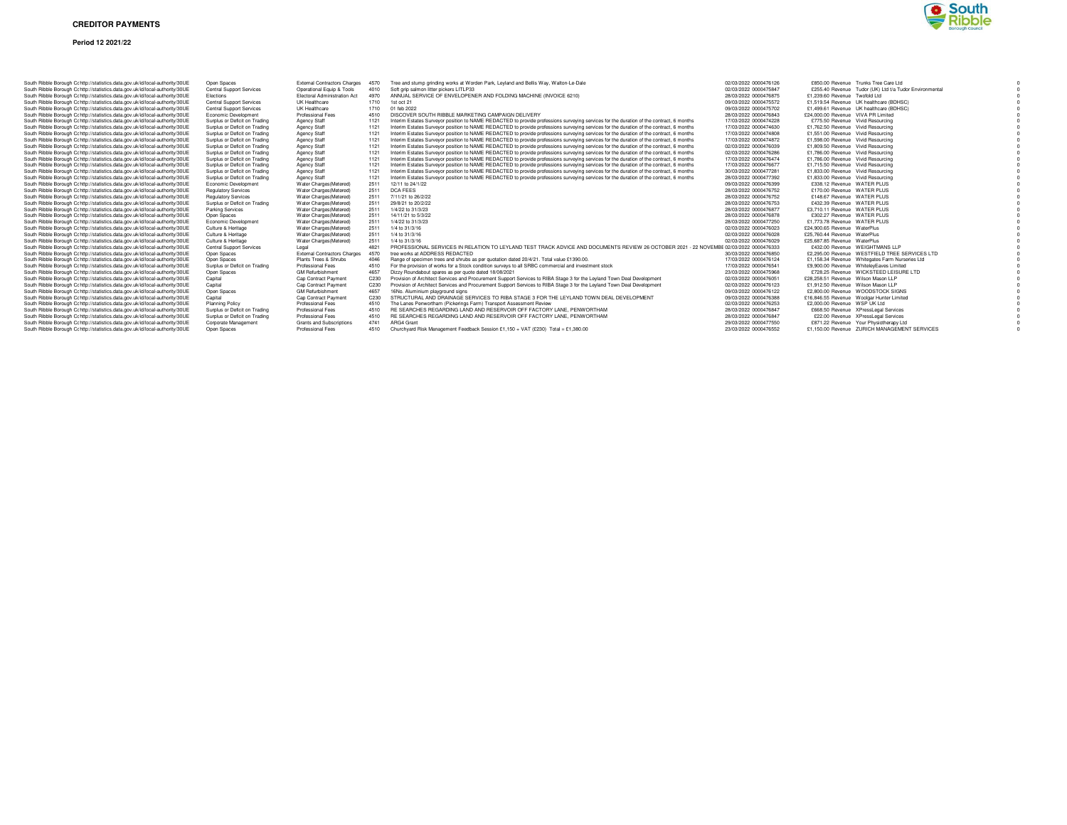**CREDITOR PAYMENTS**

**Period 12 2021/22**

| | | | | | | | | | | |
|---|---|---|---|---|---|---|---|---|---|---|
| South Ribble Borough Co | http://statistics.data.gov.uk/id/local-authority/30UE | Open Spaces | External Contractors Charges | 4570 | Tree and stump grinding works at Worden Park, Leyland and Bellis Way, Walton-Le-Dale | 02/03/2022 | 0000476126 | £850.00 Revenue | Trunks Tree Care Ltd | 0 |
| South Ribble Borough Co | http://statistics.data.gov.uk/id/local-authority/30UE | Central Support Services | Operational Equip & Tools | 4010 | Soft grip salmon litter pickers LITLP33 | 02/03/2022 | 0000475847 | £255.40 Revenue | Tudor (UK) Ltd t/a Tudor Environmental | 0 |
| South Ribble Borough Co | http://statistics.data.gov.uk/id/local-authority/30UE | Elections | Electoral Administration Act | 4970 | ANNUAL SERVICE OF ENVELOPENER AND FOLDING MACHINE (INVOICE 6210) | 28/03/2022 | 0000476875 | £1,239.60 Revenue | Twofold Ltd | 0 |
| South Ribble Borough Co | http://statistics.data.gov.uk/id/local-authority/30UE | Central Support Services | UK Healthcare | 1710 | 1st oct 21 | 09/03/2022 | 0000475572 | £1,519.54 Revenue | UK healthcare (BDHSC) | 0 |
| South Ribble Borough Co | http://statistics.data.gov.uk/id/local-authority/30UE | Central Support Services | UK Healthcare | 1710 | 01 feb 2022 | 09/03/2022 | 0000475702 | £1,499.61 Revenue | UK healthcare (BDHSC) | 0 |
| South Ribble Borough Co | http://statistics.data.gov.uk/id/local-authority/30UE | Economic Development | Professional Fees | 4510 | DISCOVER SOUTH RIBBLE MARKETING CAMPAIGN DELIVERY | 28/03/2022 | 0000476843 | £24,000.00 Revenue | VIVA PR Limited | 0 |
| South Ribble Borough Co | http://statistics.data.gov.uk/id/local-authority/30UE | Surplus or Deficit on Trading | Agency Staff | 1121 | Interim Estates Surveyor position to NAME REDACTED to provide professions surveying services for the duration of the contract, 6 months | 17/03/2022 | 0000474228 | £775.50 Revenue | Vivid Resourcing | 0 |
| South Ribble Borough Co | http://statistics.data.gov.uk/id/local-authority/30UE | Surplus or Deficit on Trading | Agency Staff | 1121 | Interim Estates Surveyor position to NAME REDACTED to provide professions surveying services for the duration of the contract, 6 months | 17/03/2022 | 0000474630 | £1,762.50 Revenue | Vivid Resourcing | 0 |
| South Ribble Borough Co | http://statistics.data.gov.uk/id/local-authority/30UE | Surplus or Deficit on Trading | Agency Staff | 1121 | Interim Estates Surveyor position to NAME REDACTED to provide professions surveying services for the duration of the contract, 6 months | 17/03/2022 | 0000474808 | £1,551.00 Revenue | Vivid Resourcing | 0 |
| South Ribble Borough Co | http://statistics.data.gov.uk/id/local-authority/30UE | Surplus or Deficit on Trading | Agency Staff | 1121 | Interim Estates Surveyor position to NAME REDACTED to provide professions surveying services for the duration of the contract, 6 months | 17/03/2022 | 0000474872 | £1,598.00 Revenue | Vivid Resourcing | 0 |
| South Ribble Borough Co | http://statistics.data.gov.uk/id/local-authority/30UE | Surplus or Deficit on Trading | Agency Staff | 1121 | Interim Estates Surveyor position to NAME REDACTED to provide professions surveying services for the duration of the contract, 6 months | 02/03/2022 | 0000476039 | £1,809.50 Revenue | Vivid Resourcing | 0 |
| South Ribble Borough Co | http://statistics.data.gov.uk/id/local-authority/30UE | Surplus or Deficit on Trading | Agency Staff | 1121 | Interim Estates Surveyor position to NAME REDACTED to provide professions surveying services for the duration of the contract, 6 months | 02/03/2022 | 0000476286 | £1,786.00 Revenue | Vivid Resourcing | 0 |
| South Ribble Borough Co | http://statistics.data.gov.uk/id/local-authority/30UE | Surplus or Deficit on Trading | Agency Staff | 1121 | Interim Estates Surveyor position to NAME REDACTED to provide professions surveying services for the duration of the contract, 6 months | 17/03/2022 | 0000476474 | £1,786.00 Revenue | Vivid Resourcing | 0 |
| South Ribble Borough Co | http://statistics.data.gov.uk/id/local-authority/30UE | Surplus or Deficit on Trading | Agency Staff | 1121 | Interim Estates Surveyor position to NAME REDACTED to provide professions surveying services for the duration of the contract, 6 months | 17/03/2022 | 0000476677 | £1,715.50 Revenue | Vivid Resourcing | 0 |
| South Ribble Borough Co | http://statistics.data.gov.uk/id/local-authority/30UE | Surplus or Deficit on Trading | Agency Staff | 1121 | Interim Estates Surveyor position to NAME REDACTED to provide professions surveying services for the duration of the contract, 6 months | 30/03/2022 | 0000477281 | £1,833.00 Revenue | Vivid Resourcing | 0 |
| South Ribble Borough Co | http://statistics.data.gov.uk/id/local-authority/30UE | Surplus or Deficit on Trading | Agency Staff | 1121 | Interim Estates Surveyor position to NAME REDACTED to provide professions surveying services for the duration of the contract, 6 months | 28/03/2022 | 0000477392 | £1,833.00 Revenue | Vivid Resourcing | 0 |
| South Ribble Borough Co | http://statistics.data.gov.uk/id/local-authority/30UE | Economic Development | Water Charges(Metered) | 2511 | 12/11 to 24/1/22 | 09/03/2022 | 0000476399 | £338.12 Revenue | WATER PLUS | 0 |
| South Ribble Borough Co | http://statistics.data.gov.uk/id/local-authority/30UE | Regulatory Services | Water Charges(Metered) | 2511 | DCA FEES | 28/03/2022 | 0000476752 | £170.00 Revenue | WATER PLUS | 0 |
| South Ribble Borough Co | http://statistics.data.gov.uk/id/local-authority/30UE | Regulatory Services | Water Charges(Metered) | 2511 | 7/11/21 to 26/2/22 | 28/03/2022 | 0000476752 | £148.67 Revenue | WATER PLUS | 0 |
| South Ribble Borough Co | http://statistics.data.gov.uk/id/local-authority/30UE | Surplus or Deficit on Trading | Water Charges(Metered) | 2511 | 29/8/21 to 20/2/22 | 28/03/2022 | 0000476753 | £432.39 Revenue | WATER PLUS | 0 |
| South Ribble Borough Co | http://statistics.data.gov.uk/id/local-authority/30UE | Parking Services | Water Charges(Metered) | 2511 | 1/4/22 to 31/3/23 | 28/03/2022 | 0000476877 | £3,710.11 Revenue | WATER PLUS | 0 |
| South Ribble Borough Co | http://statistics.data.gov.uk/id/local-authority/30UE | Open Spaces | Water Charges(Metered) | 2511 | 14/11/21 to 5/3/22 | 28/03/2022 | 0000476878 | £302.27 Revenue | WATER PLUS | 0 |
| South Ribble Borough Co | http://statistics.data.gov.uk/id/local-authority/30UE | Economic Development | Water Charges(Metered) | 2511 | 1/4/22 to 31/3/23 | 28/03/2022 | 0000477250 | £1,773.78 Revenue | WATER PLUS | 0 |
| South Ribble Borough Co | http://statistics.data.gov.uk/id/local-authority/30UE | Culture & Heritage | Water Charges(Metered) | 2511 | 1/4 to 31/3/16 | 02/03/2022 | 0000476023 | £24,900.65 Revenue | WaterPlus | 0 |
| South Ribble Borough Co | http://statistics.data.gov.uk/id/local-authority/30UE | Culture & Heritage | Water Charges(Metered) | 2511 | 1/4 to 31/3/16 | 02/03/2022 | 0000476028 | £25,760.44 Revenue | WaterPlus | 0 |
| South Ribble Borough Co | http://statistics.data.gov.uk/id/local-authority/30UE | Culture & Heritage | Water Charges(Metered) | 2511 | 1/4 to 31/3/16 | 02/03/2022 | 0000476029 | £25,687.85 Revenue | WaterPlus | 0 |
| South Ribble Borough Co | http://statistics.data.gov.uk/id/local-authority/30UE | Central Support Services | Legal | 4821 | PROFESSIONAL SERVICES IN RELATION TO LEYLAND TEST TRACK ADVICE AND DOCUMENTS REVIEW 26 OCTOBER 2021 - 22 NOVEMBE | 02/03/2022 | 0000476333 | £432.00 Revenue | WEIGHTMANS LLP | 0 |
| South Ribble Borough Co | http://statistics.data.gov.uk/id/local-authority/30UE | Open Spaces | External Contractors Charges | 4570 | tree works at ADDRESS REDACTED | 30/03/2022 | 0000476850 | £2,295.00 Revenue | WESTFIELD TREE SERVICES LTD | 0 |
| South Ribble Borough Co | http://statistics.data.gov.uk/id/local-authority/30UE | Open Spaces | Plants Trees & Shrubs | 4046 | Range of specimen trees and shrubs as per quotation dated 20/4/21. Total value £1390.00. | 17/03/2022 | 0000476124 | £1,158.34 Revenue | Whitegates Farm Nurseries Ltd | 0 |
| South Ribble Borough Co | http://statistics.data.gov.uk/id/local-authority/30UE | Surplus or Deficit on Trading | Professional Fees | 4510 | For the provision of works for a Stock condition surveys to all SRBC commercial and investment stock | 17/03/2022 | 0000476541 | £9,900.00 Revenue | WhiteleyEaves Limited | 0 |
| South Ribble Borough Co | http://statistics.data.gov.uk/id/local-authority/30UE | Open Spaces | GM Refurbishment | 4657 | Dizzy Roundabout spares as per quote dated 18/08/2021 | 23/03/2022 | 0000475968 | £728.25 Revenue | WICKSTEED LEISURE LTD | 0 |
| South Ribble Borough Co | http://statistics.data.gov.uk/id/local-authority/30UE | Capital | Cap Contract Payment | C230 | Provision of Architect Services and Procurement Support Services to RIBA Stage 3 for the Leyland Town Deal Development | 02/03/2022 | 0000476051 | £28,258.51 Revenue | Wilson Mason LLP | 0 |
| South Ribble Borough Co | http://statistics.data.gov.uk/id/local-authority/30UE | Capital | Cap Contract Payment | C230 | Provision of Architect Services and Procurement Support Services to RIBA Stage 3 for the Leyland Town Deal Development | 02/03/2022 | 0000476123 | £1,912.50 Revenue | Wilson Mason LLP | 0 |
| South Ribble Borough Co | http://statistics.data.gov.uk/id/local-authority/30UE | Open Spaces | GM Refurbishment | 4657 | 16No. Aluminium playground signs | 09/03/2022 | 0000476122 | £2,800.00 Revenue | WOODSTOCK SIGNS | 0 |
| South Ribble Borough Co | http://statistics.data.gov.uk/id/local-authority/30UE | Capital | Cap Contract Payment | C230 | STRUCTURAL AND DRAINAGE SERVICES TO RIBA STAGE 3 FOR THE LEYLAND TOWN DEAL DEVELOPMENT | 09/03/2022 | 0000476388 | £16,846.55 Revenue | Woolgar Hunter Limited | 0 |
| South Ribble Borough Co | http://statistics.data.gov.uk/id/local-authority/30UE | Planning Policy | Professional Fees | 4510 | The Lanes Penwortham (Pickerings Farm) Transport Assessment Review | 02/03/2022 | 0000476253 | £2,000.00 Revenue | WSP UK Ltd | 0 |
| South Ribble Borough Co | http://statistics.data.gov.uk/id/local-authority/30UE | Surplus or Deficit on Trading | Professional Fees | 4510 | RE SEARCHES REGARDING LAND AND RESERVOIR OFF FACTORY LANE, PENWORTHAM | 28/03/2022 | 0000476847 | £668.50 Revenue | XPressLegal Services | 0 |
| South Ribble Borough Co | http://statistics.data.gov.uk/id/local-authority/30UE | Surplus or Deficit on Trading | Professional Fees | 4510 | RE SEARCHES REGARDING LAND AND RESERVOIR OFF FACTORY LANE, PENWORTHAM | 28/03/2022 | 0000476847 | £22.00 Revenue | XPressLegal Services | 0 |
| South Ribble Borough Co | http://statistics.data.gov.uk/id/local-authority/30UE | Corporate Management | Grants and Subscriptions | 4741 | ARG4 Grant | 29/03/2022 | 0000477550 | £871.22 Revenue | Your Physiotherapy Ltd | 0 |
| South Ribble Borough Co | http://statistics.data.gov.uk/id/local-authority/30UE | Open Spaces | Professional Fees | 4510 | Churchyard Risk Management Feedback Session £1,150 + VAT (£230) Total = £1,380.00 | 23/03/2022 | 0000476552 | £1,150.00 Revenue | ZURICH MANAGEMENT SERVICES | 0 |